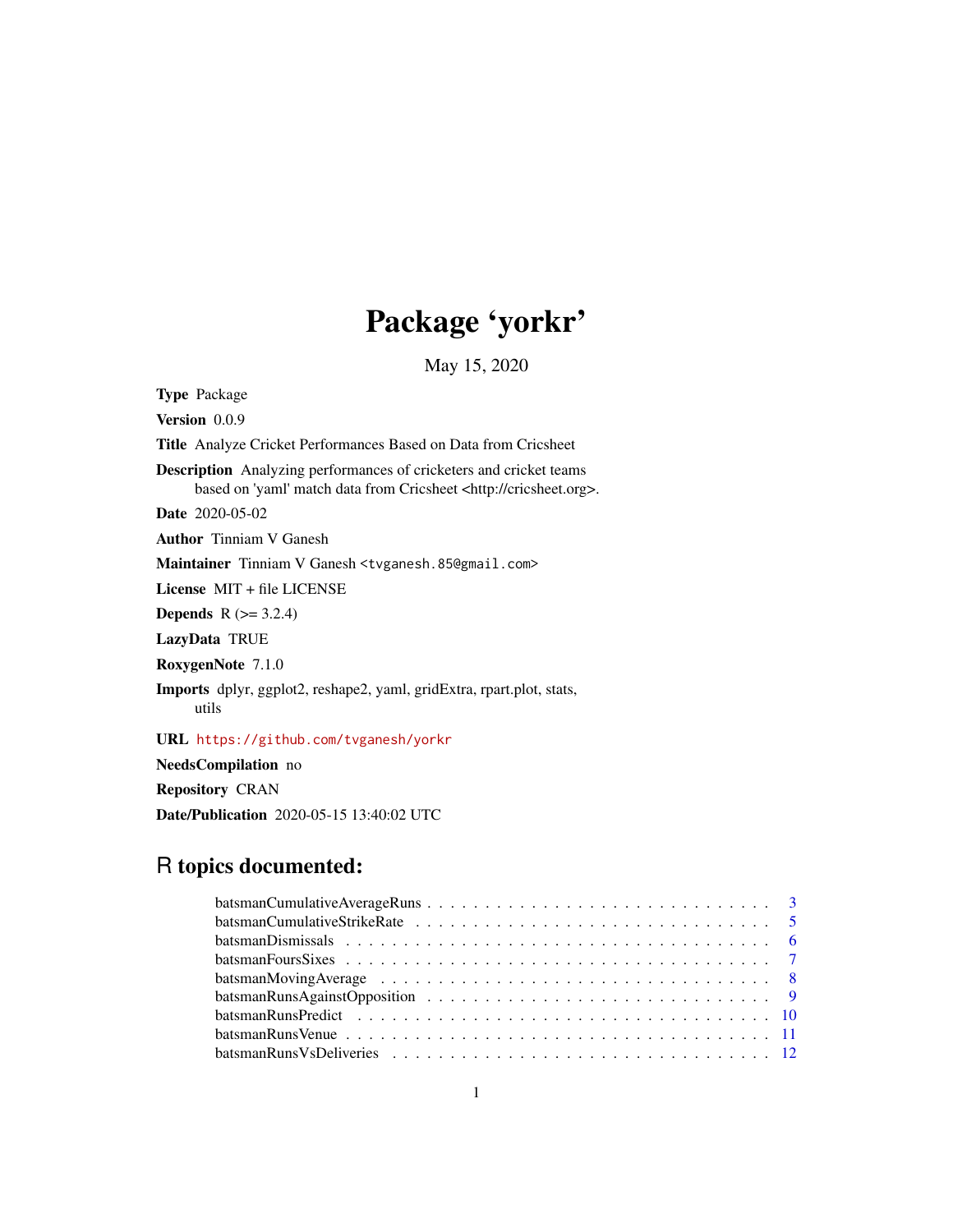# Package 'yorkr'

May 15, 2020

**Type** Package

**Version** 0.0.9

**Title** Analyze Cricket Performances Based on Data from Cricsheet

**Description** Analyzing performances of cricketers and cricket teams based on 'yaml' match data from Cricsheet <http://cricsheet.org>.

**Date** 2020-05-02

**Author** Tinniam V Ganesh

**Maintainer** Tinniam V Ganesh <tvganesh.85@gmail.com>

**License** MIT + file LICENSE

**Depends** R (>= 3.2.4)

**LazyData** TRUE

**RoxygenNote** 7.1.0

**Imports** dplyr, ggplot2, reshape2, yaml, gridExtra, rpart.plot, stats, utils

**URL** https://github.com/tvganesh/yorkr

**NeedsCompilation** no

**Repository** CRAN

**Date/Publication** 2020-05-15 13:40:02 UTC

## R topics documented:

- batsmanCumulativeAverageRuns . . . . . 3
- batsmanCumulativeStrikeRate . . . . . 5
- batsmanDismissals . . . . . 6
- batsmanFoursSixes . . . . . 7
- batsmanMovingAverage . . . . . 8
- batsmanRunsAgainstOpposition . . . . . 9
- batsmanRunsPredict . . . . . 10
- batsmanRunsVenue . . . . . 11
- batsmanRunsVsDeliveries . . . . . 12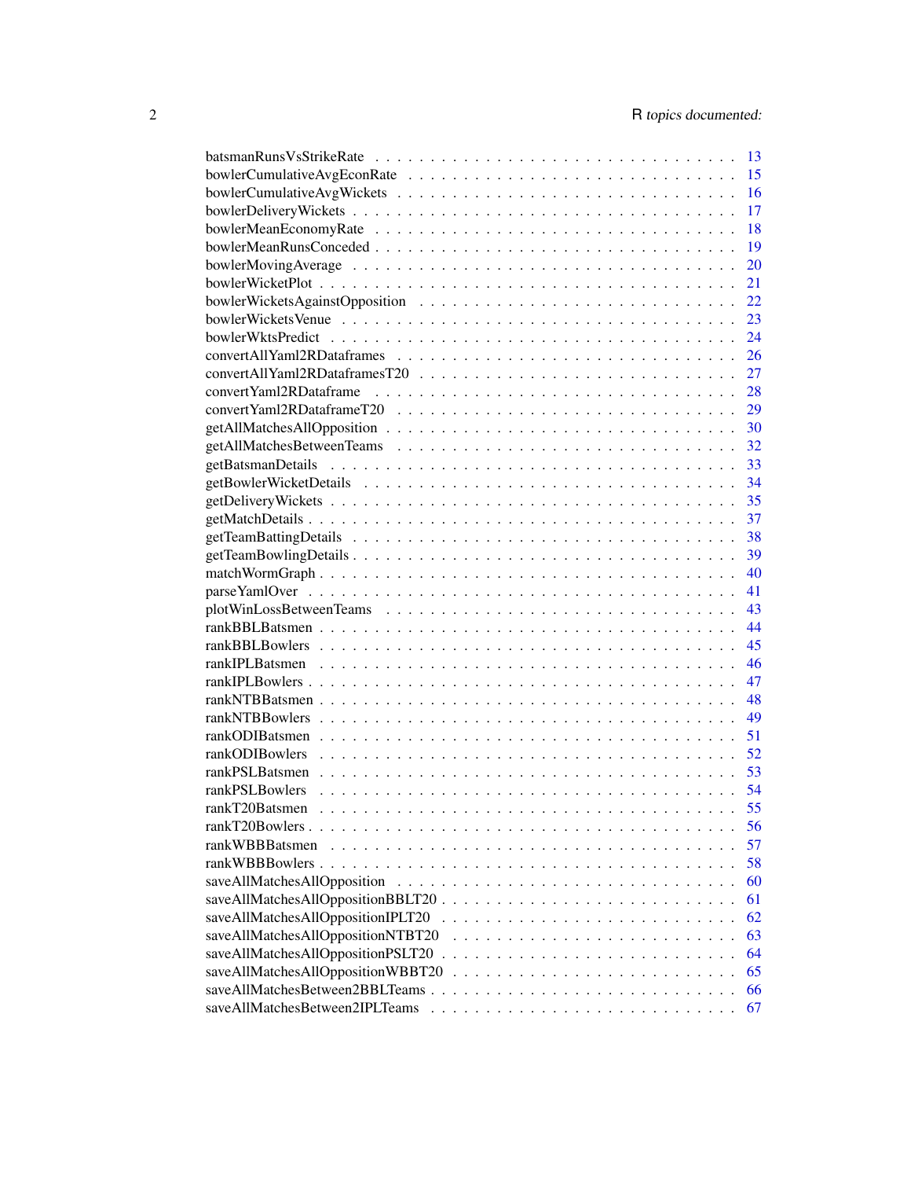| | |
|---|---|
| batsmanRunsVsStrikeRate | 13 |
| bowlerCumulativeAvgEconRate | 15 |
| bowlerCumulativeAvgWickets | 16 |
| bowlerDeliveryWickets | 17 |
| bowlerMeanEconomyRate | 18 |
| bowlerMeanRunsConceded | 19 |
| bowlerMovingAverage | 20 |
| bowlerWicketPlot | 21 |
| bowlerWicketsAgainstOpposition | 22 |
| bowlerWicketsVenue | 23 |
| bowlerWktsPredict | 24 |
| convertAllYaml2RDataframes | 26 |
| convertAllYaml2RDataframesT20 | 27 |
| convertYaml2RDataframe | 28 |
| convertYaml2RDataframeT20 | 29 |
| getAllMatchesAllOpposition | 30 |
| getAllMatchesBetweenTeams | 32 |
| getBatsmanDetails | 33 |
| getBowlerWicketDetails | 34 |
| getDeliveryWickets | 35 |
| getMatchDetails | 37 |
| getTeamBattingDetails | 38 |
| getTeamBowlingDetails | 39 |
| matchWormGraph | 40 |
| parseYamlOver | 41 |
| plotWinLossBetweenTeams | 43 |
| rankBBLBatsmen | 44 |
| rankBBLBowlers | 45 |
| rankIPLBatsmen | 46 |
| rankIPLBowlers | 47 |
| rankNTBBatsmen | 48 |
| rankNTBBowlers | 49 |
| rankODIBatsmen | 51 |
| rankODIBowlers | 52 |
| rankPSLBatsmen | 53 |
| rankPSLBowlers | 54 |
| rankT20Batsmen | 55 |
| rankT20Bowlers | 56 |
| rankWBBBatsmen | 57 |
| rankWBBBowlers | 58 |
| saveAllMatchesAllOpposition | 60 |
| saveAllMatchesAllOppositionBBLT20 | 61 |
| saveAllMatchesAllOppositionIPLT20 | 62 |
| saveAllMatchesAllOppositionNTBT20 | 63 |
| saveAllMatchesAllOppositionPSLT20 | 64 |
| saveAllMatchesAllOppositionWBBT20 | 65 |
| saveAllMatchesBetween2BBLTeams | 66 |
| saveAllMatchesBetween2IPLTeams | 67 |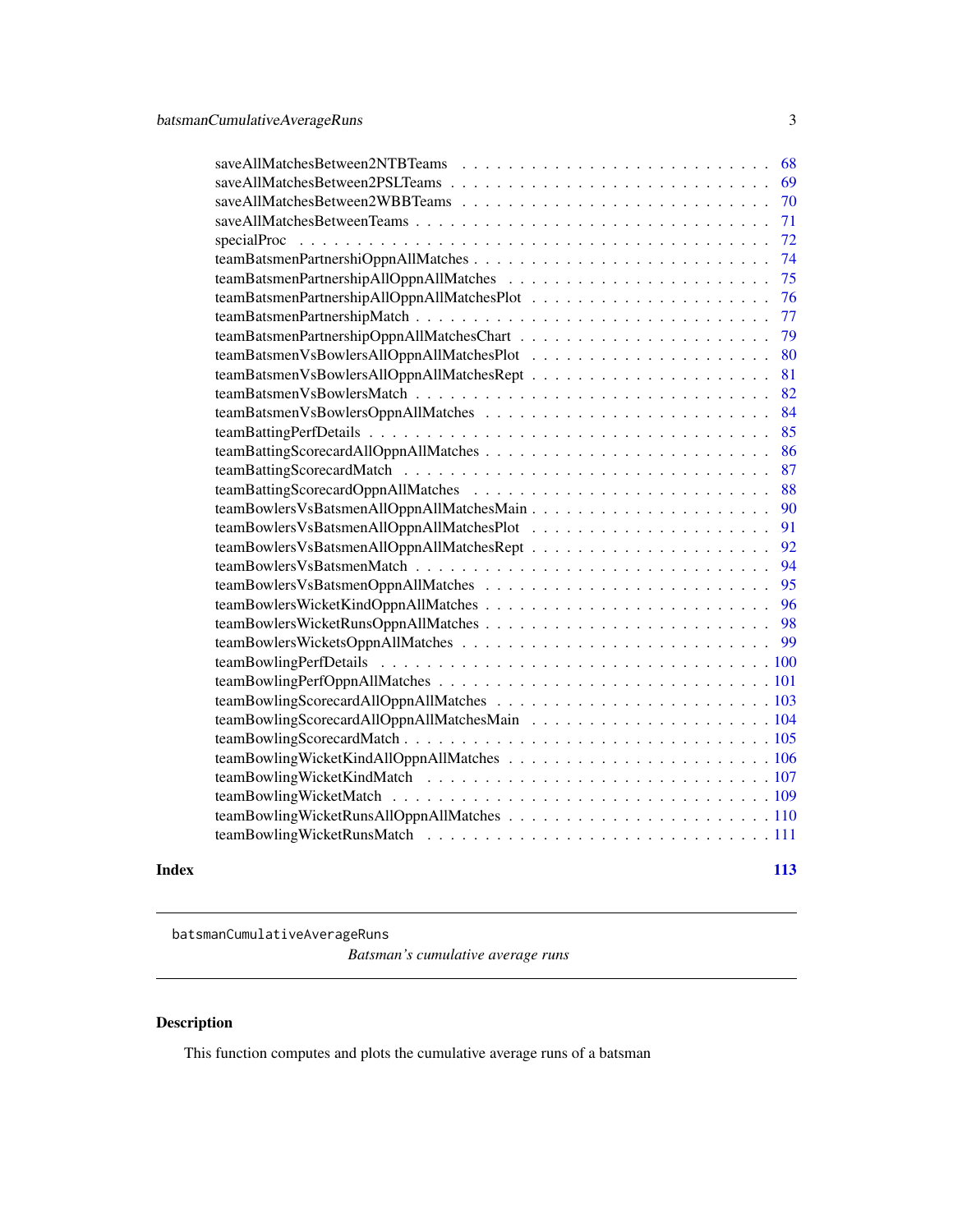saveAllMatchesBetween2NTBTeams . . . . . . . . . . . . . . . . . . . . . . . . . . 68
saveAllMatchesBetween2PSLTeams . . . . . . . . . . . . . . . . . . . . . . . . . . 69
saveAllMatchesBetween2WBBTeams . . . . . . . . . . . . . . . . . . . . . . . . . . 70
saveAllMatchesBetweenTeams . . . . . . . . . . . . . . . . . . . . . . . . . . . . 71
specialProc . . . . . . . . . . . . . . . . . . . . . . . . . . . . . . . . . . . . 72
teamBatsmenPartnershiOppnAllMatches . . . . . . . . . . . . . . . . . . . . . . . 74
teamBatsmenPartnershipAllOppnAllMatches . . . . . . . . . . . . . . . . . . . . . 75
teamBatsmenPartnershipAllOppnAllMatchesPlot . . . . . . . . . . . . . . . . . . . 76
teamBatsmenPartnershipMatch . . . . . . . . . . . . . . . . . . . . . . . . . . . 77
teamBatsmenPartnershipOppnAllMatchesChart . . . . . . . . . . . . . . . . . . . . 79
teamBatsmenVsBowlersAllOppnAllMatchesPlot . . . . . . . . . . . . . . . . . . . . 80
teamBatsmenVsBowlersAllOppnAllMatchesRept . . . . . . . . . . . . . . . . . . . . 81
teamBatsmenVsBowlersMatch . . . . . . . . . . . . . . . . . . . . . . . . . . . . 82
teamBatsmenVsBowlersOppnAllMatches . . . . . . . . . . . . . . . . . . . . . . . 84
teamBattingPerfDetails . . . . . . . . . . . . . . . . . . . . . . . . . . . . . . 85
teamBattingScorecardAllOppnAllMatches . . . . . . . . . . . . . . . . . . . . . . 86
teamBattingScorecardMatch . . . . . . . . . . . . . . . . . . . . . . . . . . . . 87
teamBattingScorecardOppnAllMatches . . . . . . . . . . . . . . . . . . . . . . . . 88
teamBowlersVsBatsmenAllOppnAllMatchesMain . . . . . . . . . . . . . . . . . . . . 90
teamBowlersVsBatsmenAllOppnAllMatchesPlot . . . . . . . . . . . . . . . . . . . . 91
teamBowlersVsBatsmenAllOppnAllMatchesRept . . . . . . . . . . . . . . . . . . . . 92
teamBowlersVsBatsmenMatch . . . . . . . . . . . . . . . . . . . . . . . . . . . . 94
teamBowlersVsBatsmenOppnAllMatches . . . . . . . . . . . . . . . . . . . . . . . 95
teamBowlersWicketKindOppnAllMatches . . . . . . . . . . . . . . . . . . . . . . . 96
teamBowlersWicketRunsOppnAllMatches . . . . . . . . . . . . . . . . . . . . . . . 98
teamBowlersWicketsOppnAllMatches . . . . . . . . . . . . . . . . . . . . . . . . . 99
teamBowlingPerfDetails . . . . . . . . . . . . . . . . . . . . . . . . . . . . . . 100
teamBowlingPerfOppnAllMatches . . . . . . . . . . . . . . . . . . . . . . . . . . 101
teamBowlingScorecardAllOppnAllMatches . . . . . . . . . . . . . . . . . . . . . . 103
teamBowlingScorecardAllOppnAllMatchesMain . . . . . . . . . . . . . . . . . . . . 104
teamBowlingScorecardMatch . . . . . . . . . . . . . . . . . . . . . . . . . . . . 105
teamBowlingWicketKindAllOppnAllMatches . . . . . . . . . . . . . . . . . . . . . . 106
teamBowlingWicketKindMatch . . . . . . . . . . . . . . . . . . . . . . . . . . . . 107
teamBowlingWicketMatch . . . . . . . . . . . . . . . . . . . . . . . . . . . . . . 109
teamBowlingWicketRunsAllOppnAllMatches . . . . . . . . . . . . . . . . . . . . . . 110
teamBowlingWicketRunsMatch . . . . . . . . . . . . . . . . . . . . . . . . . . . . 111

**Index** **113**

---

`batsmanCumulativeAverageRuns` *Batsman's cumulative average runs*

---

## Description

This function computes and plots the cumulative average runs of a batsman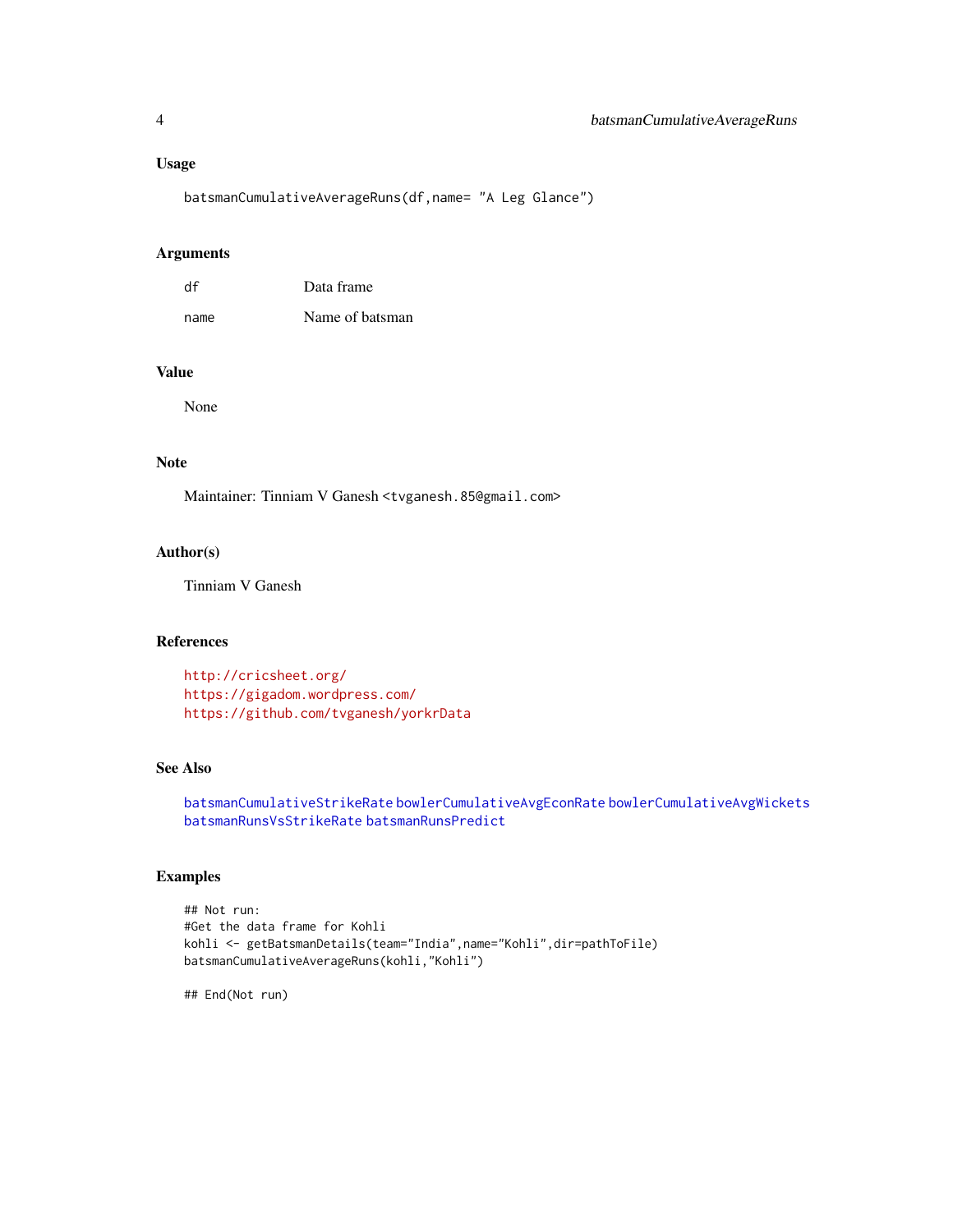### Usage

```
batsmanCumulativeAverageRuns(df,name= "A Leg Glance")
```

### Arguments

| | |
|---|---|
| df | Data frame |
| name | Name of batsman |

### Value

None

### Note

Maintainer: Tinniam V Ganesh <tvganesh.85@gmail.com>

### Author(s)

Tinniam V Ganesh

### References

http://cricsheet.org/
https://gigadom.wordpress.com/
https://github.com/tvganesh/yorkrData

### See Also

batsmanCumulativeStrikeRate bowlerCumulativeAvgEconRate bowlerCumulativeAvgWickets
batsmanRunsVsStrikeRate batsmanRunsPredict

### Examples

```
## Not run:
#Get the data frame for Kohli
kohli <- getBatsmanDetails(team="India",name="Kohli",dir=pathToFile)
batsmanCumulativeAverageRuns(kohli,"Kohli")

## End(Not run)
```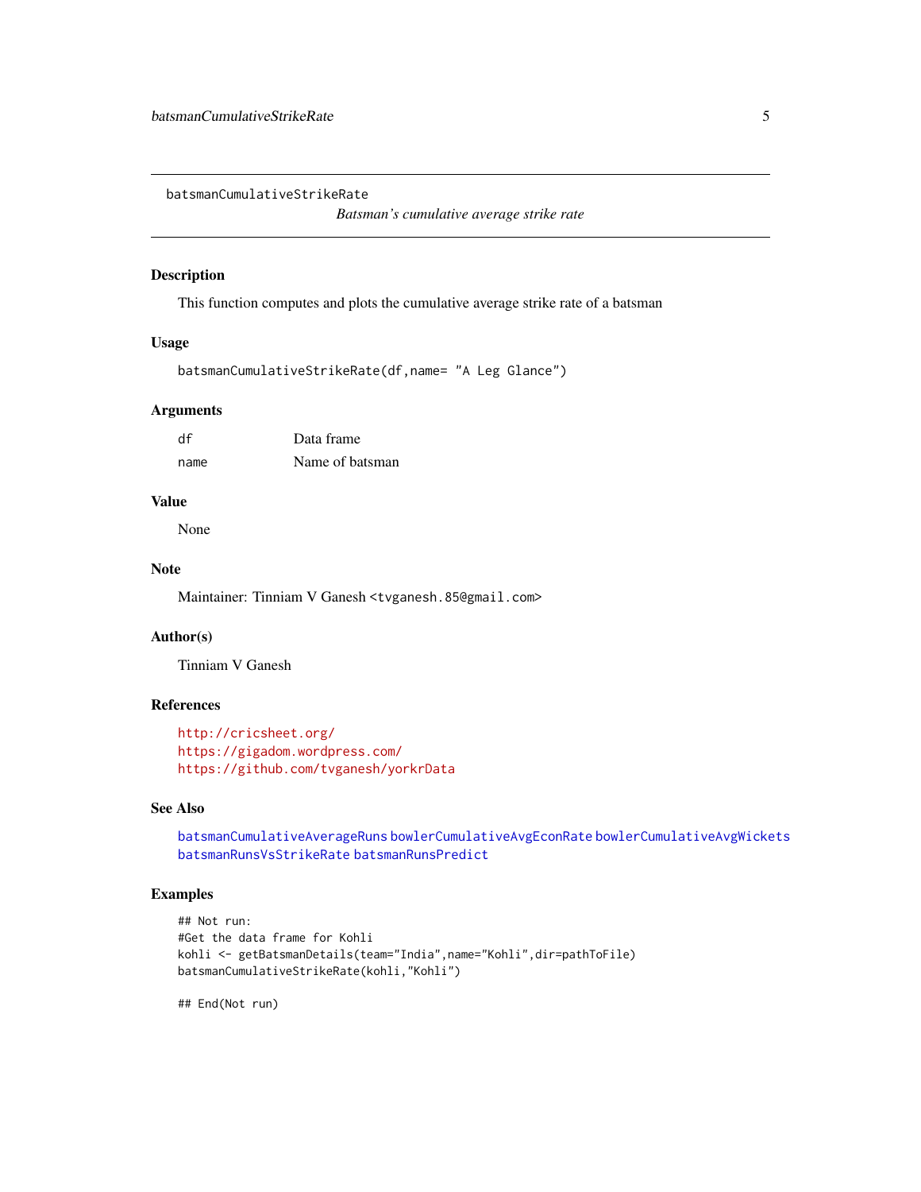batsmanCumulativeStrikeRate

*Batsman's cumulative average strike rate*

## Description

This function computes and plots the cumulative average strike rate of a batsman

## Usage

```
batsmanCumulativeStrikeRate(df,name= "A Leg Glance")
```

## Arguments

| | |
|---|---|
| df | Data frame |
| name | Name of batsman |

## Value

None

## Note

Maintainer: Tinniam V Ganesh <tvganesh.85@gmail.com>

## Author(s)

Tinniam V Ganesh

## References

http://cricsheet.org/
https://gigadom.wordpress.com/
https://github.com/tvganesh/yorkrData

## See Also

batsmanCumulativeAverageRuns bowlerCumulativeAvgEconRate bowlerCumulativeAvgWickets batsmanRunsVsStrikeRate batsmanRunsPredict

## Examples

```
## Not run:
#Get the data frame for Kohli
kohli <- getBatsmanDetails(team="India",name="Kohli",dir=pathToFile)
batsmanCumulativeStrikeRate(kohli,"Kohli")

## End(Not run)
```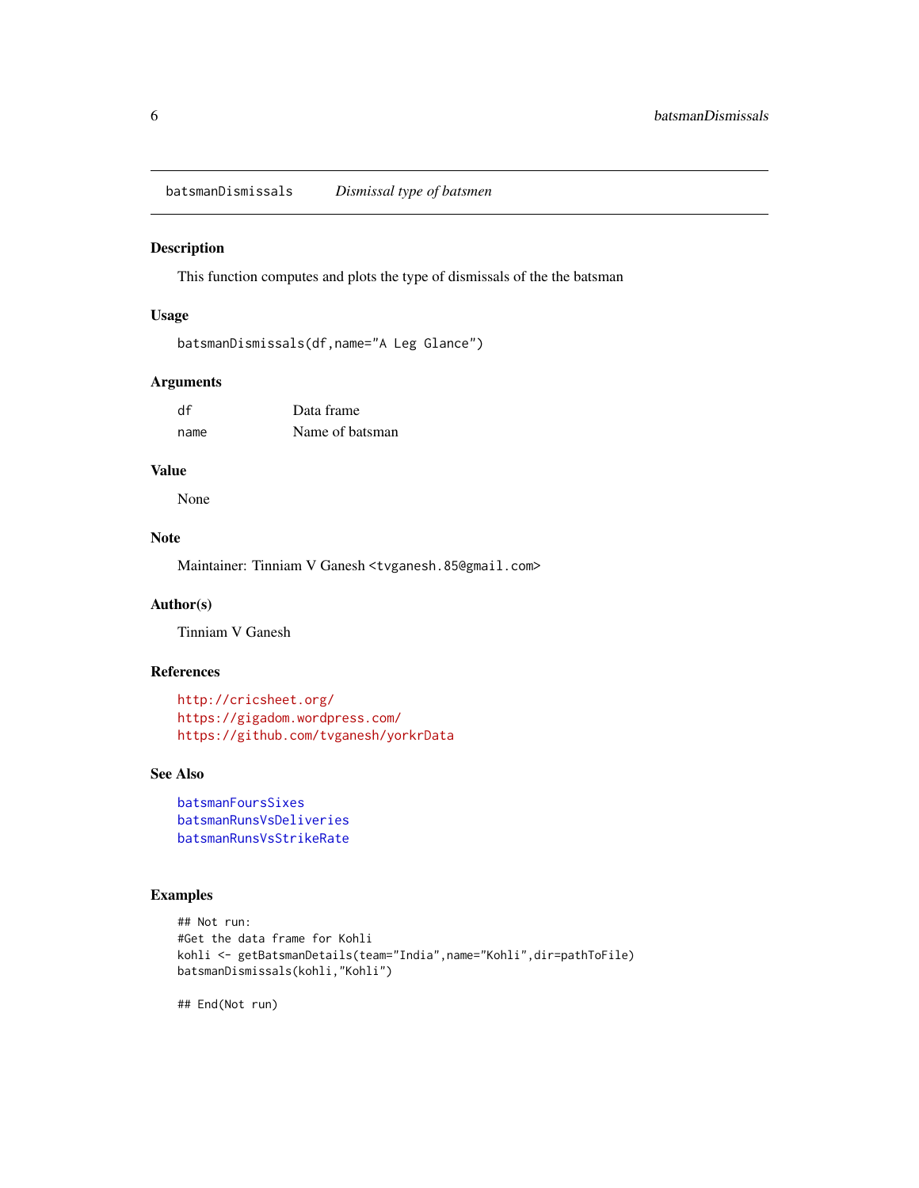## batsmanDismissals *Dismissal type of batsmen*

### Description

This function computes and plots the type of dismissals of the the batsman

### Usage

```
batsmanDismissals(df,name="A Leg Glance")
```

### Arguments

| | |
|---|---|
| df | Data frame |
| name | Name of batsman |

### Value

None

### Note

Maintainer: Tinniam V Ganesh <tvganesh.85@gmail.com>

### Author(s)

Tinniam V Ganesh

### References

http://cricsheet.org/
https://gigadom.wordpress.com/
https://github.com/tvganesh/yorkrData

### See Also

batsmanFoursSixes
batsmanRunsVsDeliveries
batsmanRunsVsStrikeRate

### Examples

```
## Not run:
#Get the data frame for Kohli
kohli <- getBatsmanDetails(team="India",name="Kohli",dir=pathToFile)
batsmanDismissals(kohli,"Kohli")

## End(Not run)
```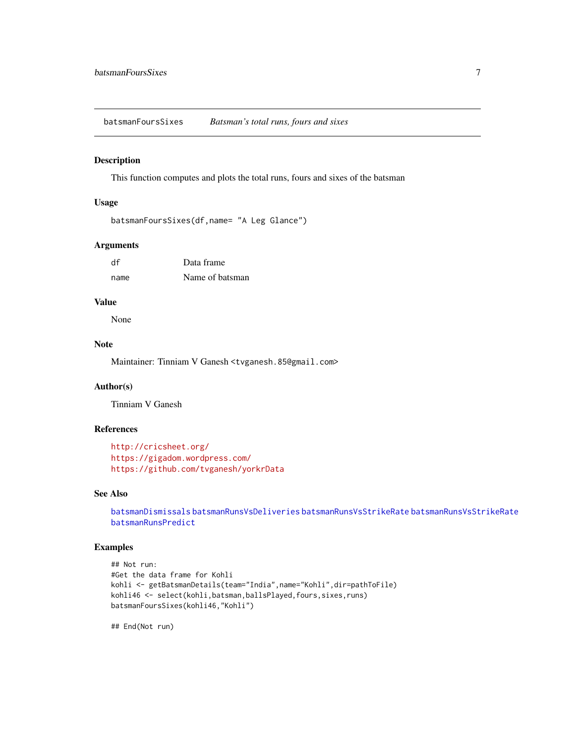## batsmanFoursSixes *Batsman's total runs, fours and sixes*

### Description

This function computes and plots the total runs, fours and sixes of the batsman

### Usage

```
batsmanFoursSixes(df,name= "A Leg Glance")
```

### Arguments

| | |
|---|---|
| df | Data frame |
| name | Name of batsman |

### Value

None

### Note

Maintainer: Tinniam V Ganesh <tvganesh.85@gmail.com>

### Author(s)

Tinniam V Ganesh

### References

http://cricsheet.org/
https://gigadom.wordpress.com/
https://github.com/tvganesh/yorkrData

### See Also

batsmanDismissals batsmanRunsVsDeliveries batsmanRunsVsStrikeRate batsmanRunsVsStrikeRate batsmanRunsPredict

### Examples

```
## Not run:
#Get the data frame for Kohli
kohli <- getBatsmanDetails(team="India",name="Kohli",dir=pathToFile)
kohli46 <- select(kohli,batsman,ballsPlayed,fours,sixes,runs)
batsmanFoursSixes(kohli46,"Kohli")

## End(Not run)
```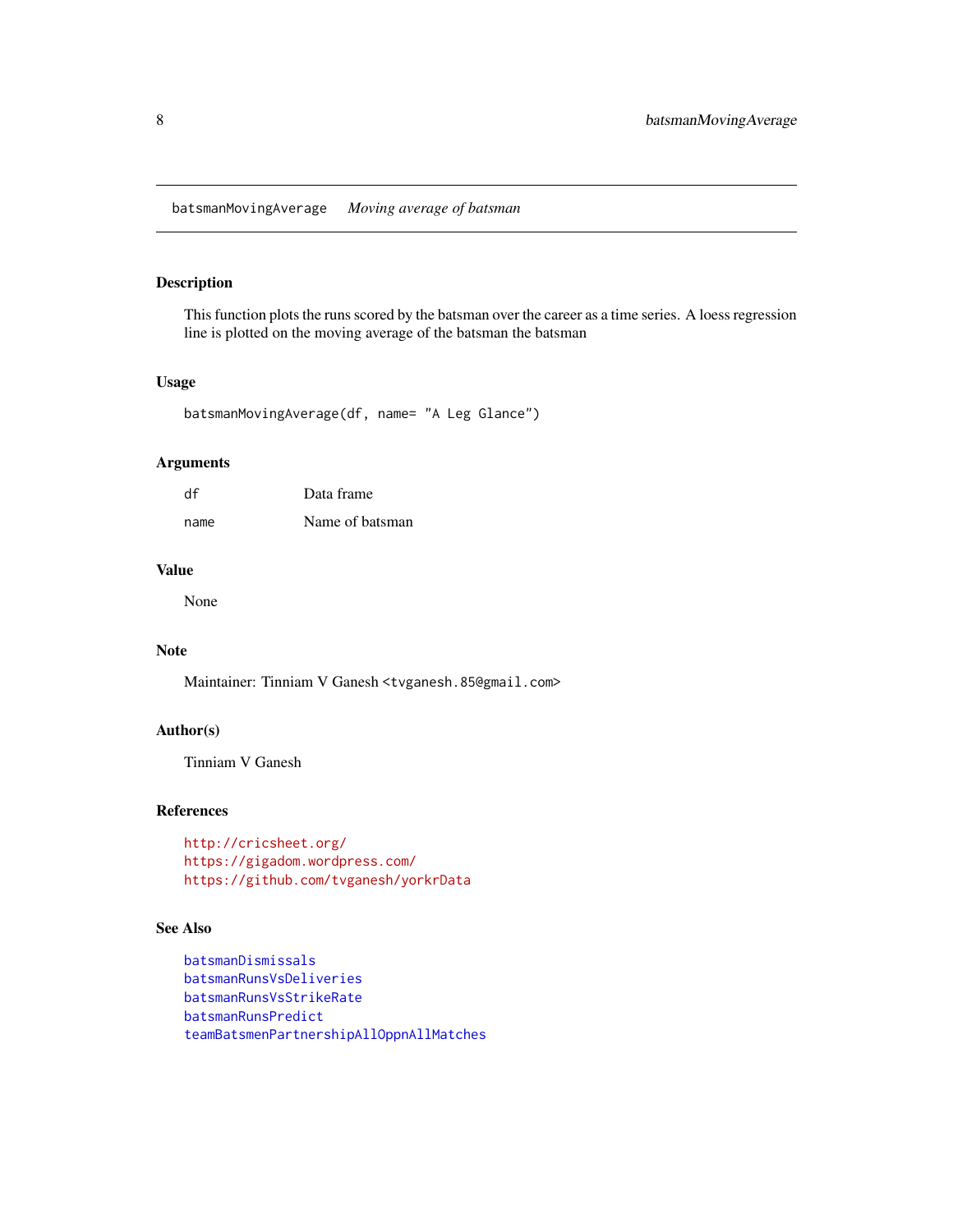## batsmanMovingAverage *Moving average of batsman*

### Description

This function plots the runs scored by the batsman over the career as a time series. A loess regression line is plotted on the moving average of the batsman the batsman

### Usage

```
batsmanMovingAverage(df, name= "A Leg Glance")
```

### Arguments

| | |
|---|---|
| df | Data frame |
| name | Name of batsman |

### Value

None

### Note

Maintainer: Tinniam V Ganesh <tvganesh.85@gmail.com>

### Author(s)

Tinniam V Ganesh

### References

http://cricsheet.org/
https://gigadom.wordpress.com/
https://github.com/tvganesh/yorkrData

### See Also

batsmanDismissals
batsmanRunsVsDeliveries
batsmanRunsVsStrikeRate
batsmanRunsPredict
teamBatsmenPartnershipAllOppnAllMatches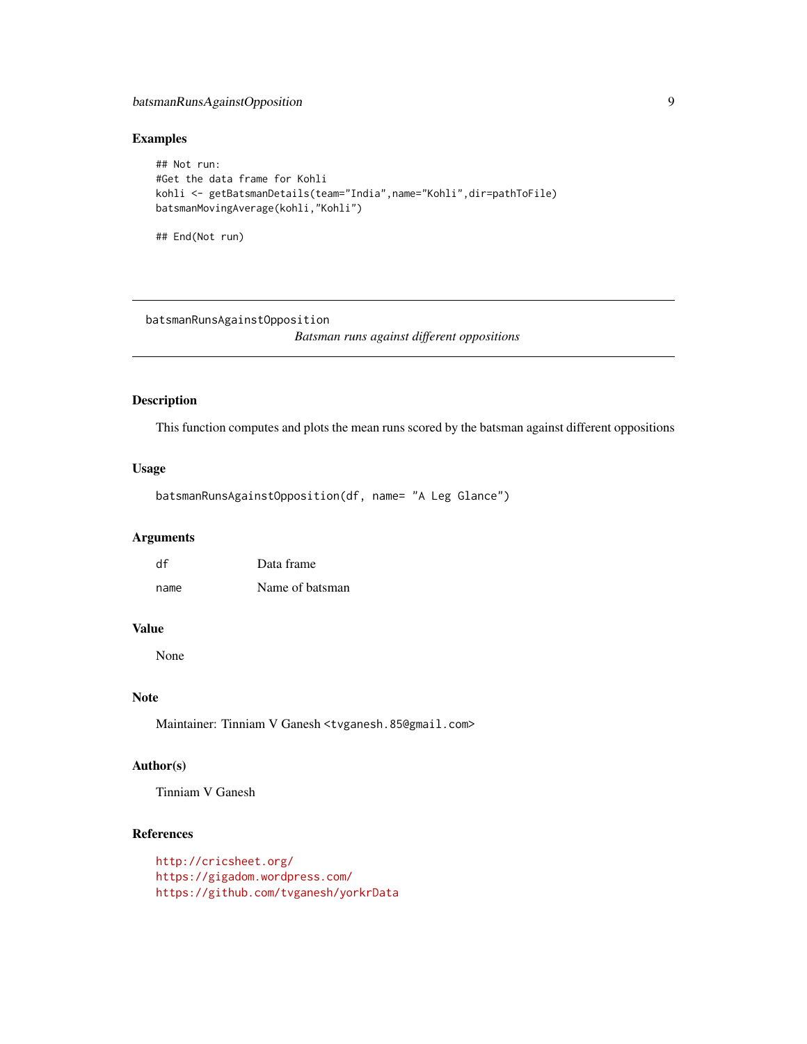## Examples

```
## Not run:
#Get the data frame for Kohli
kohli <- getBatsmanDetails(team="India",name="Kohli",dir=pathToFile)
batsmanMovingAverage(kohli,"Kohli")

## End(Not run)
```

---

# batsmanRunsAgainstOpposition

*Batsman runs against different oppositions*

---

## Description

This function computes and plots the mean runs scored by the batsman against different oppositions

## Usage

```
batsmanRunsAgainstOpposition(df, name= "A Leg Glance")
```

## Arguments

| | |
|---|---|
| df | Data frame |
| name | Name of batsman |

## Value

None

## Note

Maintainer: Tinniam V Ganesh <tvganesh.85@gmail.com>

## Author(s)

Tinniam V Ganesh

## References

http://cricsheet.org/
https://gigadom.wordpress.com/
https://github.com/tvganesh/yorkrData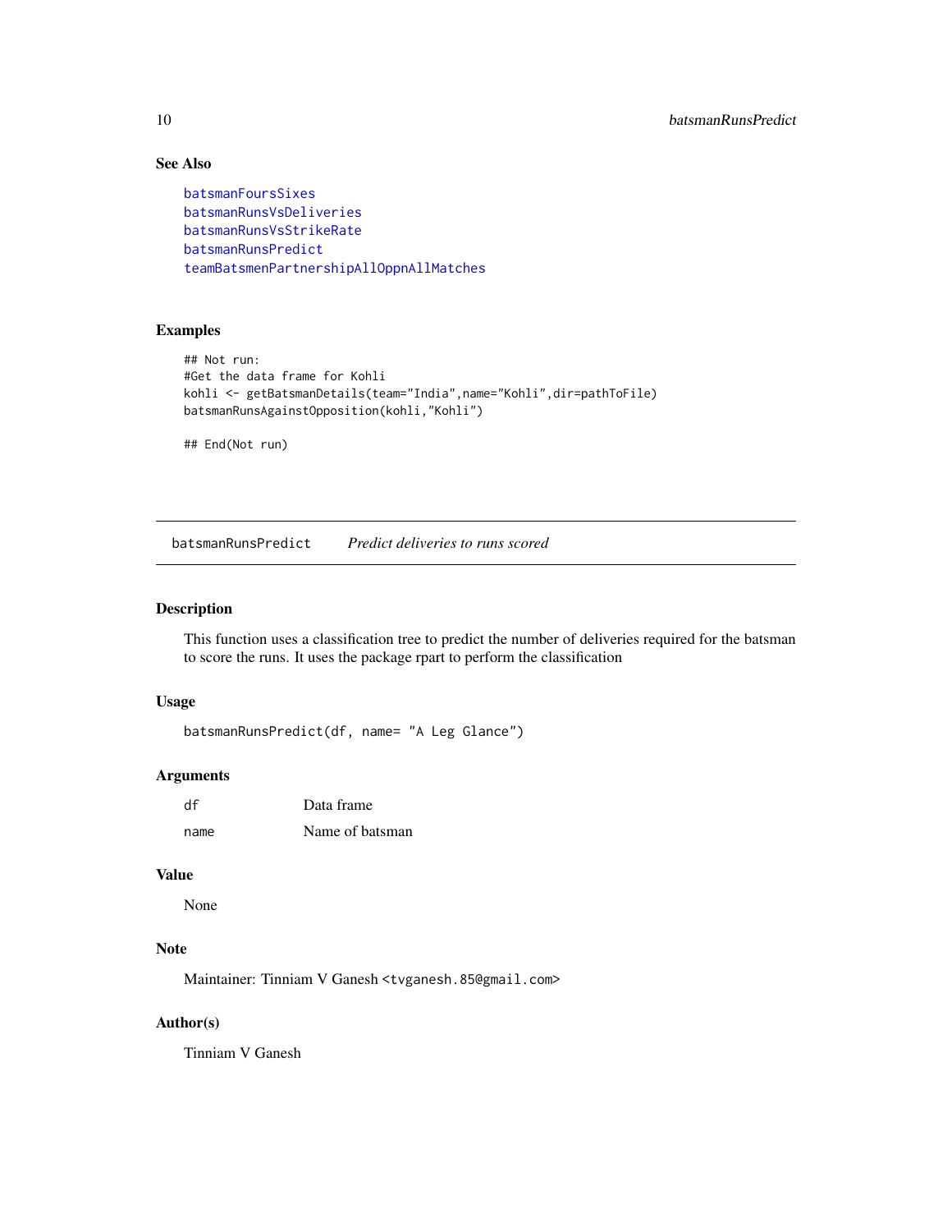### See Also

batsmanFoursSixes
batsmanRunsVsDeliveries
batsmanRunsVsStrikeRate
batsmanRunsPredict
teamBatsmenPartnershipAllOppnAllMatches

### Examples

```
## Not run:
#Get the data frame for Kohli
kohli <- getBatsmanDetails(team="India",name="Kohli",dir=pathToFile)
batsmanRunsAgainstOpposition(kohli,"Kohli")

## End(Not run)
```

---

## batsmanRunsPredict *Predict deliveries to runs scored*

---

### Description

This function uses a classification tree to predict the number of deliveries required for the batsman to score the runs. It uses the package rpart to perform the classification

### Usage

```
batsmanRunsPredict(df, name= "A Leg Glance")
```

### Arguments

| | |
|---|---|
| df | Data frame |
| name | Name of batsman |

### Value

None

### Note

Maintainer: Tinniam V Ganesh <tvganesh.85@gmail.com>

### Author(s)

Tinniam V Ganesh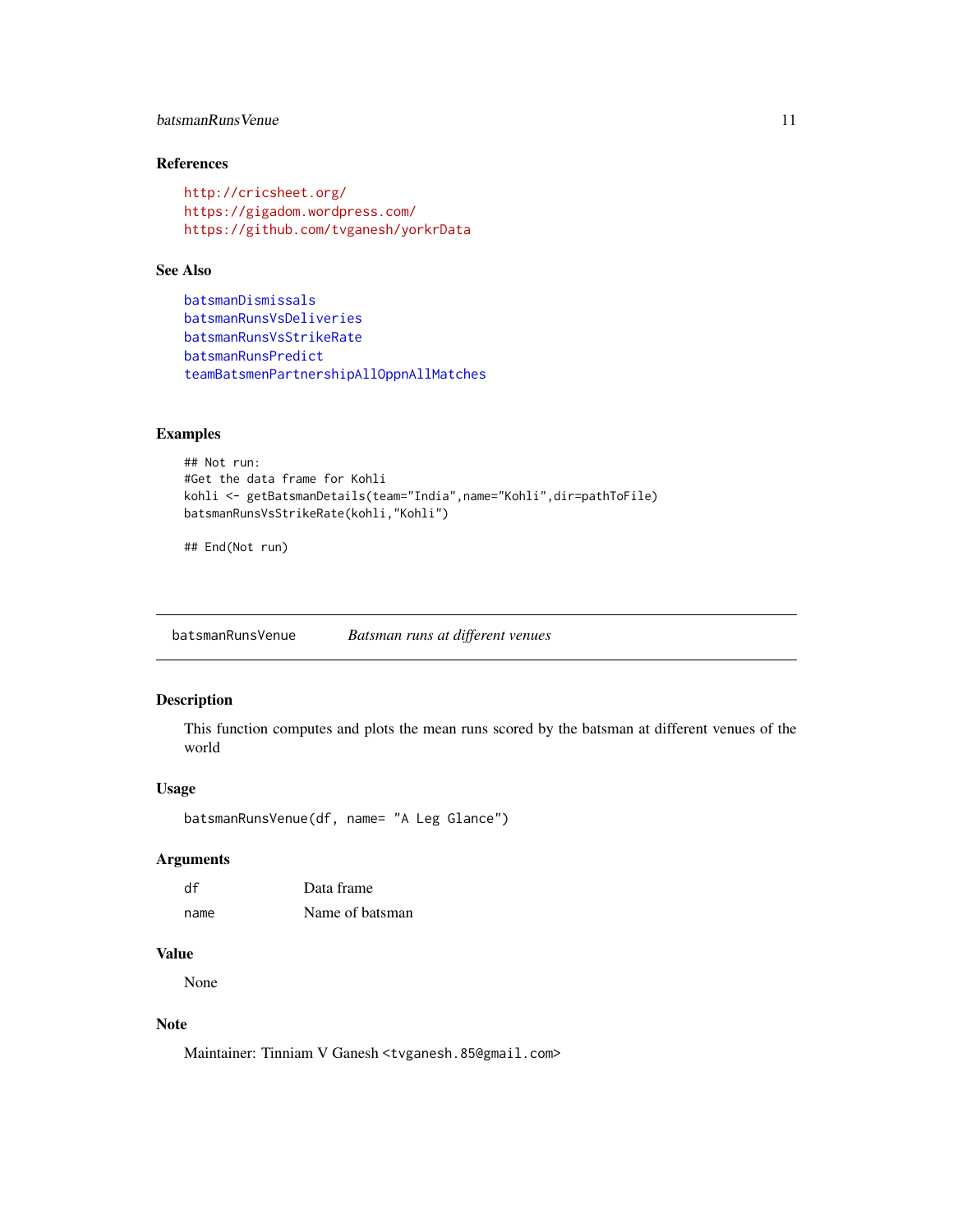### References

http://cricsheet.org/
https://gigadom.wordpress.com/
https://github.com/tvganesh/yorkrData

### See Also

batsmanDismissals
batsmanRunsVsDeliveries
batsmanRunsVsStrikeRate
batsmanRunsPredict
teamBatsmenPartnershipAllOppnAllMatches

### Examples

```
## Not run:
#Get the data frame for Kohli
kohli <- getBatsmanDetails(team="India",name="Kohli",dir=pathToFile)
batsmanRunsVsStrikeRate(kohli,"Kohli")

## End(Not run)
```

---

## batsmanRunsVenue — *Batsman runs at different venues*

---

### Description

This function computes and plots the mean runs scored by the batsman at different venues of the world

### Usage

```
batsmanRunsVenue(df, name= "A Leg Glance")
```

### Arguments

| | |
|---|---|
| df | Data frame |
| name | Name of batsman |

### Value

None

### Note

Maintainer: Tinniam V Ganesh <tvganesh.85@gmail.com>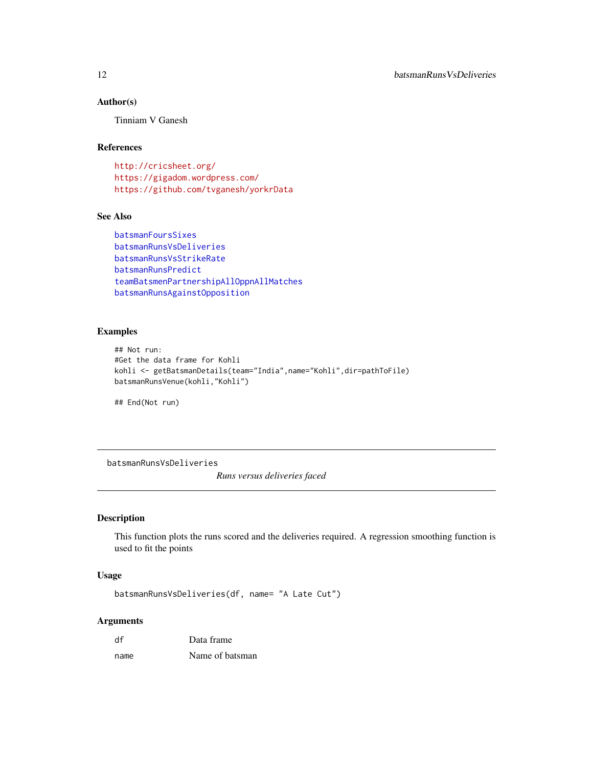### Author(s)

Tinniam V Ganesh

### References

http://cricsheet.org/
https://gigadom.wordpress.com/
https://github.com/tvganesh/yorkrData

### See Also

batsmanFoursSixes
batsmanRunsVsDeliveries
batsmanRunsVsStrikeRate
batsmanRunsPredict
teamBatsmenPartnershipAllOppnAllMatches
batsmanRunsAgainstOpposition

### Examples

```
## Not run:
#Get the data frame for Kohli
kohli <- getBatsmanDetails(team="India",name="Kohli",dir=pathToFile)
batsmanRunsVenue(kohli,"Kohli")

## End(Not run)
```

---

## batsmanRunsVsDeliveries

*Runs versus deliveries faced*

---

### Description

This function plots the runs scored and the deliveries required. A regression smoothing function is used to fit the points

### Usage

```
batsmanRunsVsDeliveries(df, name= "A Late Cut")
```

### Arguments

| | |
|---|---|
| df | Data frame |
| name | Name of batsman |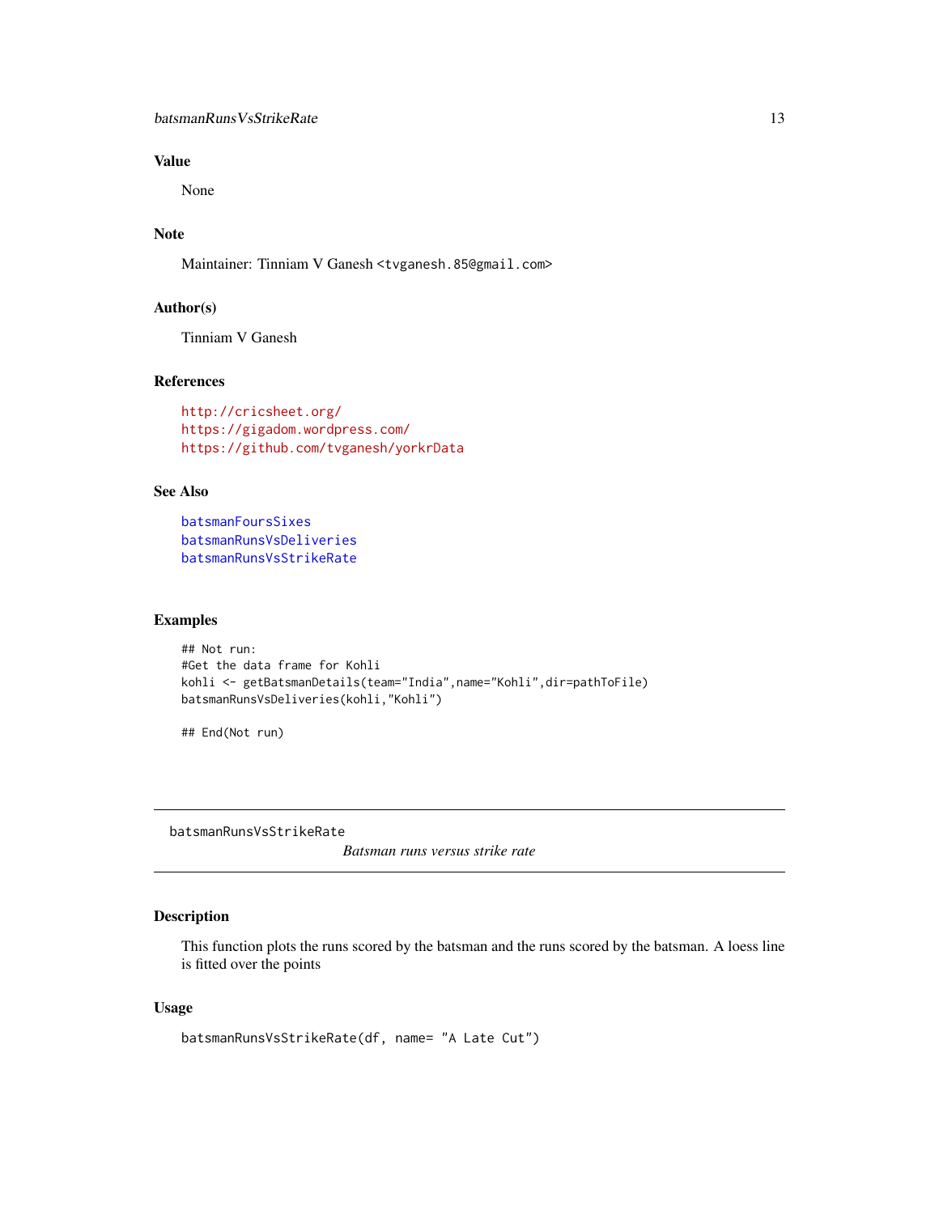## Value

None

## Note

Maintainer: Tinniam V Ganesh <tvganesh.85@gmail.com>

## Author(s)

Tinniam V Ganesh

## References

http://cricsheet.org/
https://gigadom.wordpress.com/
https://github.com/tvganesh/yorkrData

## See Also

batsmanFoursSixes
batsmanRunsVsDeliveries
batsmanRunsVsStrikeRate

## Examples

```
## Not run:
#Get the data frame for Kohli
kohli <- getBatsmanDetails(team="India",name="Kohli",dir=pathToFile)
batsmanRunsVsDeliveries(kohli,"Kohli")

## End(Not run)
```

---

batsmanRunsVsStrikeRate    *Batsman runs versus strike rate*

---

## Description

This function plots the runs scored by the batsman and the runs scored by the batsman. A loess line is fitted over the points

## Usage

```
batsmanRunsVsStrikeRate(df, name= "A Late Cut")
```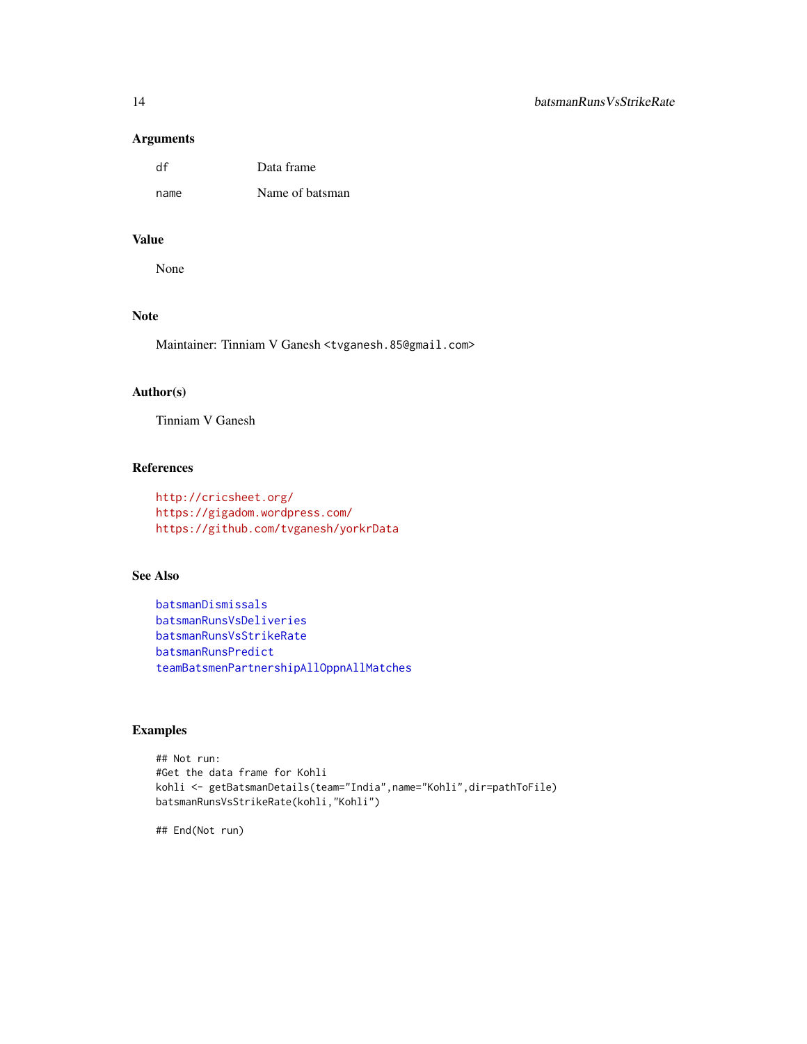### Arguments

| | |
|---|---|
| `df` | Data frame |
| `name` | Name of batsman |

### Value

None

### Note

Maintainer: Tinniam V Ganesh <tvganesh.85@gmail.com>

### Author(s)

Tinniam V Ganesh

### References

http://cricsheet.org/
https://gigadom.wordpress.com/
https://github.com/tvganesh/yorkrData

### See Also

batsmanDismissals
batsmanRunsVsDeliveries
batsmanRunsVsStrikeRate
batsmanRunsPredict
teamBatsmenPartnershipAllOppnAllMatches

### Examples

```
## Not run:
#Get the data frame for Kohli
kohli <- getBatsmanDetails(team="India",name="Kohli",dir=pathToFile)
batsmanRunsVsStrikeRate(kohli,"Kohli")

## End(Not run)
```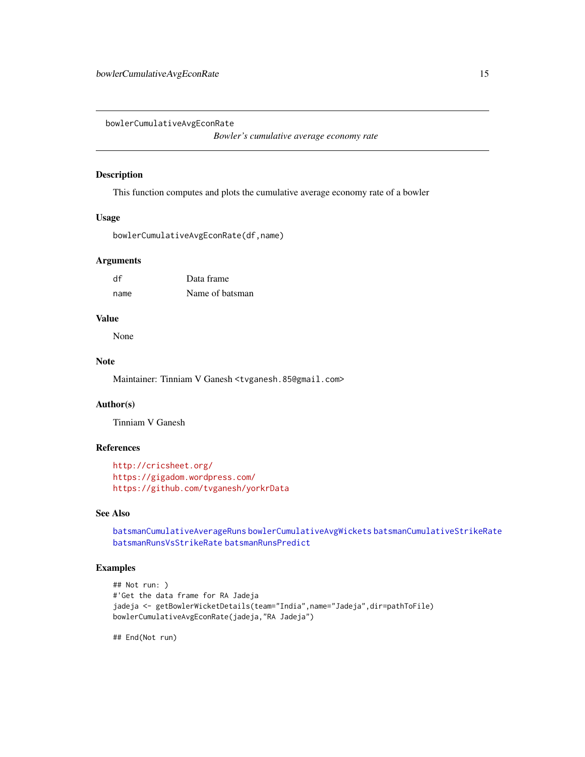bowlerCumulativeAvgEconRate

*Bowler's cumulative average economy rate*

## Description

This function computes and plots the cumulative average economy rate of a bowler

## Usage

```
bowlerCumulativeAvgEconRate(df,name)
```

## Arguments

| | |
|---|---|
| df | Data frame |
| name | Name of batsman |

## Value

None

## Note

Maintainer: Tinniam V Ganesh <tvganesh.85@gmail.com>

## Author(s)

Tinniam V Ganesh

## References

http://cricsheet.org/
https://gigadom.wordpress.com/
https://github.com/tvganesh/yorkrData

## See Also

batsmanCumulativeAverageRuns bowlerCumulativeAvgWickets batsmanCumulativeStrikeRate batsmanRunsVsStrikeRate batsmanRunsPredict

## Examples

```
## Not run: )
#'Get the data frame for RA Jadeja
jadeja <- getBowlerWicketDetails(team="India",name="Jadeja",dir=pathToFile)
bowlerCumulativeAvgEconRate(jadeja,"RA Jadeja")

## End(Not run)
```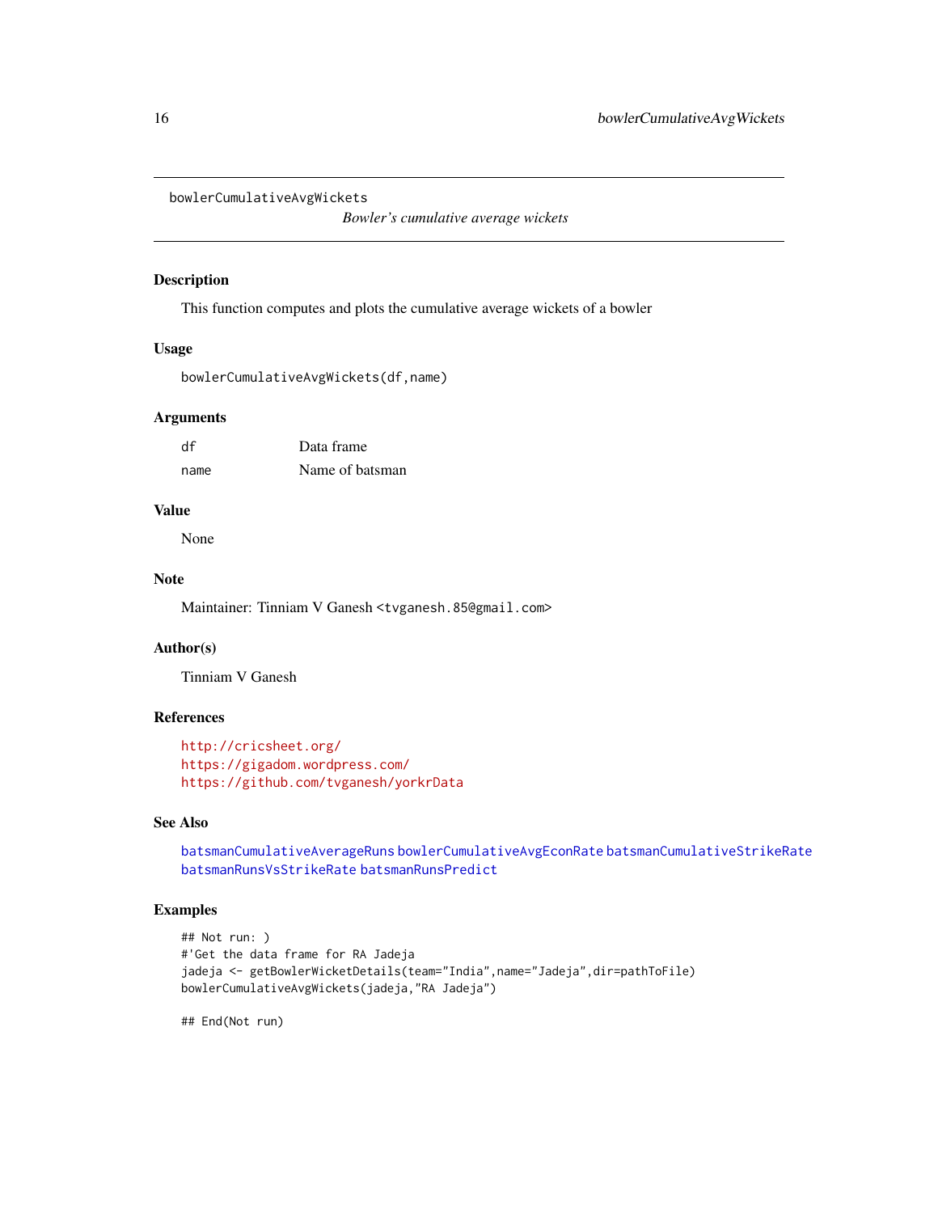bowlerCumulativeAvgWickets

*Bowler's cumulative average wickets*

## Description

This function computes and plots the cumulative average wickets of a bowler

## Usage

```
bowlerCumulativeAvgWickets(df,name)
```

## Arguments

| | |
|---|---|
| df | Data frame |
| name | Name of batsman |

## Value

None

## Note

Maintainer: Tinniam V Ganesh <tvganesh.85@gmail.com>

## Author(s)

Tinniam V Ganesh

## References

http://cricsheet.org/
https://gigadom.wordpress.com/
https://github.com/tvganesh/yorkrData

## See Also

batsmanCumulativeAverageRuns bowlerCumulativeAvgEconRate batsmanCumulativeStrikeRate batsmanRunsVsStrikeRate batsmanRunsPredict

## Examples

```
## Not run: )
#'Get the data frame for RA Jadeja
jadeja <- getBowlerWicketDetails(team="India",name="Jadeja",dir=pathToFile)
bowlerCumulativeAvgWickets(jadeja,"RA Jadeja")

## End(Not run)
```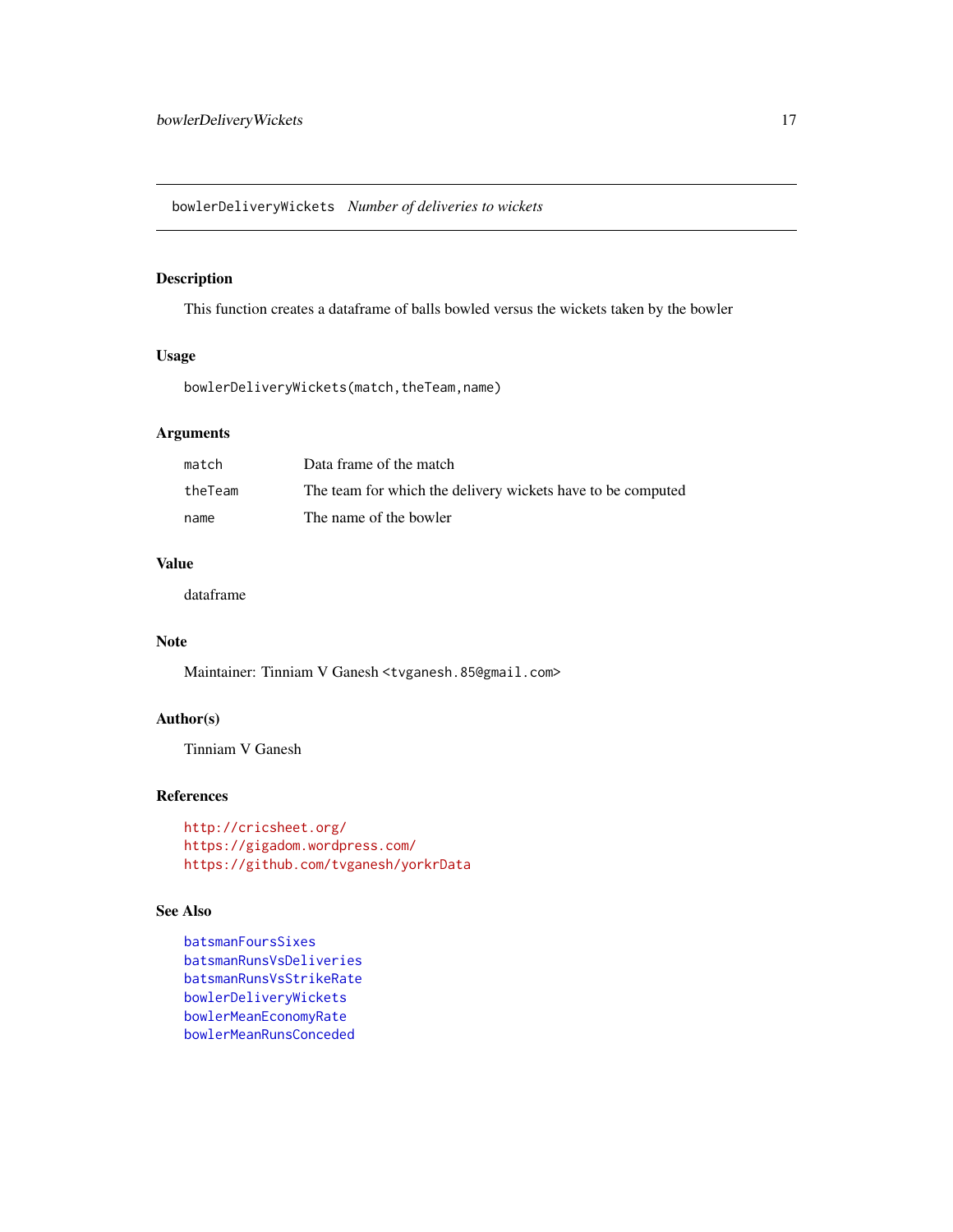bowlerDeliveryWickets *Number of deliveries to wickets*

## Description

This function creates a dataframe of balls bowled versus the wickets taken by the bowler

## Usage

```
bowlerDeliveryWickets(match,theTeam,name)
```

## Arguments

| | |
|---|---|
| match | Data frame of the match |
| theTeam | The team for which the delivery wickets have to be computed |
| name | The name of the bowler |

## Value

dataframe

## Note

Maintainer: Tinniam V Ganesh <tvganesh.85@gmail.com>

## Author(s)

Tinniam V Ganesh

## References

http://cricsheet.org/
https://gigadom.wordpress.com/
https://github.com/tvganesh/yorkrData

## See Also

batsmanFoursSixes
batsmanRunsVsDeliveries
batsmanRunsVsStrikeRate
bowlerDeliveryWickets
bowlerMeanEconomyRate
bowlerMeanRunsConceded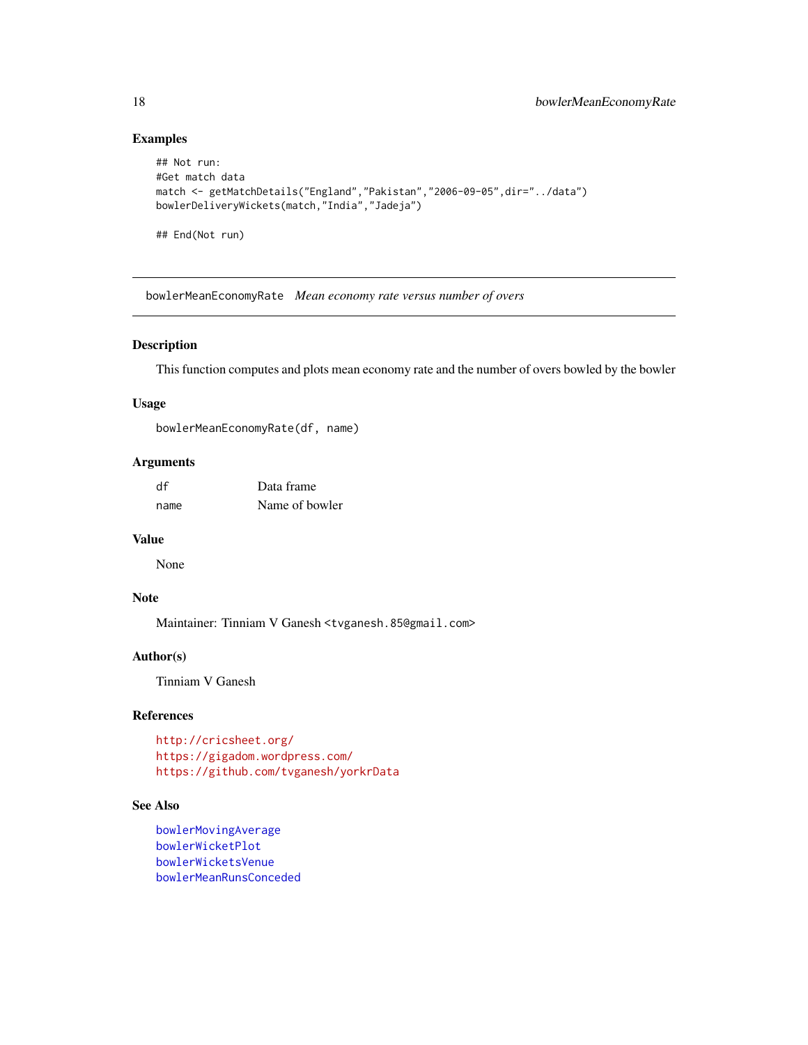## Examples

```
## Not run:
#Get match data
match <- getMatchDetails("England","Pakistan","2006-09-05",dir="../data")
bowlerDeliveryWickets(match,"India","Jadeja")

## End(Not run)
```

---

## bowlerMeanEconomyRate *Mean economy rate versus number of overs*

---

### Description

This function computes and plots mean economy rate and the number of overs bowled by the bowler

### Usage

```
bowlerMeanEconomyRate(df, name)
```

### Arguments

| | |
|---|---|
| df | Data frame |
| name | Name of bowler |

### Value

None

### Note

Maintainer: Tinniam V Ganesh <tvganesh.85@gmail.com>

### Author(s)

Tinniam V Ganesh

### References

http://cricsheet.org/
https://gigadom.wordpress.com/
https://github.com/tvganesh/yorkrData

### See Also

bowlerMovingAverage
bowlerWicketPlot
bowlerWicketsVenue
bowlerMeanRunsConceded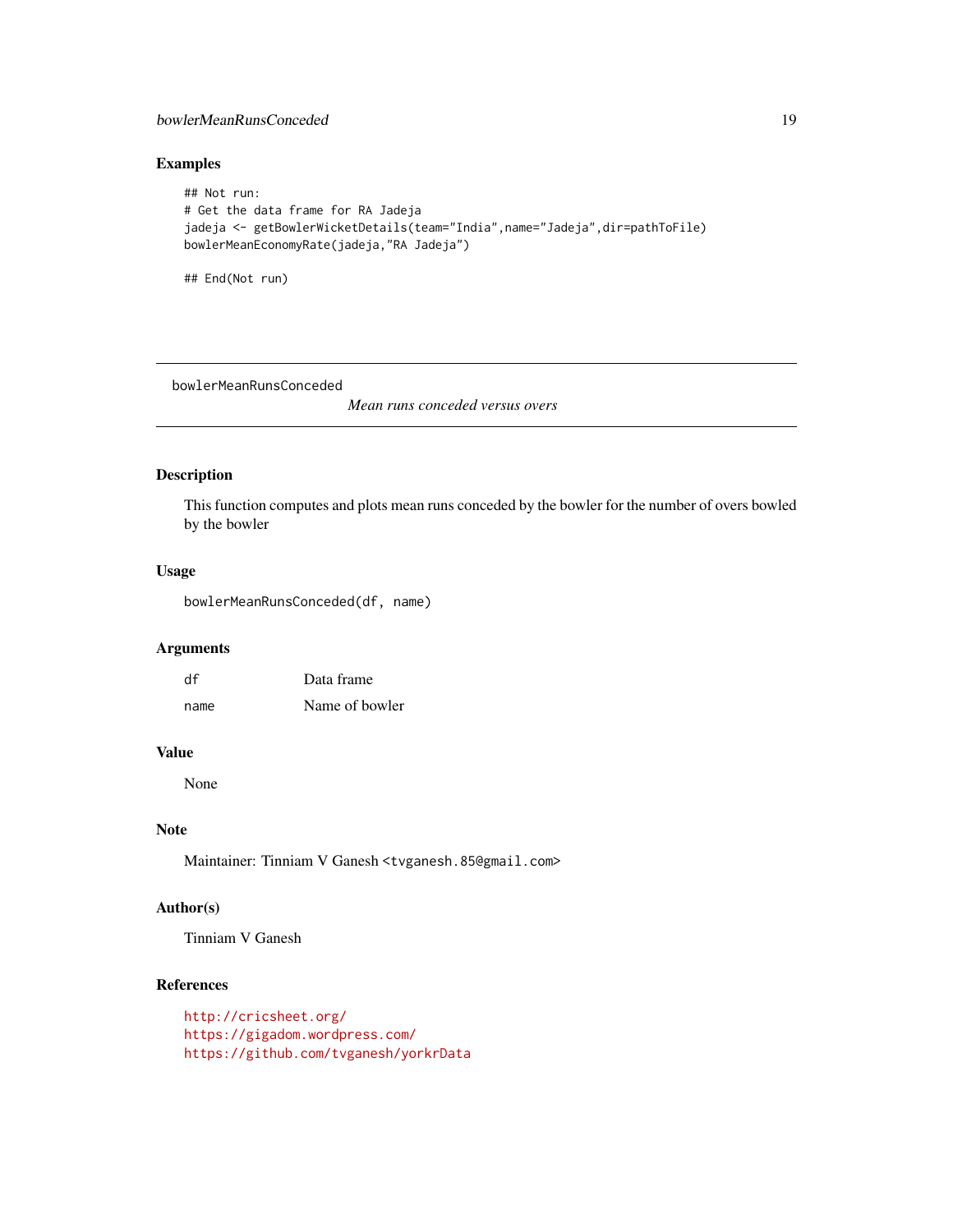## Examples

```
## Not run:
# Get the data frame for RA Jadeja
jadeja <- getBowlerWicketDetails(team="India",name="Jadeja",dir=pathToFile)
bowlerMeanEconomyRate(jadeja,"RA Jadeja")

## End(Not run)
```

---

bowlerMeanRunsConceded &nbsp;&nbsp;&nbsp;&nbsp; *Mean runs conceded versus overs*

---

## Description

This function computes and plots mean runs conceded by the bowler for the number of overs bowled by the bowler

## Usage

```
bowlerMeanRunsConceded(df, name)
```

## Arguments

| | |
|---|---|
| df | Data frame |
| name | Name of bowler |

## Value

None

## Note

Maintainer: Tinniam V Ganesh <tvganesh.85@gmail.com>

## Author(s)

Tinniam V Ganesh

## References

http://cricsheet.org/
https://gigadom.wordpress.com/
https://github.com/tvganesh/yorkrData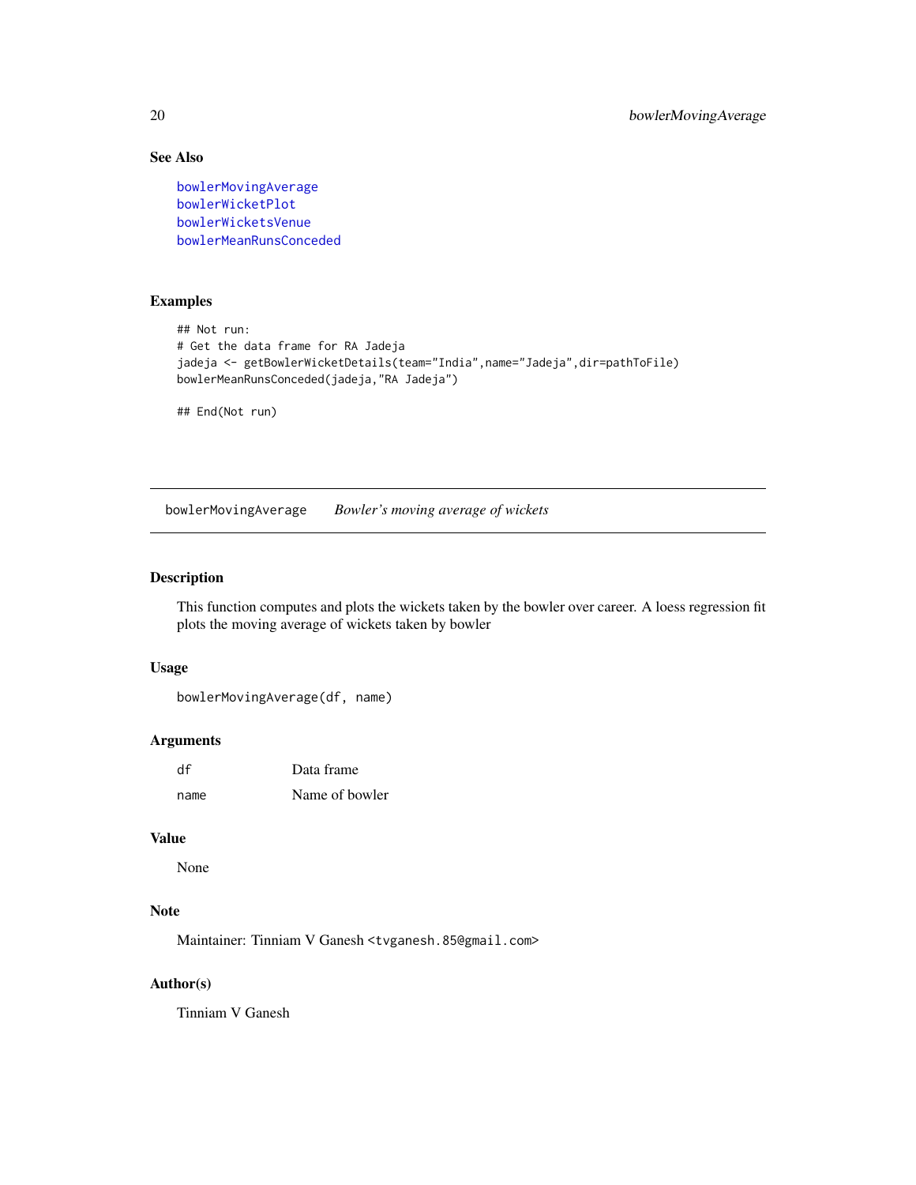### See Also

bowlerMovingAverage
bowlerWicketPlot
bowlerWicketsVenue
bowlerMeanRunsConceded

### Examples

```
## Not run:
# Get the data frame for RA Jadeja
jadeja <- getBowlerWicketDetails(team="India",name="Jadeja",dir=pathToFile)
bowlerMeanRunsConceded(jadeja,"RA Jadeja")

## End(Not run)
```

---

## bowlerMovingAverage    *Bowler's moving average of wickets*

---

### Description

This function computes and plots the wickets taken by the bowler over career. A loess regression fit plots the moving average of wickets taken by bowler

### Usage

```
bowlerMovingAverage(df, name)
```

### Arguments

| | |
|---|---|
| df | Data frame |
| name | Name of bowler |

### Value

None

### Note

Maintainer: Tinniam V Ganesh <tvganesh.85@gmail.com>

### Author(s)

Tinniam V Ganesh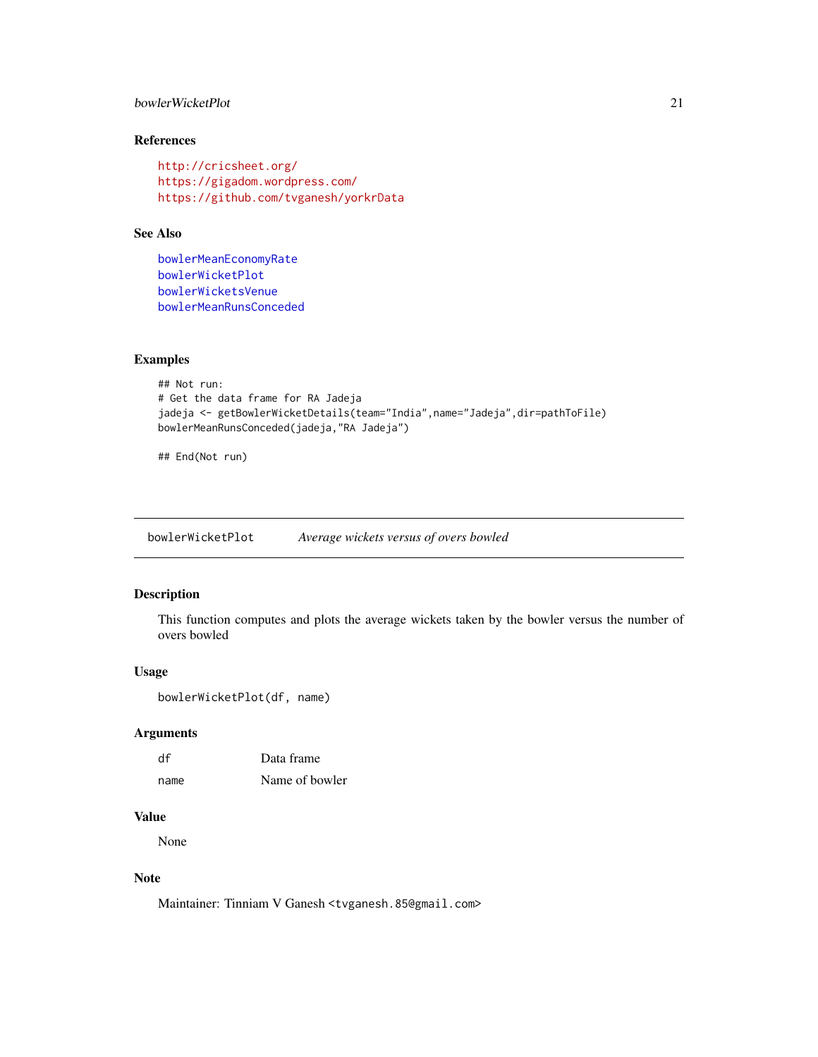### References

http://cricsheet.org/
https://gigadom.wordpress.com/
https://github.com/tvganesh/yorkrData

### See Also

bowlerMeanEconomyRate
bowlerWicketPlot
bowlerWicketsVenue
bowlerMeanRunsConceded

### Examples

```
## Not run:
# Get the data frame for RA Jadeja
jadeja <- getBowlerWicketDetails(team="India",name="Jadeja",dir=pathToFile)
bowlerMeanRunsConceded(jadeja,"RA Jadeja")

## End(Not run)
```

---

## bowlerWicketPlot — *Average wickets versus of overs bowled*

### Description

This function computes and plots the average wickets taken by the bowler versus the number of overs bowled

### Usage

```
bowlerWicketPlot(df, name)
```

### Arguments

| | |
|---|---|
| df | Data frame |
| name | Name of bowler |

### Value

None

### Note

Maintainer: Tinniam V Ganesh <tvganesh.85@gmail.com>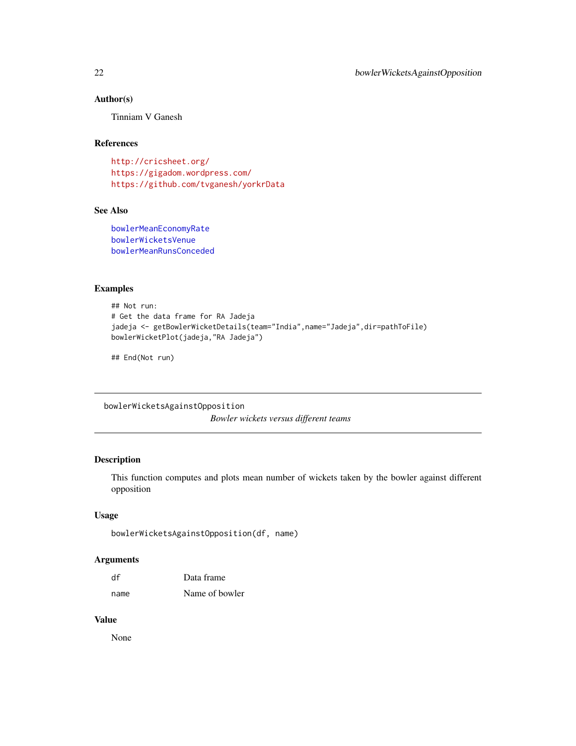### Author(s)

Tinniam V Ganesh

### References

http://cricsheet.org/
https://gigadom.wordpress.com/
https://github.com/tvganesh/yorkrData

### See Also

bowlerMeanEconomyRate
bowlerWicketsVenue
bowlerMeanRunsConceded

### Examples

```
## Not run:
# Get the data frame for RA Jadeja
jadeja <- getBowlerWicketDetails(team="India",name="Jadeja",dir=pathToFile)
bowlerWicketPlot(jadeja,"RA Jadeja")

## End(Not run)
```

---

## bowlerWicketsAgainstOpposition

*Bowler wickets versus different teams*

---

### Description

This function computes and plots mean number of wickets taken by the bowler against different opposition

### Usage

```
bowlerWicketsAgainstOpposition(df, name)
```

### Arguments

| | |
|---|---|
| df | Data frame |
| name | Name of bowler |

### Value

None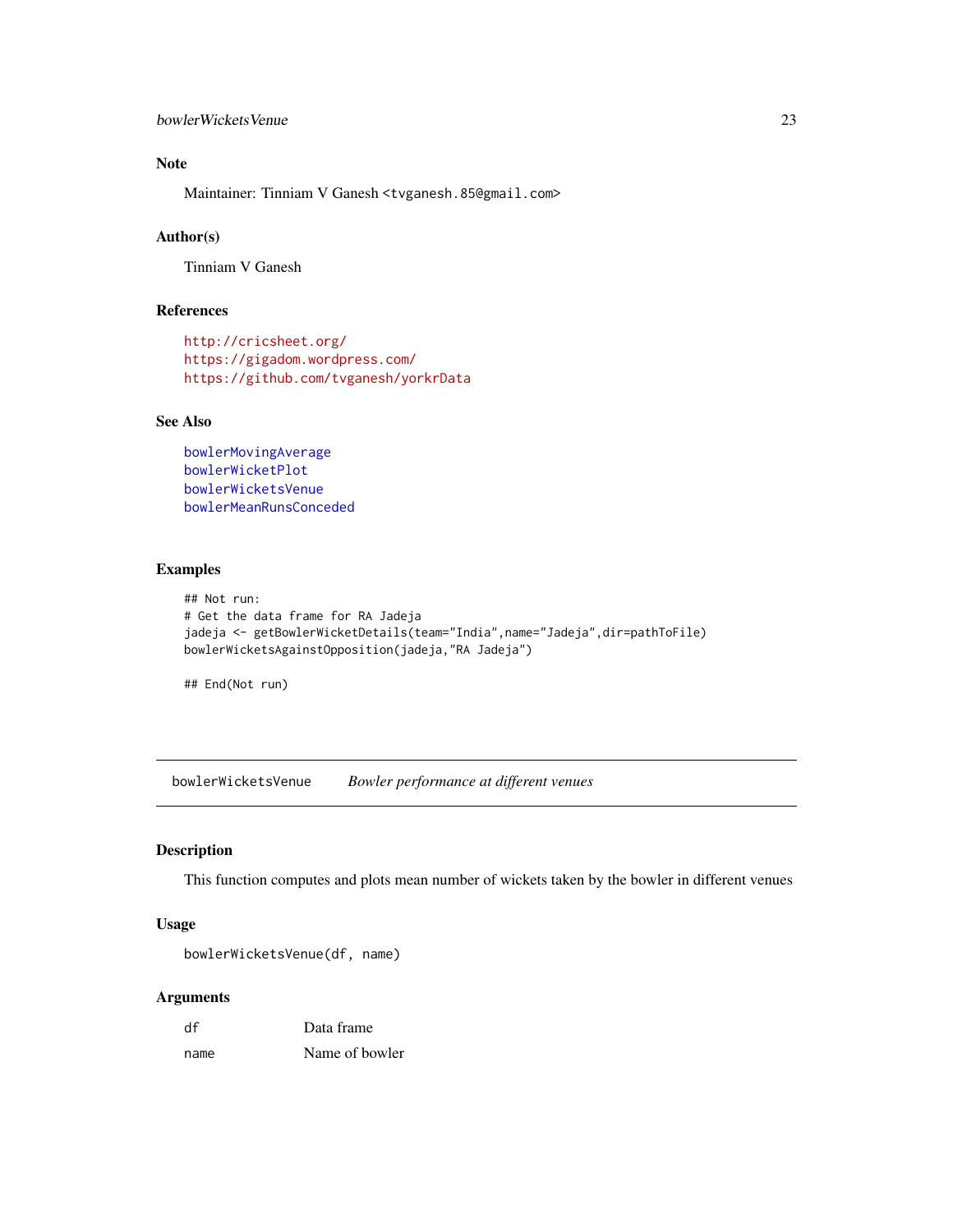## Note

Maintainer: Tinniam V Ganesh <tvganesh.85@gmail.com>

## Author(s)

Tinniam V Ganesh

## References

http://cricsheet.org/
https://gigadom.wordpress.com/
https://github.com/tvganesh/yorkrData

## See Also

bowlerMovingAverage
bowlerWicketPlot
bowlerWicketsVenue
bowlerMeanRunsConceded

## Examples

```
## Not run:
# Get the data frame for RA Jadeja
jadeja <- getBowlerWicketDetails(team="India",name="Jadeja",dir=pathToFile)
bowlerWicketsAgainstOpposition(jadeja,"RA Jadeja")

## End(Not run)
```

---

# bowlerWicketsVenue *Bowler performance at different venues*

## Description

This function computes and plots mean number of wickets taken by the bowler in different venues

## Usage

```
bowlerWicketsVenue(df, name)
```

## Arguments

| | |
|---|---|
| df | Data frame |
| name | Name of bowler |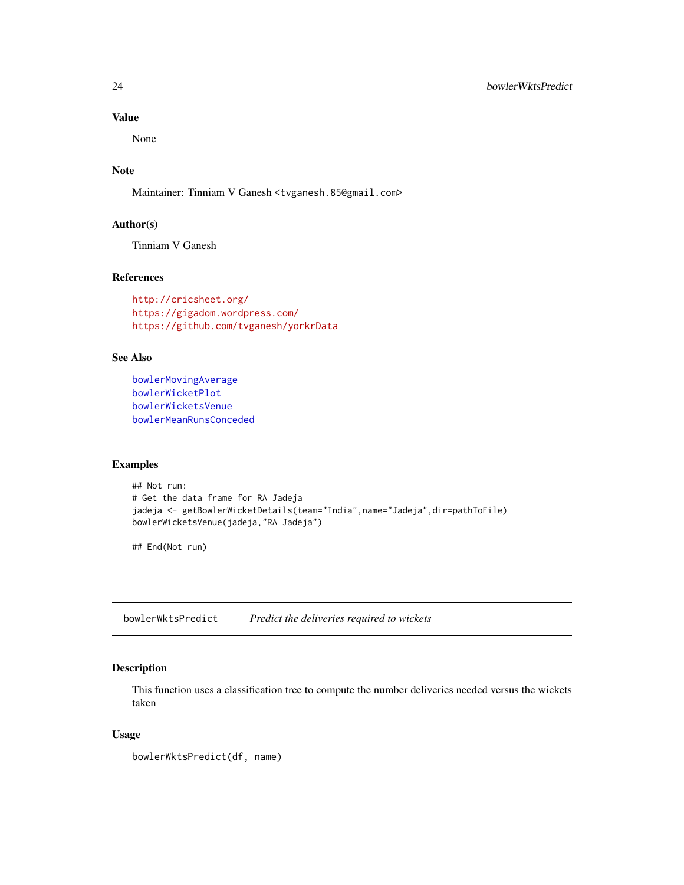### Value

None

### Note

Maintainer: Tinniam V Ganesh <tvganesh.85@gmail.com>

### Author(s)

Tinniam V Ganesh

### References

http://cricsheet.org/
https://gigadom.wordpress.com/
https://github.com/tvganesh/yorkrData

### See Also

bowlerMovingAverage
bowlerWicketPlot
bowlerWicketsVenue
bowlerMeanRunsConceded

### Examples

```
## Not run:
# Get the data frame for RA Jadeja
jadeja <- getBowlerWicketDetails(team="India",name="Jadeja",dir=pathToFile)
bowlerWicketsVenue(jadeja,"RA Jadeja")

## End(Not run)
```

---

## bowlerWktsPredict *Predict the deliveries required to wickets*

### Description

This function uses a classification tree to compute the number deliveries needed versus the wickets taken

### Usage

```
bowlerWktsPredict(df, name)
```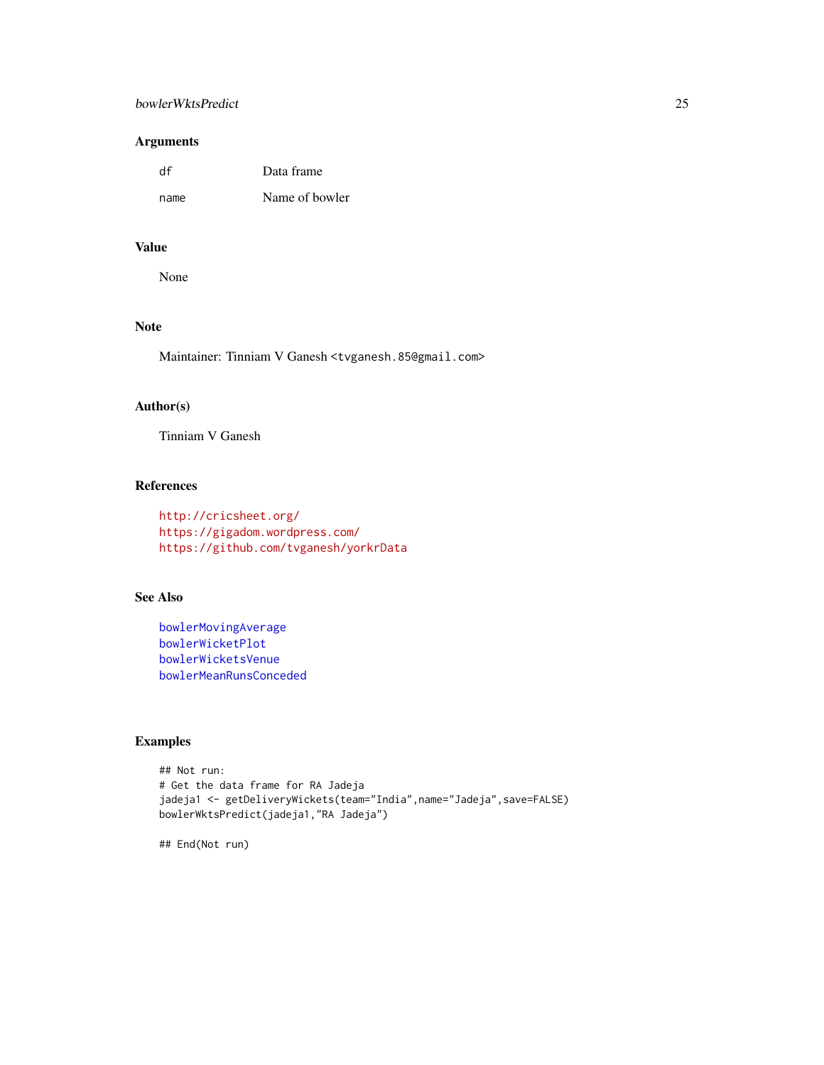## Arguments

| | |
|---|---|
| df | Data frame |
| name | Name of bowler |

## Value

None

## Note

Maintainer: Tinniam V Ganesh <tvganesh.85@gmail.com>

## Author(s)

Tinniam V Ganesh

## References

http://cricsheet.org/
https://gigadom.wordpress.com/
https://github.com/tvganesh/yorkrData

## See Also

bowlerMovingAverage
bowlerWicketPlot
bowlerWicketsVenue
bowlerMeanRunsConceded

## Examples

```
## Not run:
# Get the data frame for RA Jadeja
jadeja1 <- getDeliveryWickets(team="India",name="Jadeja",save=FALSE)
bowlerWktsPredict(jadeja1,"RA Jadeja")

## End(Not run)
```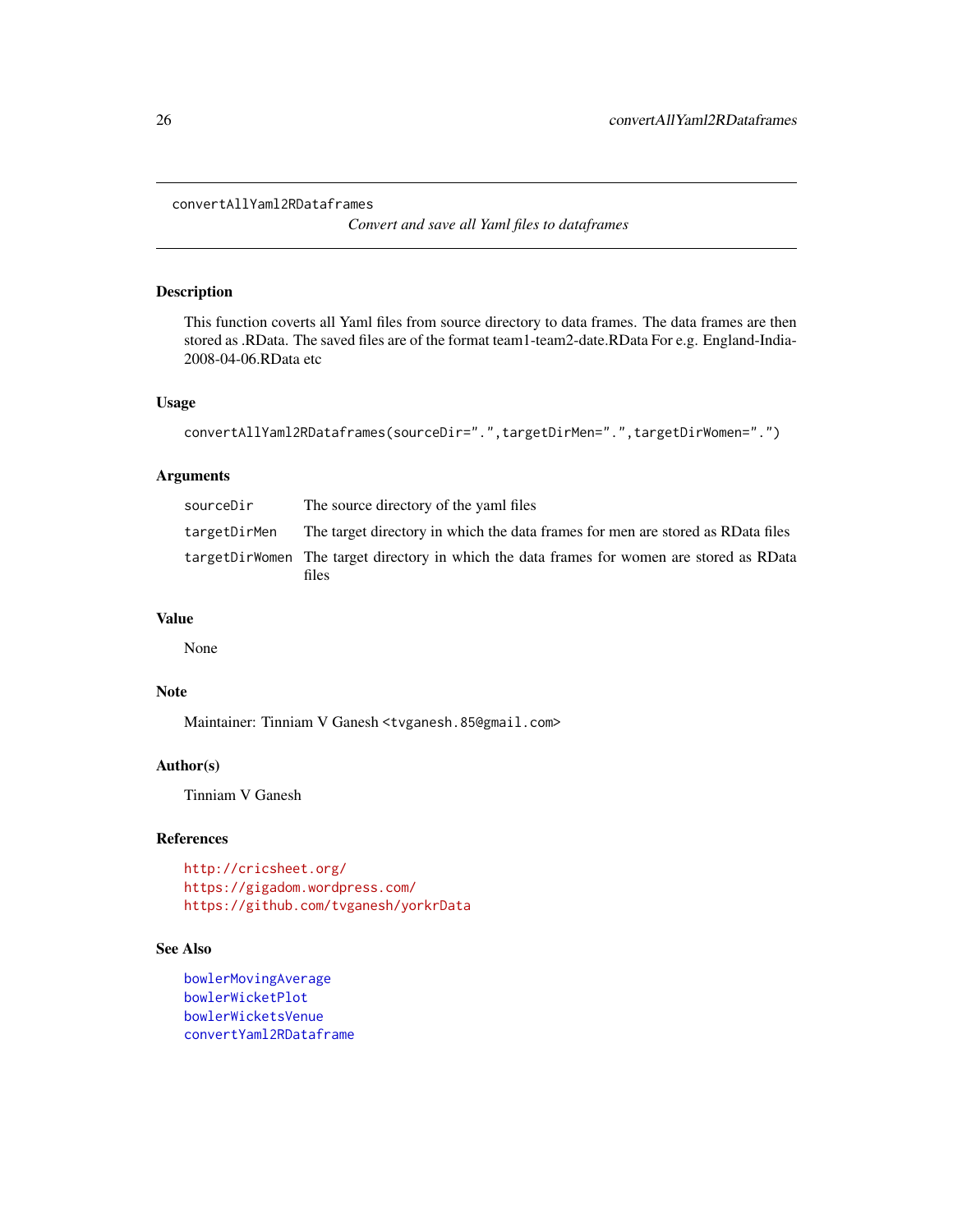convertAllYaml2RDataframes

*Convert and save all Yaml files to dataframes*

### Description

This function coverts all Yaml files from source directory to data frames. The data frames are then stored as .RData. The saved files are of the format team1-team2-date.RData For e.g. England-India-2008-04-06.RData etc

### Usage

```
convertAllYaml2RDataframes(sourceDir=".",targetDirMen=".",targetDirWomen=".")
```

### Arguments

| | |
|---|---|
| sourceDir | The source directory of the yaml files |
| targetDirMen | The target directory in which the data frames for men are stored as RData files |
| targetDirWomen | The target directory in which the data frames for women are stored as RData files |

### Value

None

### Note

Maintainer: Tinniam V Ganesh <tvganesh.85@gmail.com>

### Author(s)

Tinniam V Ganesh

### References

http://cricsheet.org/
https://gigadom.wordpress.com/
https://github.com/tvganesh/yorkrData

### See Also

bowlerMovingAverage
bowlerWicketPlot
bowlerWicketsVenue
convertYaml2RDataframe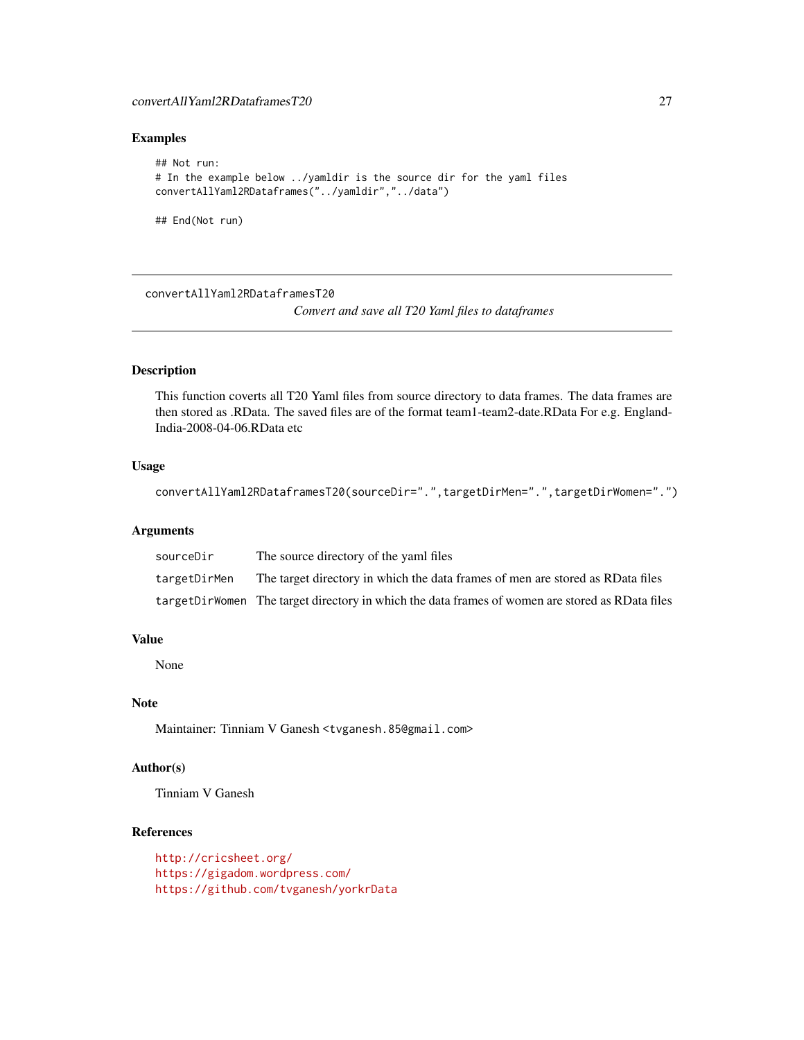## Examples

```
## Not run:
# In the example below ../yamldir is the source dir for the yaml files
convertAllYaml2RDataframes("../yamldir","../data")

## End(Not run)
```

---

convertAllYaml2RDataframesT20

*Convert and save all T20 Yaml files to dataframes*

---

## Description

This function coverts all T20 Yaml files from source directory to data frames. The data frames are then stored as .RData. The saved files are of the format team1-team2-date.RData For e.g. England-India-2008-04-06.RData etc

## Usage

```
convertAllYaml2RDataframesT20(sourceDir=".",targetDirMen=".",targetDirWomen=".")
```

## Arguments

| | |
|---|---|
| sourceDir | The source directory of the yaml files |
| targetDirMen | The target directory in which the data frames of men are stored as RData files |
| targetDirWomen | The target directory in which the data frames of women are stored as RData files |

## Value

None

## Note

Maintainer: Tinniam V Ganesh <tvganesh.85@gmail.com>

## Author(s)

Tinniam V Ganesh

## References

http://cricsheet.org/
https://gigadom.wordpress.com/
https://github.com/tvganesh/yorkrData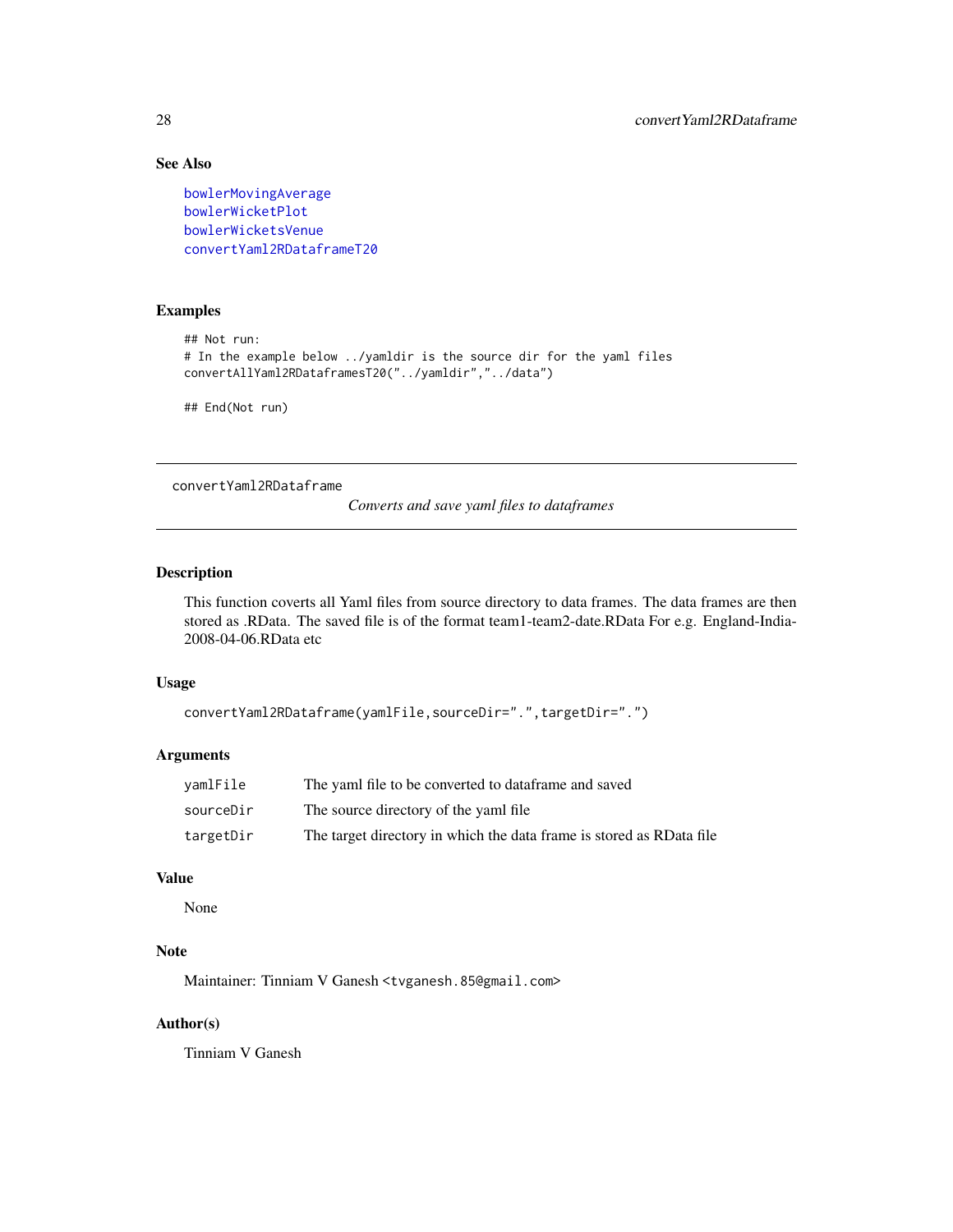### See Also

bowlerMovingAverage
bowlerWicketPlot
bowlerWicketsVenue
convertYaml2RDataframeT20

### Examples

```
## Not run:
# In the example below ../yamldir is the source dir for the yaml files
convertAllYaml2RDataframesT20("../yamldir","../data")

## End(Not run)
```

---

## convertYaml2RDataframe

*Converts and save yaml files to dataframes*

---

### Description

This function coverts all Yaml files from source directory to data frames. The data frames are then stored as .RData. The saved file is of the format team1-team2-date.RData For e.g. England-India-2008-04-06.RData etc

### Usage

```
convertYaml2RDataframe(yamlFile,sourceDir=".",targetDir=".")
```

### Arguments

| | |
|---|---|
| yamlFile | The yaml file to be converted to dataframe and saved |
| sourceDir | The source directory of the yaml file |
| targetDir | The target directory in which the data frame is stored as RData file |

### Value

None

### Note

Maintainer: Tinniam V Ganesh <tvganesh.85@gmail.com>

### Author(s)

Tinniam V Ganesh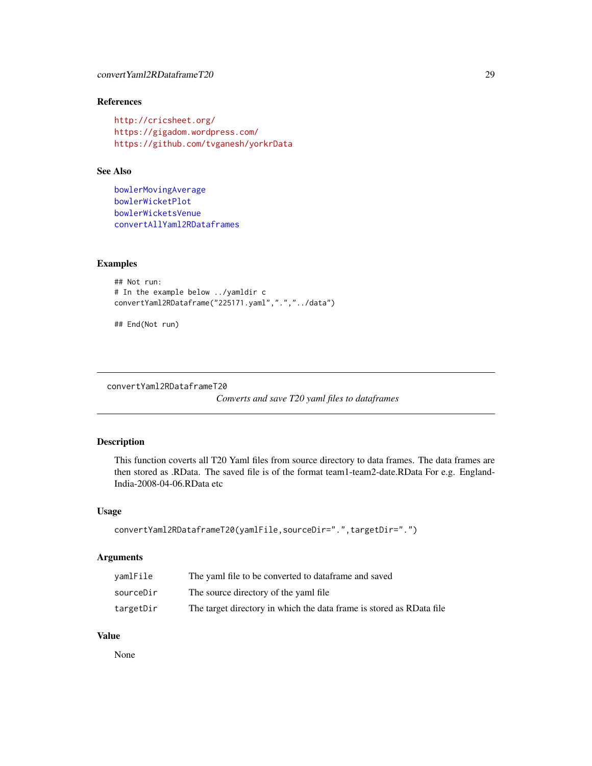## References

http://cricsheet.org/
https://gigadom.wordpress.com/
https://github.com/tvganesh/yorkrData

## See Also

bowlerMovingAverage
bowlerWicketPlot
bowlerWicketsVenue
convertAllYaml2RDataframes

## Examples

```
## Not run:
# In the example below ../yamldir c
convertYaml2RDataframe("225171.yaml",".","../data")

## End(Not run)
```

---

# convertYaml2RDataframeT20 &nbsp;&nbsp;&nbsp; *Converts and save T20 yaml files to dataframes*

## Description

This function coverts all T20 Yaml files from source directory to data frames. The data frames are then stored as .RData. The saved file is of the format team1-team2-date.RData For e.g. England-India-2008-04-06.RData etc

## Usage

```
convertYaml2RDataframeT20(yamlFile,sourceDir=".",targetDir=".")
```

## Arguments

| | |
|---|---|
| yamlFile | The yaml file to be converted to dataframe and saved |
| sourceDir | The source directory of the yaml file |
| targetDir | The target directory in which the data frame is stored as RData file |

## Value

None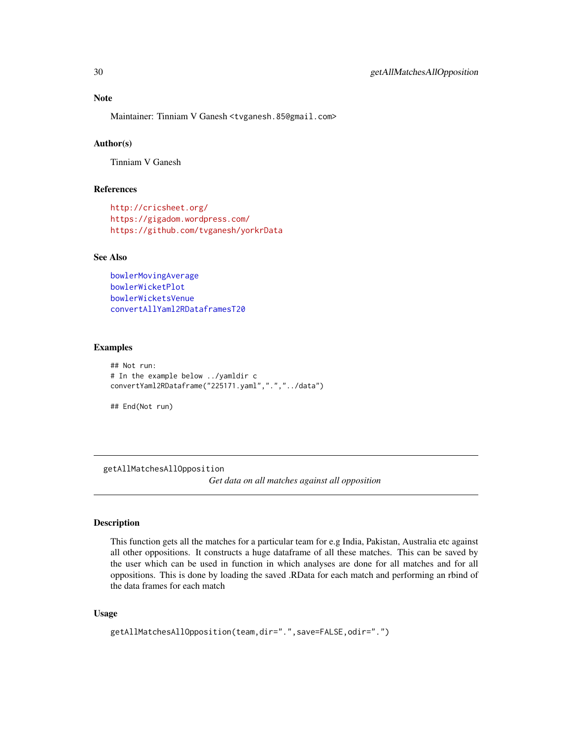### Note

Maintainer: Tinniam V Ganesh <tvganesh.85@gmail.com>

### Author(s)

Tinniam V Ganesh

### References

http://cricsheet.org/
https://gigadom.wordpress.com/
https://github.com/tvganesh/yorkrData

### See Also

bowlerMovingAverage
bowlerWicketPlot
bowlerWicketsVenue
convertAllYaml2RDataframesT20

### Examples

```
## Not run:
# In the example below ../yamldir c
convertYaml2RDataframe("225171.yaml",".","../data")

## End(Not run)
```

---

## getAllMatchesAllOpposition

*Get data on all matches against all opposition*

---

### Description

This function gets all the matches for a particular team for e.g India, Pakistan, Australia etc against all other oppositions. It constructs a huge dataframe of all these matches. This can be saved by the user which can be used in function in which analyses are done for all matches and for all oppositions. This is done by loading the saved .RData for each match and performing an rbind of the data frames for each match

### Usage

```
getAllMatchesAllOpposition(team,dir=".",save=FALSE,odir=".")
```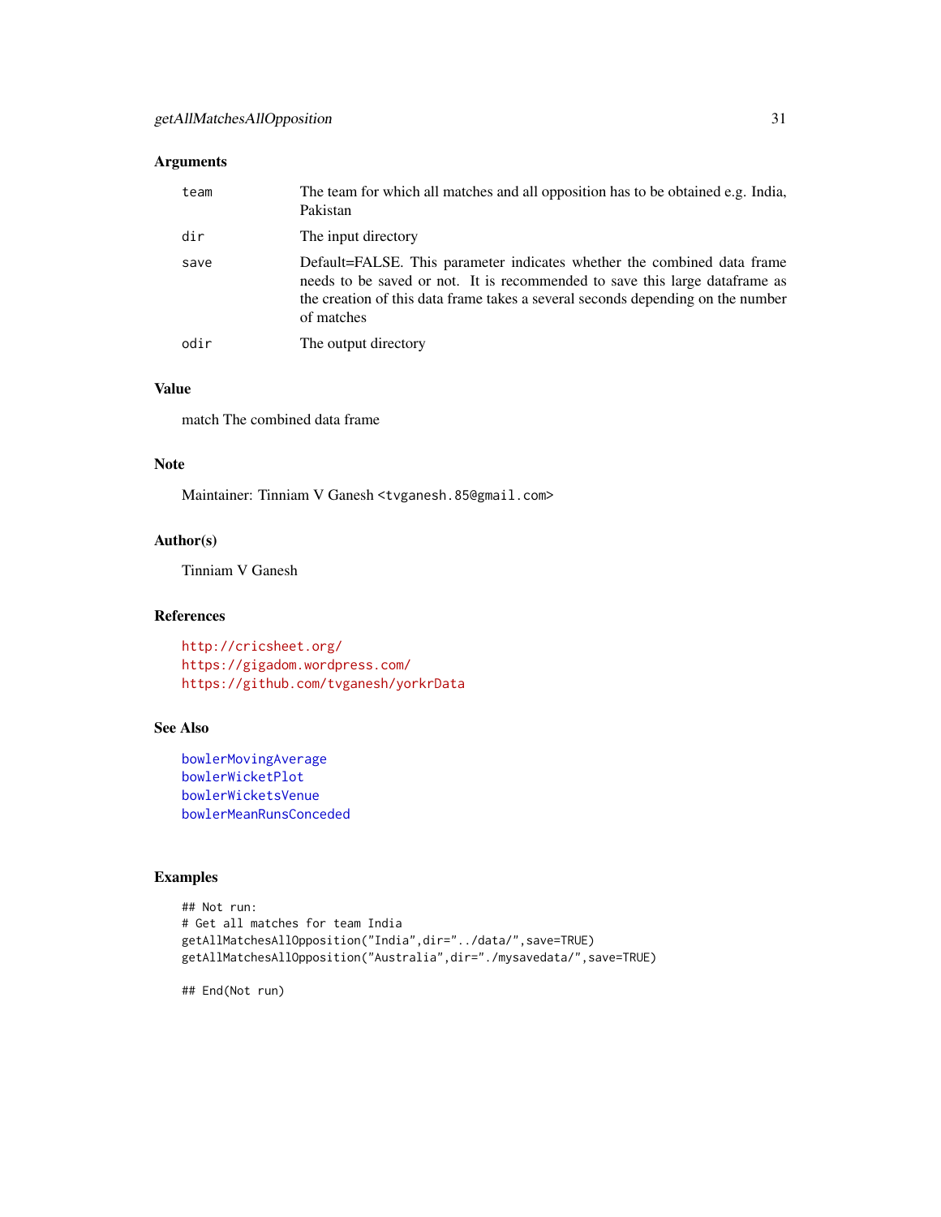### Arguments

| | |
|---|---|
| team | The team for which all matches and all opposition has to be obtained e.g. India, Pakistan |
| dir | The input directory |
| save | Default=FALSE. This parameter indicates whether the combined data frame needs to be saved or not. It is recommended to save this large dataframe as the creation of this data frame takes a several seconds depending on the number of matches |
| odir | The output directory |

### Value

match The combined data frame

### Note

Maintainer: Tinniam V Ganesh <tvganesh.85@gmail.com>

### Author(s)

Tinniam V Ganesh

### References

http://cricsheet.org/
https://gigadom.wordpress.com/
https://github.com/tvganesh/yorkrData

### See Also

bowlerMovingAverage
bowlerWicketPlot
bowlerWicketsVenue
bowlerMeanRunsConceded

### Examples

```
## Not run:
# Get all matches for team India
getAllMatchesAllOpposition("India",dir="../data/",save=TRUE)
getAllMatchesAllOpposition("Australia",dir="./mysavedata/",save=TRUE)

## End(Not run)
```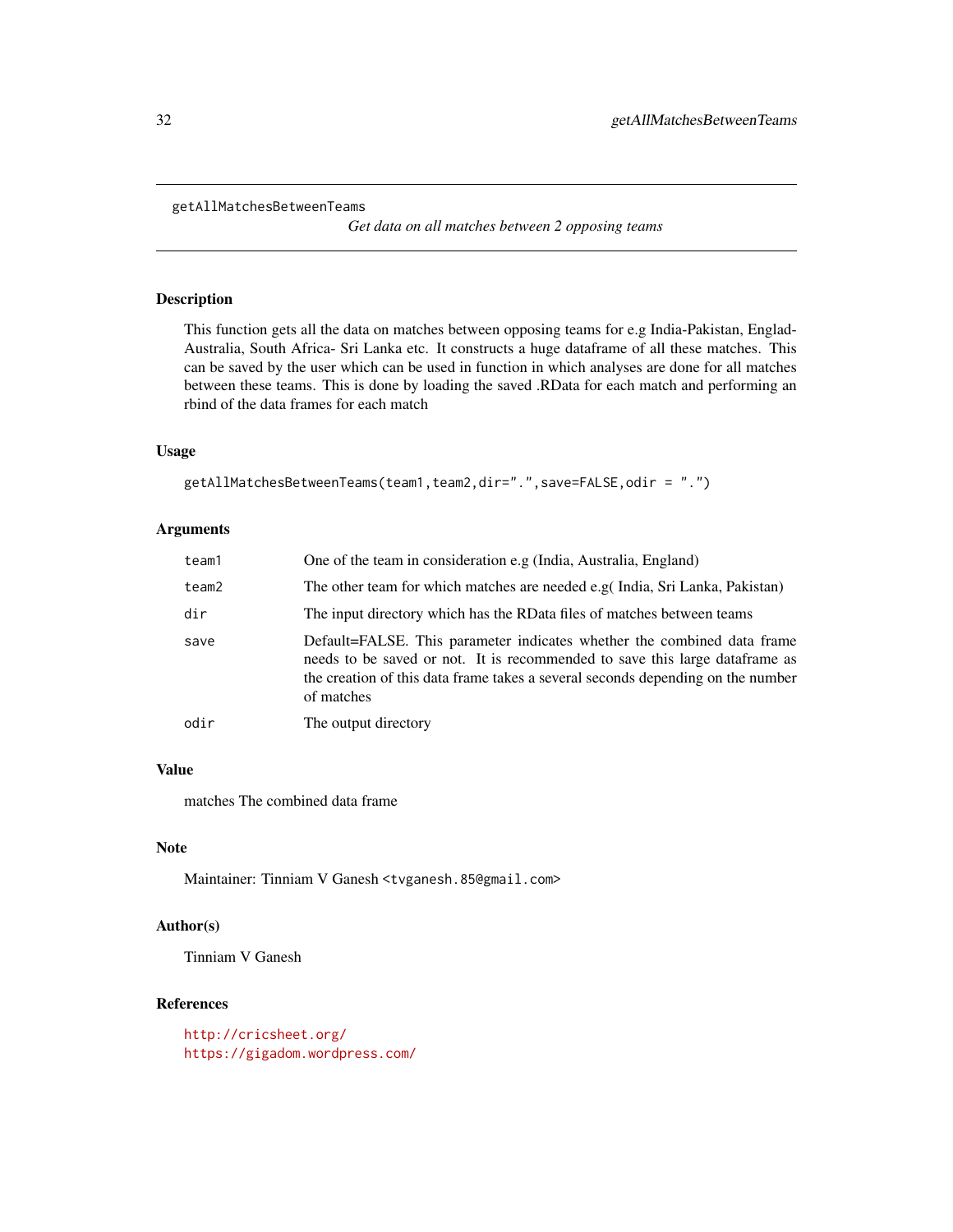getAllMatchesBetweenTeams

*Get data on all matches between 2 opposing teams*

## Description

This function gets all the data on matches between opposing teams for e.g India-Pakistan, Englad-Australia, South Africa- Sri Lanka etc. It constructs a huge dataframe of all these matches. This can be saved by the user which can be used in function in which analyses are done for all matches between these teams. This is done by loading the saved .RData for each match and performing an rbind of the data frames for each match

## Usage

```
getAllMatchesBetweenTeams(team1,team2,dir=".",save=FALSE,odir = ".")
```

## Arguments

| | |
|---|---|
| team1 | One of the team in consideration e.g (India, Australia, England) |
| team2 | The other team for which matches are needed e.g( India, Sri Lanka, Pakistan) |
| dir | The input directory which has the RData files of matches between teams |
| save | Default=FALSE. This parameter indicates whether the combined data frame needs to be saved or not. It is recommended to save this large dataframe as the creation of this data frame takes a several seconds depending on the number of matches |
| odir | The output directory |

## Value

matches The combined data frame

## Note

Maintainer: Tinniam V Ganesh <tvganesh.85@gmail.com>

## Author(s)

Tinniam V Ganesh

## References

http://cricsheet.org/
https://gigadom.wordpress.com/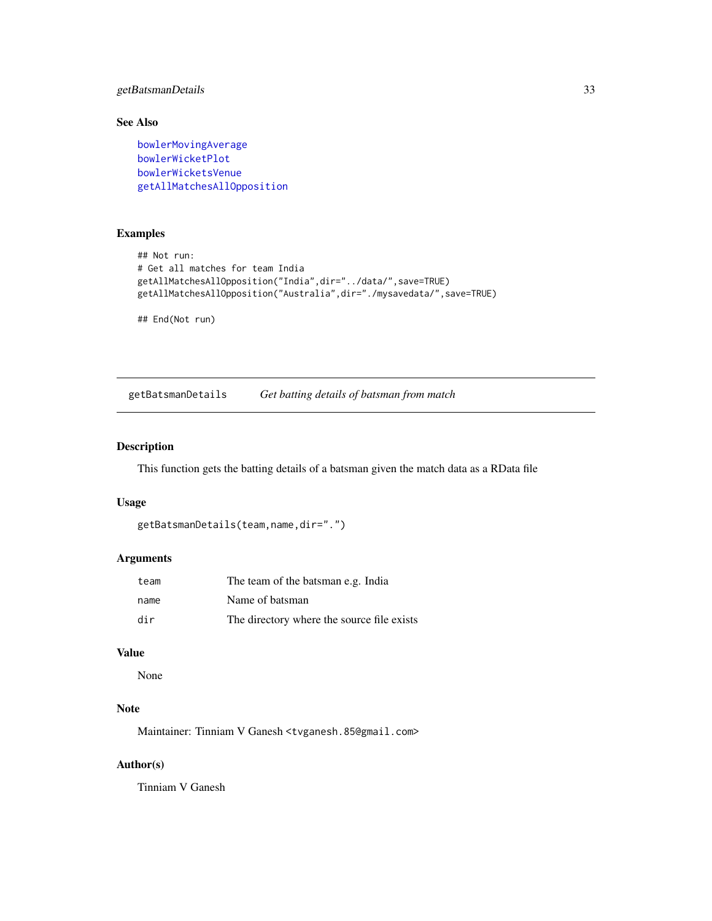## See Also

bowlerMovingAverage
bowlerWicketPlot
bowlerWicketsVenue
getAllMatchesAllOpposition

## Examples

```
## Not run:
# Get all matches for team India
getAllMatchesAllOpposition("India",dir="../data/",save=TRUE)
getAllMatchesAllOpposition("Australia",dir="./mysavedata/",save=TRUE)

## End(Not run)
```

---

# getBatsmanDetails *Get batting details of batsman from match*

## Description

This function gets the batting details of a batsman given the match data as a RData file

## Usage

```
getBatsmanDetails(team,name,dir=".")
```

## Arguments

| | |
|---|---|
| team | The team of the batsman e.g. India |
| name | Name of batsman |
| dir | The directory where the source file exists |

## Value

None

## Note

Maintainer: Tinniam V Ganesh <tvganesh.85@gmail.com>

## Author(s)

Tinniam V Ganesh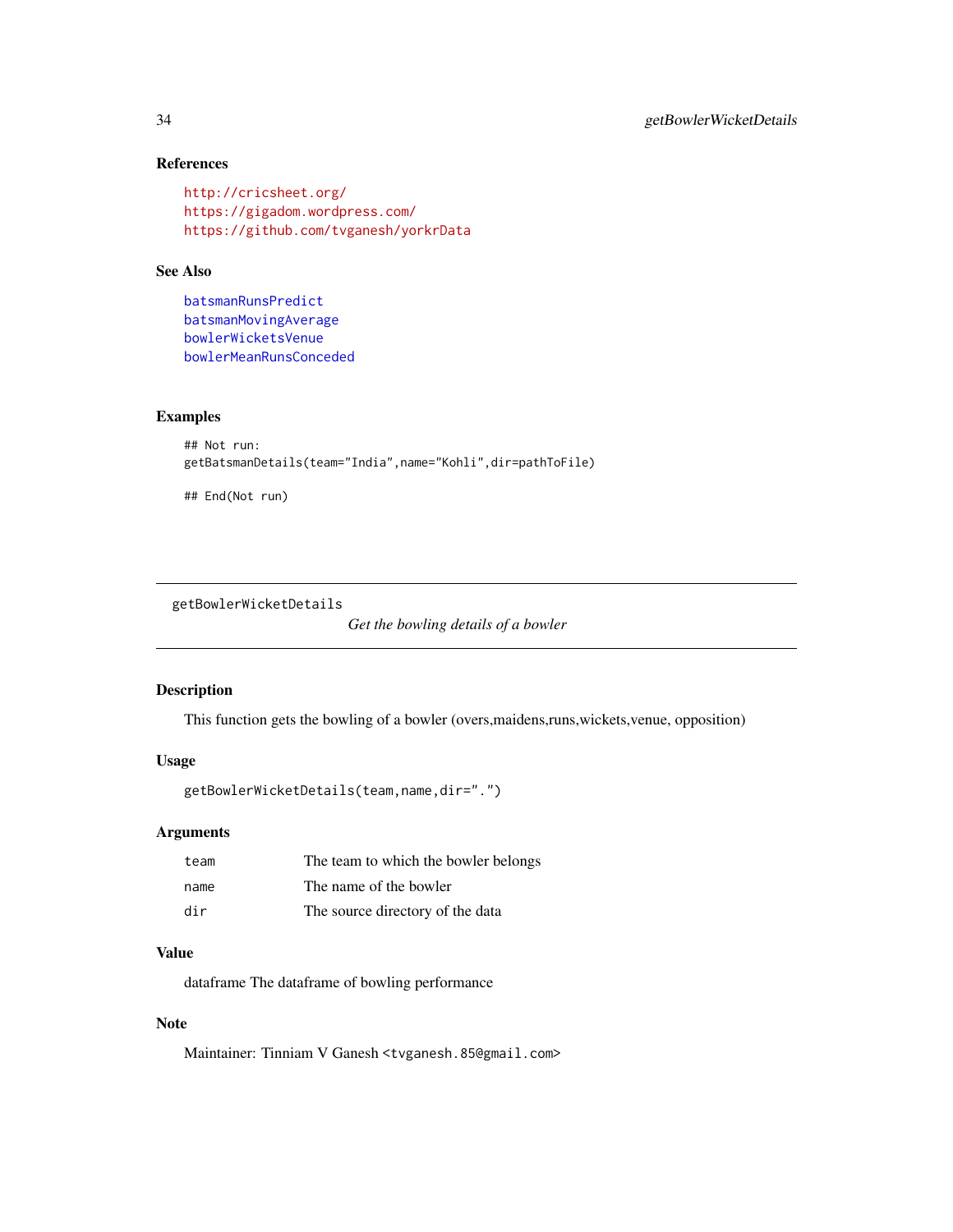### References

http://cricsheet.org/
https://gigadom.wordpress.com/
https://github.com/tvganesh/yorkrData

### See Also

batsmanRunsPredict
batsmanMovingAverage
bowlerWicketsVenue
bowlerMeanRunsConceded

### Examples

```
## Not run:
getBatsmanDetails(team="India",name="Kohli",dir=pathToFile)

## End(Not run)
```

---

## getBowlerWicketDetails &nbsp;&nbsp;&nbsp; *Get the bowling details of a bowler*

---

### Description

This function gets the bowling of a bowler (overs,maidens,runs,wickets,venue, opposition)

### Usage

```
getBowlerWicketDetails(team,name,dir=".")
```

### Arguments

| | |
|---|---|
| team | The team to which the bowler belongs |
| name | The name of the bowler |
| dir | The source directory of the data |

### Value

dataframe The dataframe of bowling performance

### Note

Maintainer: Tinniam V Ganesh <tvganesh.85@gmail.com>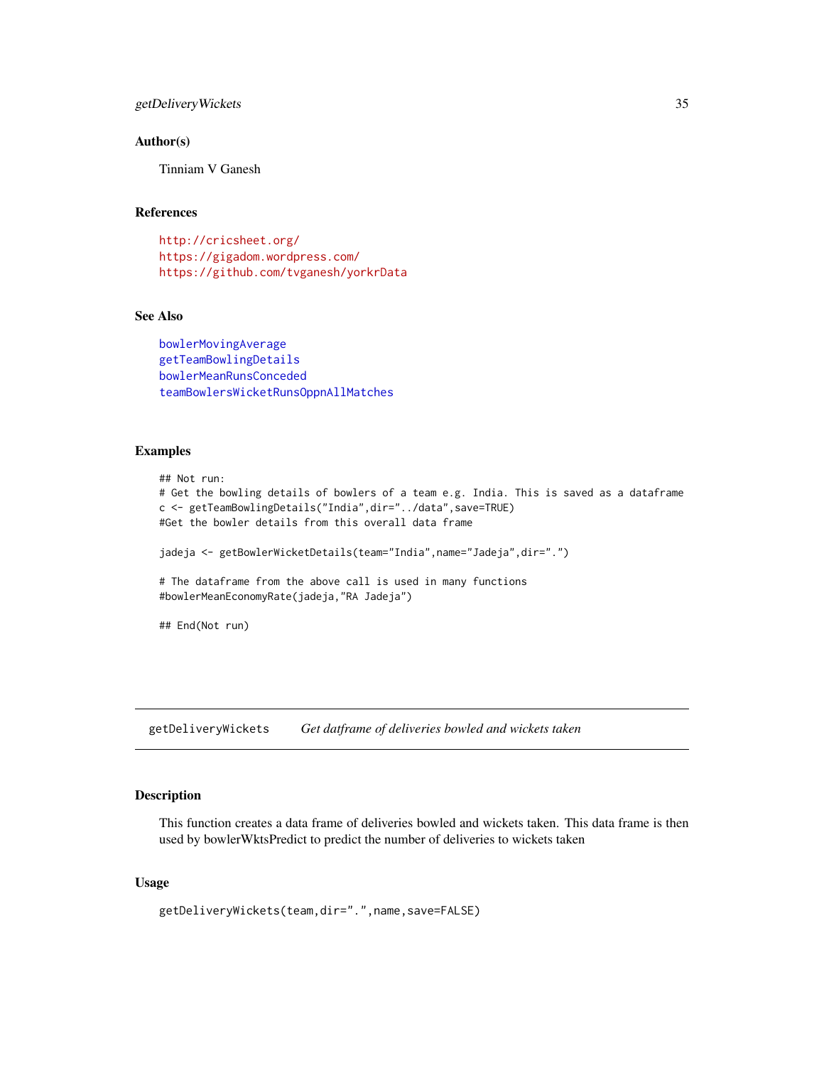### Author(s)

Tinniam V Ganesh

### References

http://cricsheet.org/
https://gigadom.wordpress.com/
https://github.com/tvganesh/yorkrData

### See Also

bowlerMovingAverage
getTeamBowlingDetails
bowlerMeanRunsConceded
teamBowlersWicketRunsOppnAllMatches

### Examples

```
## Not run:
# Get the bowling details of bowlers of a team e.g. India. This is saved as a dataframe
c <- getTeamBowlingDetails("India",dir="../data",save=TRUE)
#Get the bowler details from this overall data frame

jadeja <- getBowlerWicketDetails(team="India",name="Jadeja",dir=".")

# The dataframe from the above call is used in many functions
#bowlerMeanEconomyRate(jadeja,"RA Jadeja")

## End(Not run)
```

---

## getDeliveryWickets &nbsp;&nbsp;&nbsp; *Get datframe of deliveries bowled and wickets taken*

---

### Description

This function creates a data frame of deliveries bowled and wickets taken. This data frame is then used by bowlerWktsPredict to predict the number of deliveries to wickets taken

### Usage

```
getDeliveryWickets(team,dir=".",name,save=FALSE)
```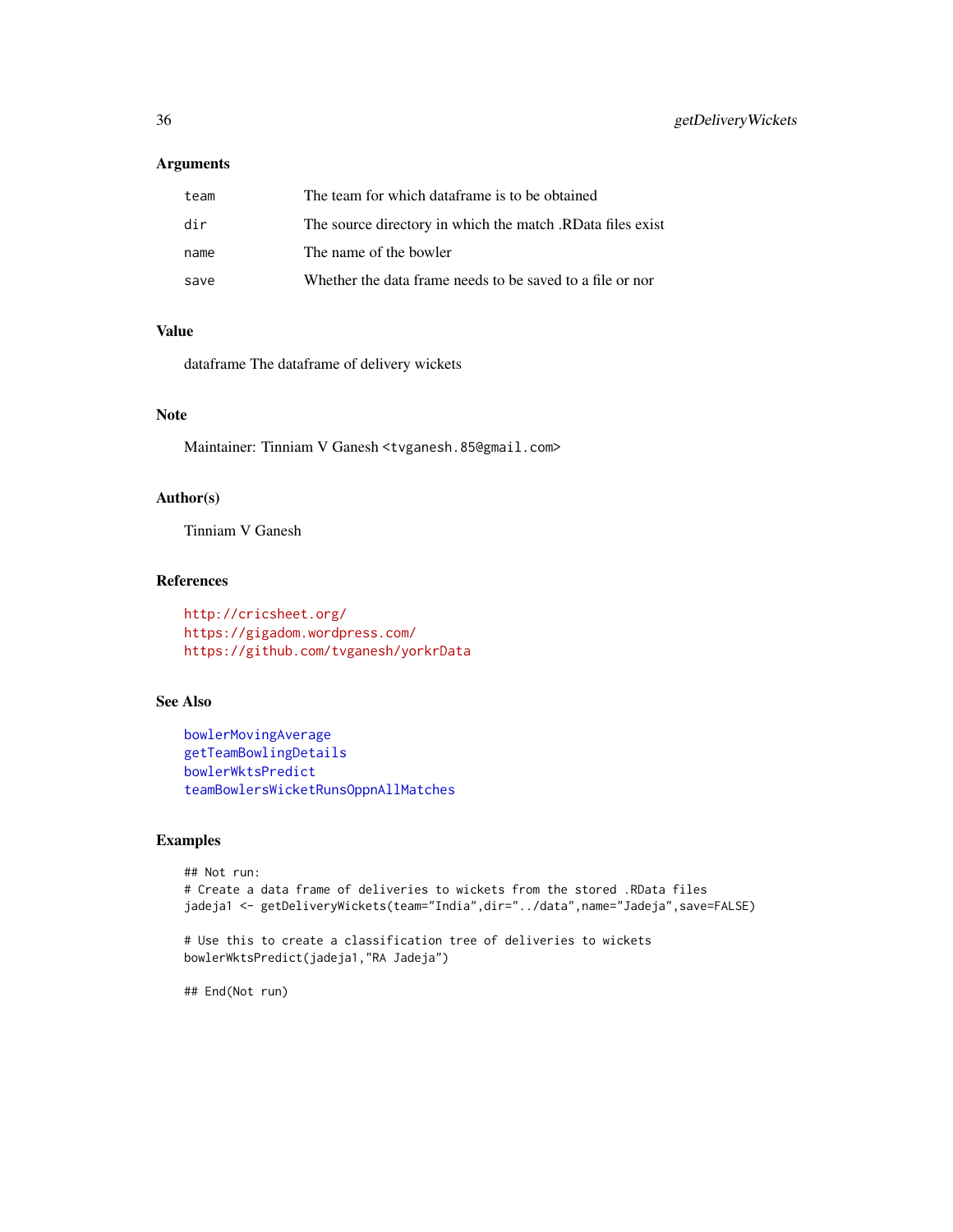### Arguments

| | |
|---|---|
| team | The team for which dataframe is to be obtained |
| dir | The source directory in which the match .RData files exist |
| name | The name of the bowler |
| save | Whether the data frame needs to be saved to a file or nor |

### Value

dataframe The dataframe of delivery wickets

### Note

Maintainer: Tinniam V Ganesh <tvganesh.85@gmail.com>

### Author(s)

Tinniam V Ganesh

### References

http://cricsheet.org/
https://gigadom.wordpress.com/
https://github.com/tvganesh/yorkrData

### See Also

bowlerMovingAverage
getTeamBowlingDetails
bowlerWktsPredict
teamBowlersWicketRunsOppnAllMatches

### Examples

```
## Not run:
# Create a data frame of deliveries to wickets from the stored .RData files
jadeja1 <- getDeliveryWickets(team="India",dir="../data",name="Jadeja",save=FALSE)

# Use this to create a classification tree of deliveries to wickets
bowlerWktsPredict(jadeja1,"RA Jadeja")

## End(Not run)
```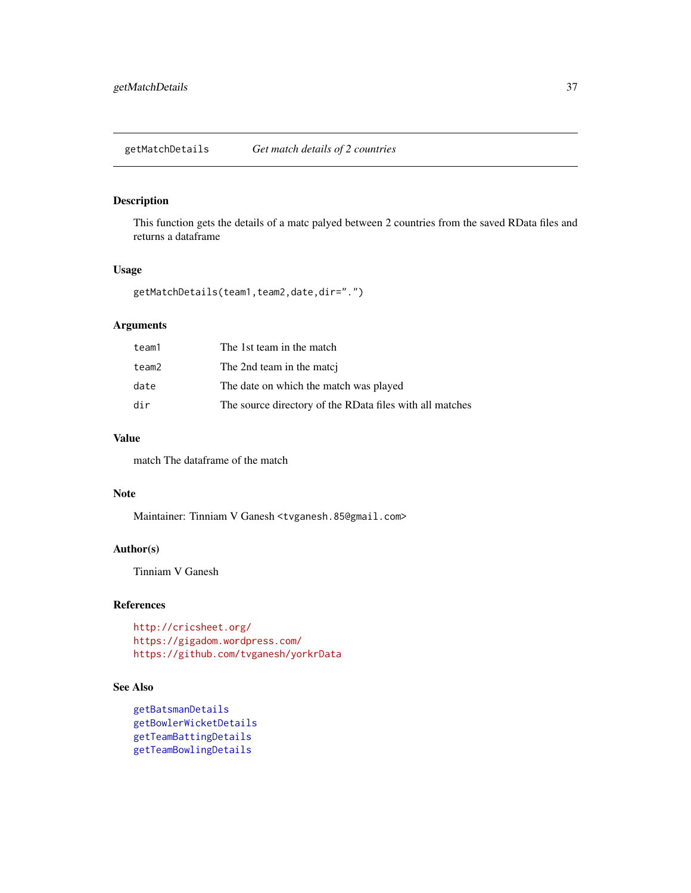## getMatchDetails — *Get match details of 2 countries*

### Description

This function gets the details of a matc palyed between 2 countries from the saved RData files and returns a dataframe

### Usage

```
getMatchDetails(team1,team2,date,dir=".")
```

### Arguments

| | |
|---|---|
| team1 | The 1st team in the match |
| team2 | The 2nd team in the matcj |
| date | The date on which the match was played |
| dir | The source directory of the RData files with all matches |

### Value

match The dataframe of the match

### Note

Maintainer: Tinniam V Ganesh <tvganesh.85@gmail.com>

### Author(s)

Tinniam V Ganesh

### References

http://cricsheet.org/
https://gigadom.wordpress.com/
https://github.com/tvganesh/yorkrData

### See Also

getBatsmanDetails
getBowlerWicketDetails
getTeamBattingDetails
getTeamBowlingDetails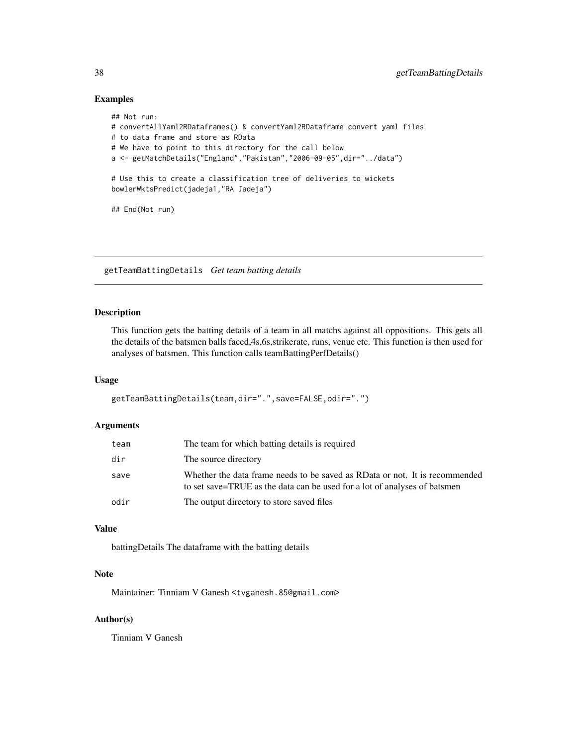### Examples

```
## Not run:
# convertAllYaml2RDataframes() & convertYaml2RDataframe convert yaml files
# to data frame and store as RData
# We have to point to this directory for the call below
a <- getMatchDetails("England","Pakistan","2006-09-05",dir="../data")

# Use this to create a classification tree of deliveries to wickets
bowlerWktsPredict(jadeja1,"RA Jadeja")

## End(Not run)
```

---

## getTeamBattingDetails *Get team batting details*

---

### Description

This function gets the batting details of a team in all matchs against all oppositions. This gets all the details of the batsmen balls faced,4s,6s,strikerate, runs, venue etc. This function is then used for analyses of batsmen. This function calls teamBattingPerfDetails()

### Usage

```
getTeamBattingDetails(team,dir=".",save=FALSE,odir=".")
```

### Arguments

| | |
|---|---|
| team | The team for which batting details is required |
| dir | The source directory |
| save | Whether the data frame needs to be saved as RData or not. It is recommended to set save=TRUE as the data can be used for a lot of analyses of batsmen |
| odir | The output directory to store saved files |

### Value

battingDetails The dataframe with the batting details

### Note

Maintainer: Tinniam V Ganesh <tvganesh.85@gmail.com>

### Author(s)

Tinniam V Ganesh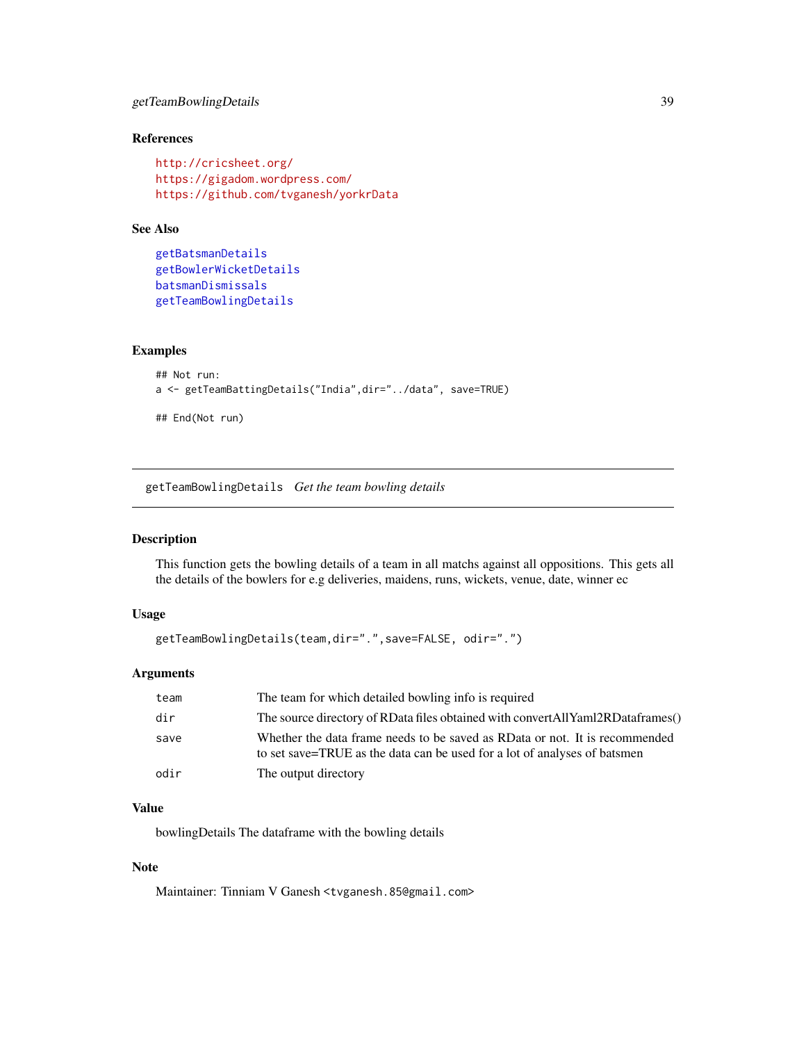### References

http://cricsheet.org/
https://gigadom.wordpress.com/
https://github.com/tvganesh/yorkrData

### See Also

getBatsmanDetails
getBowlerWicketDetails
batsmanDismissals
getTeamBowlingDetails

### Examples

```
## Not run:
a <- getTeamBattingDetails("India",dir="../data", save=TRUE)

## End(Not run)
```

---

## getTeamBowlingDetails *Get the team bowling details*

---

### Description

This function gets the bowling details of a team in all matchs against all oppositions. This gets all the details of the bowlers for e.g deliveries, maidens, runs, wickets, venue, date, winner ec

### Usage

```
getTeamBowlingDetails(team,dir=".",save=FALSE, odir=".")
```

### Arguments

| | |
|---|---|
| team | The team for which detailed bowling info is required |
| dir | The source directory of RData files obtained with convertAllYaml2RDataframes() |
| save | Whether the data frame needs to be saved as RData or not. It is recommended to set save=TRUE as the data can be used for a lot of analyses of batsmen |
| odir | The output directory |

### Value

bowlingDetails The dataframe with the bowling details

### Note

Maintainer: Tinniam V Ganesh <tvganesh.85@gmail.com>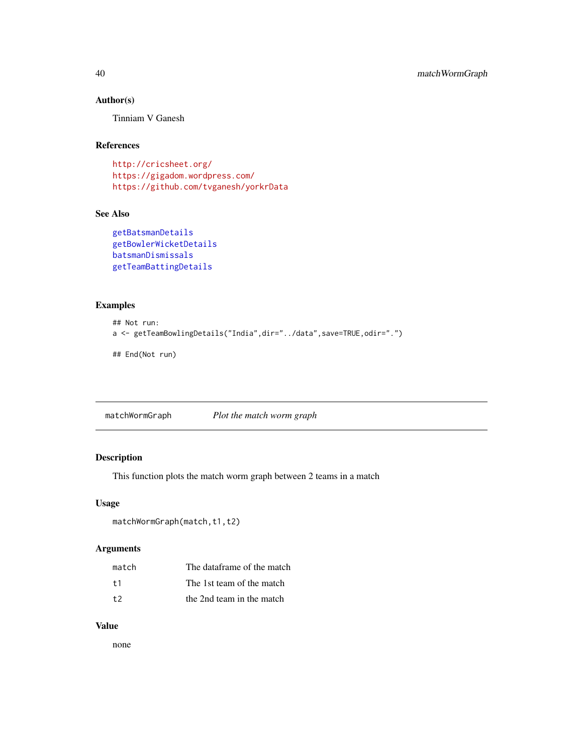### Author(s)

Tinniam V Ganesh

### References

http://cricsheet.org/
https://gigadom.wordpress.com/
https://github.com/tvganesh/yorkrData

### See Also

getBatsmanDetails
getBowlerWicketDetails
batsmanDismissals
getTeamBattingDetails

### Examples

```
## Not run:
a <- getTeamBowlingDetails("India",dir="../data",save=TRUE,odir=".")

## End(Not run)
```

---

## matchWormGraph &nbsp;&nbsp;&nbsp; *Plot the match worm graph*

---

### Description

This function plots the match worm graph between 2 teams in a match

### Usage

```
matchWormGraph(match,t1,t2)
```

### Arguments

| | |
|---|---|
| match | The dataframe of the match |
| t1 | The 1st team of the match |
| t2 | the 2nd team in the match |

### Value

none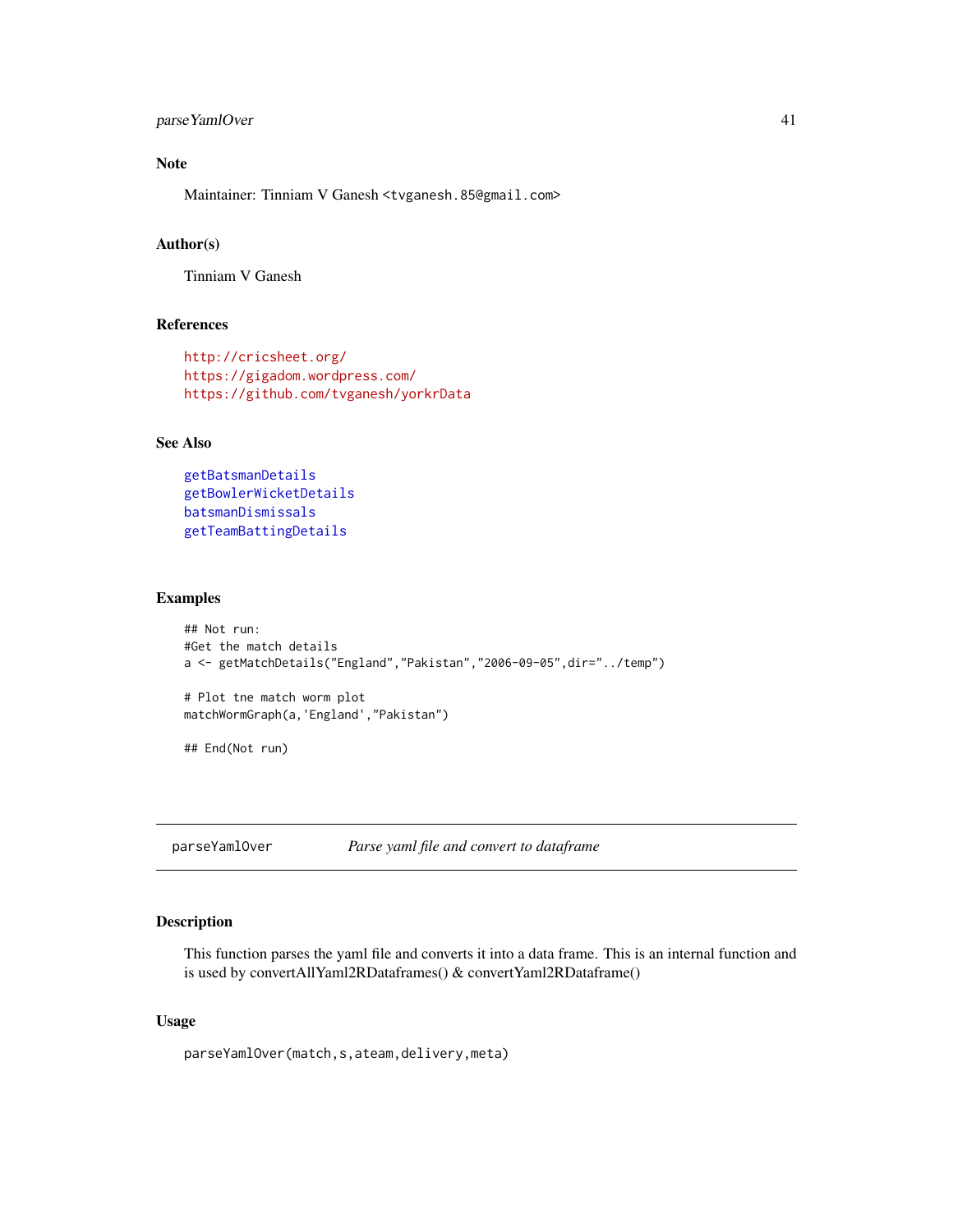### Note

Maintainer: Tinniam V Ganesh <tvganesh.85@gmail.com>

### Author(s)

Tinniam V Ganesh

### References

http://cricsheet.org/
https://gigadom.wordpress.com/
https://github.com/tvganesh/yorkrData

### See Also

getBatsmanDetails
getBowlerWicketDetails
batsmanDismissals
getTeamBattingDetails

### Examples

```
## Not run:
#Get the match details
a <- getMatchDetails("England","Pakistan","2006-09-05",dir="../temp")

# Plot tne match worm plot
matchWormGraph(a,'England',"Pakistan")

## End(Not run)
```

---

## parseYamlOver — *Parse yaml file and convert to dataframe*

### Description

This function parses the yaml file and converts it into a data frame. This is an internal function and is used by convertAllYaml2RDataframes() & convertYaml2RDataframe()

### Usage

```
parseYamlOver(match,s,ateam,delivery,meta)
```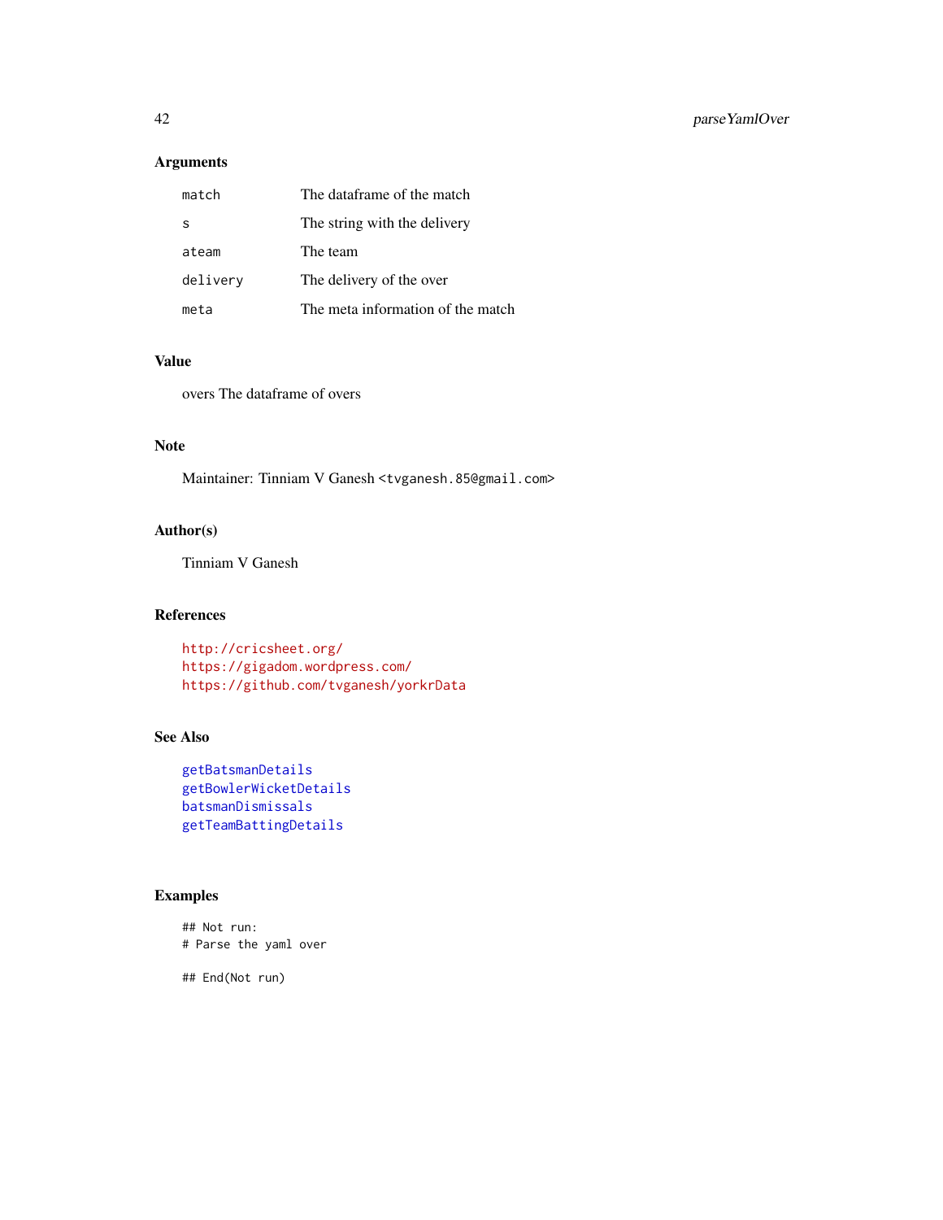## Arguments

| | |
|---|---|
| match | The dataframe of the match |
| s | The string with the delivery |
| ateam | The team |
| delivery | The delivery of the over |
| meta | The meta information of the match |

## Value

overs The dataframe of overs

## Note

Maintainer: Tinniam V Ganesh <tvganesh.85@gmail.com>

## Author(s)

Tinniam V Ganesh

## References

http://cricsheet.org/
https://gigadom.wordpress.com/
https://github.com/tvganesh/yorkrData

## See Also

getBatsmanDetails
getBowlerWicketDetails
batsmanDismissals
getTeamBattingDetails

## Examples

```
## Not run:
# Parse the yaml over

## End(Not run)
```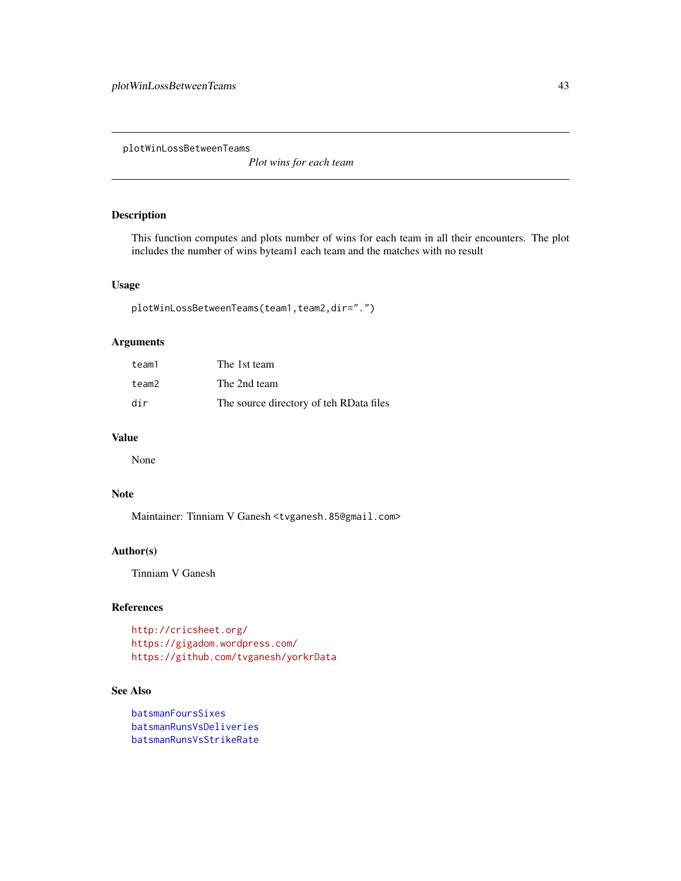# plotWinLossBetweenTeams

*Plot wins for each team*

## Description

This function computes and plots number of wins for each team in all their encounters. The plot includes the number of wins byteam1 each team and the matches with no result

## Usage

```
plotWinLossBetweenTeams(team1,team2,dir=".")
```

## Arguments

| | |
|---|---|
| team1 | The 1st team |
| team2 | The 2nd team |
| dir | The source directory of teh RData files |

## Value

None

## Note

Maintainer: Tinniam V Ganesh <tvganesh.85@gmail.com>

## Author(s)

Tinniam V Ganesh

## References

http://cricsheet.org/
https://gigadom.wordpress.com/
https://github.com/tvganesh/yorkrData

## See Also

batsmanFoursSixes
batsmanRunsVsDeliveries
batsmanRunsVsStrikeRate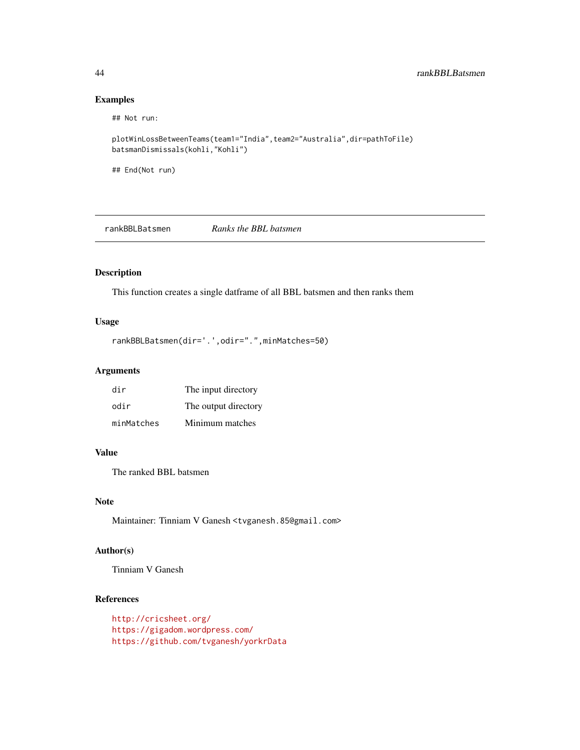## Examples

```
## Not run:

plotWinLossBetweenTeams(team1="India",team2="Australia",dir=pathToFile)
batsmanDismissals(kohli,"Kohli")

## End(Not run)
```

---

## rankBBLBatsmen *Ranks the BBL batsmen*

---

### Description

This function creates a single datframe of all BBL batsmen and then ranks them

### Usage

```
rankBBLBatsmen(dir='.',odir=".",minMatches=50)
```

### Arguments

| | |
|---|---|
| dir | The input directory |
| odir | The output directory |
| minMatches | Minimum matches |

### Value

The ranked BBL batsmen

### Note

Maintainer: Tinniam V Ganesh <tvganesh.85@gmail.com>

### Author(s)

Tinniam V Ganesh

### References

http://cricsheet.org/
https://gigadom.wordpress.com/
https://github.com/tvganesh/yorkrData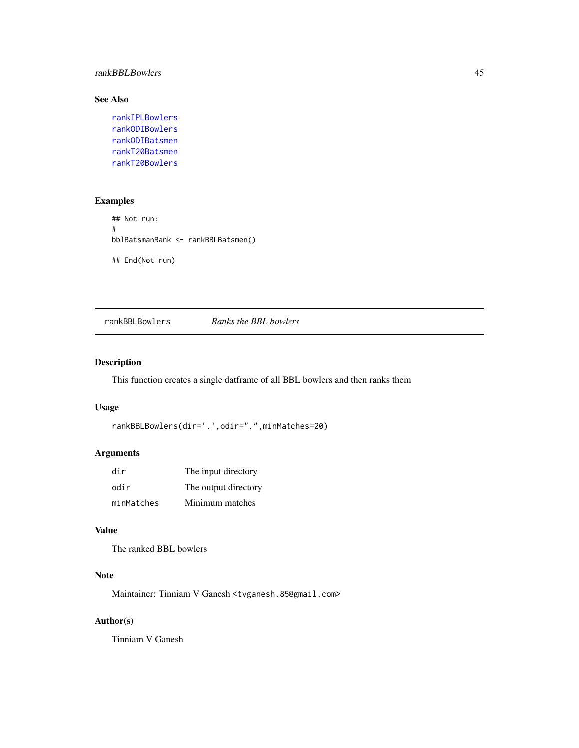## See Also

rankIPLBowlers
rankODIBowlers
rankODIBatsmen
rankT20Batsmen
rankT20Bowlers

## Examples

```
## Not run:
#
bblBatsmanRank <- rankBBLBatsmen()

## End(Not run)
```

---

rankBBLBowlers *Ranks the BBL bowlers*

---

## Description

This function creates a single datframe of all BBL bowlers and then ranks them

## Usage

```
rankBBLBowlers(dir='.',odir=".",minMatches=20)
```

## Arguments

| | |
|---|---|
| dir | The input directory |
| odir | The output directory |
| minMatches | Minimum matches |

## Value

The ranked BBL bowlers

## Note

Maintainer: Tinniam V Ganesh <tvganesh.85@gmail.com>

## Author(s)

Tinniam V Ganesh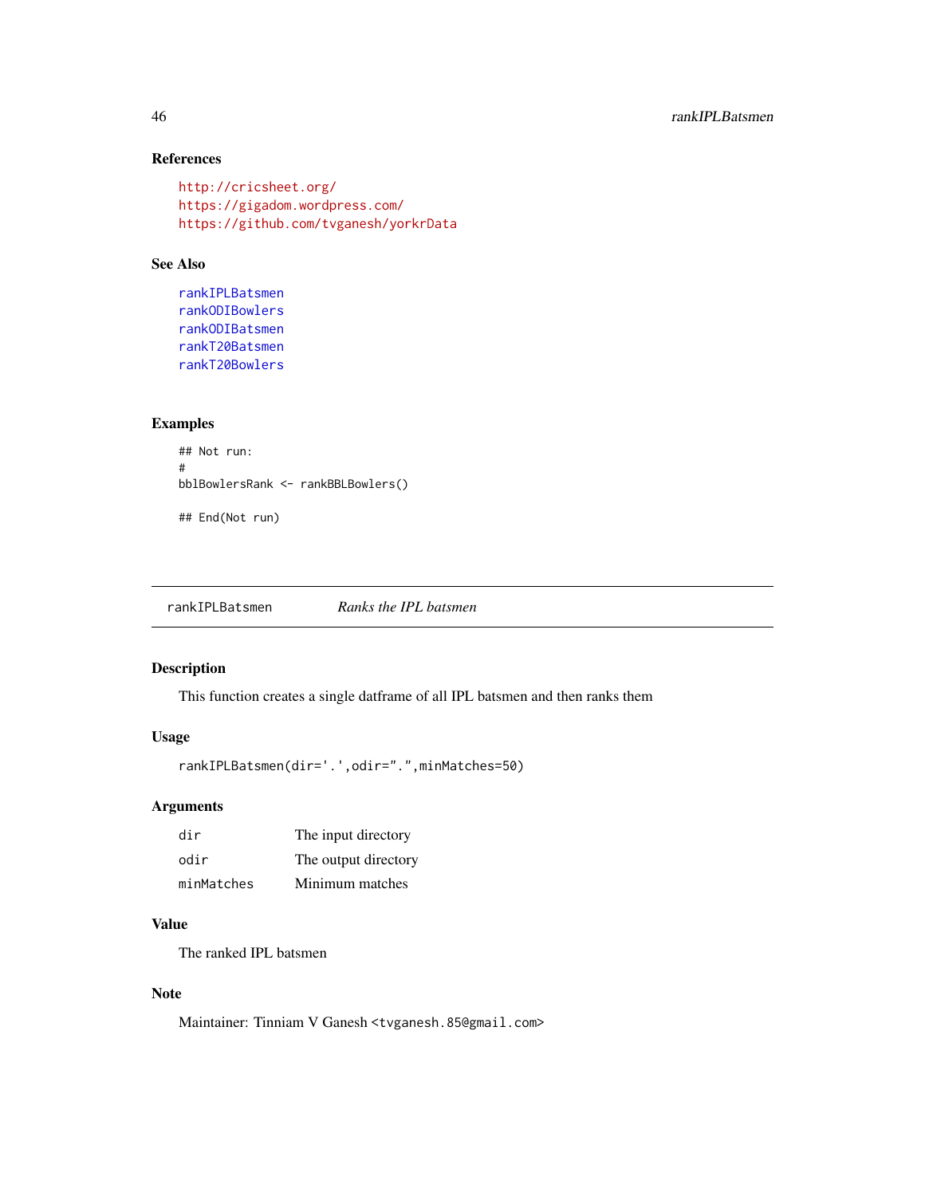### References

http://cricsheet.org/
https://gigadom.wordpress.com/
https://github.com/tvganesh/yorkrData

### See Also

rankIPLBatsmen
rankODIBowlers
rankODIBatsmen
rankT20Batsmen
rankT20Bowlers

### Examples

```
## Not run:
#
bblBowlersRank <- rankBBLBowlers()

## End(Not run)
```

---

## rankIPLBatsmen — *Ranks the IPL batsmen*

---

### Description

This function creates a single datframe of all IPL batsmen and then ranks them

### Usage

```
rankIPLBatsmen(dir='.',odir=".",minMatches=50)
```

### Arguments

| | |
|---|---|
| dir | The input directory |
| odir | The output directory |
| minMatches | Minimum matches |

### Value

The ranked IPL batsmen

### Note

Maintainer: Tinniam V Ganesh <tvganesh.85@gmail.com>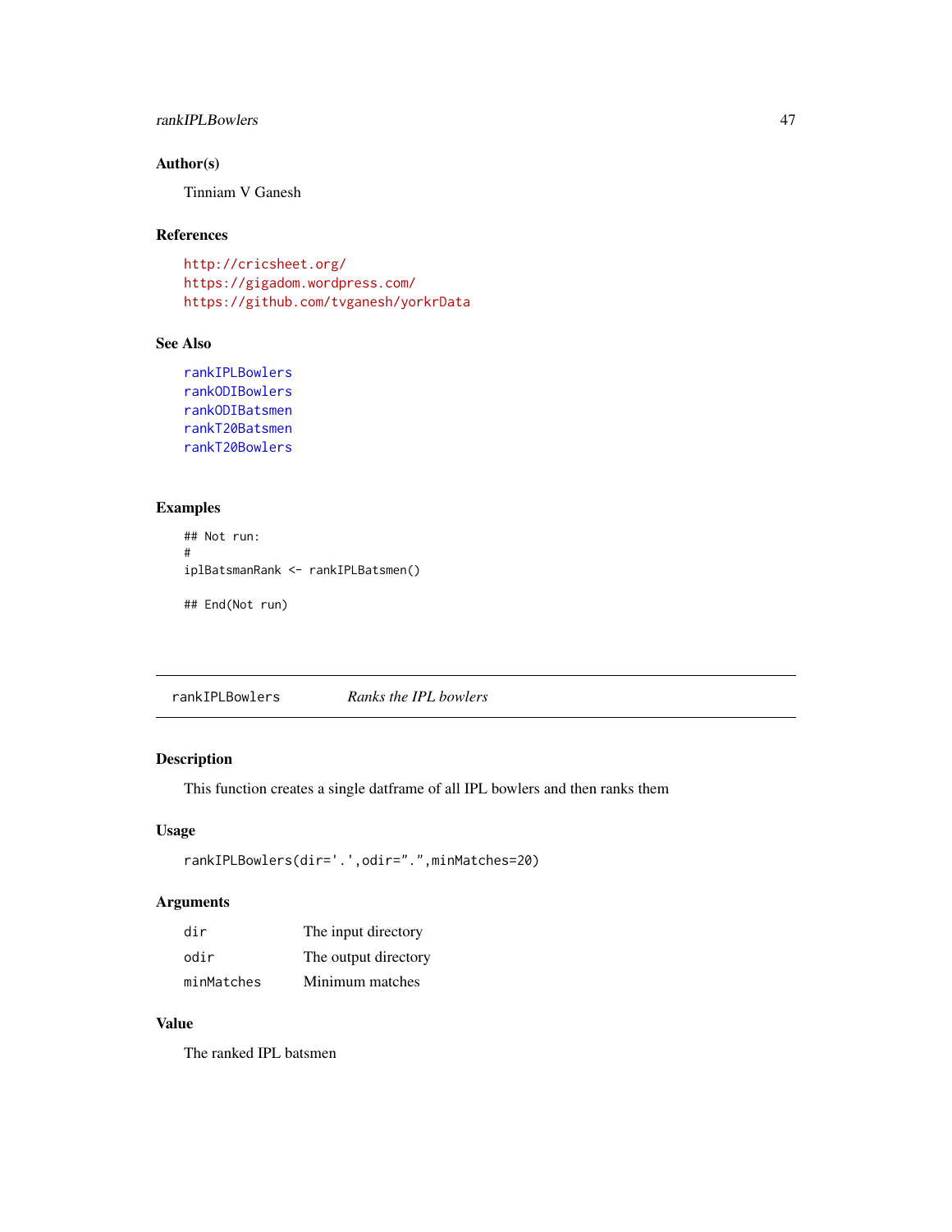### Author(s)

Tinniam V Ganesh

### References

http://cricsheet.org/
https://gigadom.wordpress.com/
https://github.com/tvganesh/yorkrData

### See Also

rankIPLBowlers
rankODIBowlers
rankODIBatsmen
rankT20Batsmen
rankT20Bowlers

### Examples

```
## Not run:
#
iplBatsmanRank <- rankIPLBatsmen()

## End(Not run)
```

---

## rankIPLBowlers &nbsp;&nbsp;&nbsp;&nbsp; *Ranks the IPL bowlers*

---

### Description

This function creates a single datframe of all IPL bowlers and then ranks them

### Usage

```
rankIPLBowlers(dir='.',odir=".",minMatches=20)
```

### Arguments

| | |
|---|---|
| `dir` | The input directory |
| `odir` | The output directory |
| `minMatches` | Minimum matches |

### Value

The ranked IPL batsmen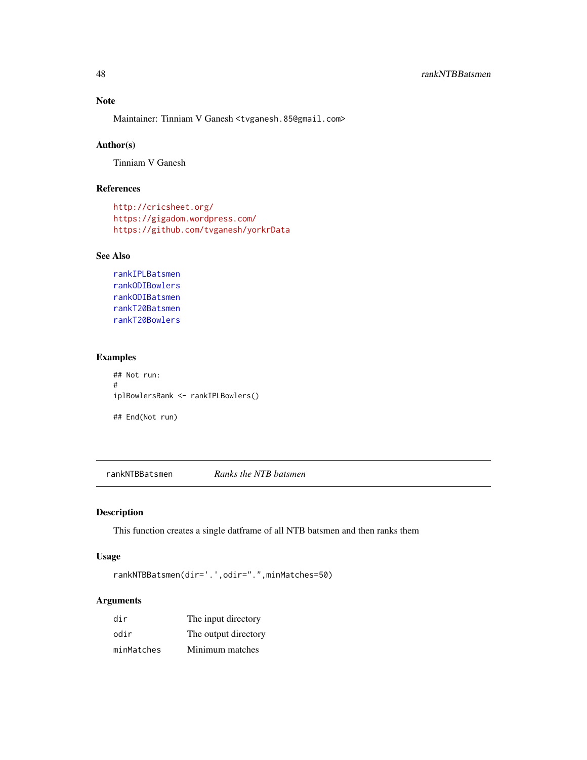### Note

Maintainer: Tinniam V Ganesh <tvganesh.85@gmail.com>

### Author(s)

Tinniam V Ganesh

### References

http://cricsheet.org/
https://gigadom.wordpress.com/
https://github.com/tvganesh/yorkrData

### See Also

rankIPLBatsmen
rankODIBowlers
rankODIBatsmen
rankT20Batsmen
rankT20Bowlers

### Examples

```
## Not run:
#
iplBowlersRank <- rankIPLBowlers()

## End(Not run)
```

---

## rankNTBBatsmen &nbsp;&nbsp;&nbsp; *Ranks the NTB batsmen*

---

### Description

This function creates a single datframe of all NTB batsmen and then ranks them

### Usage

```
rankNTBBatsmen(dir='.',odir=".",minMatches=50)
```

### Arguments

| | |
|---|---|
| dir | The input directory |
| odir | The output directory |
| minMatches | Minimum matches |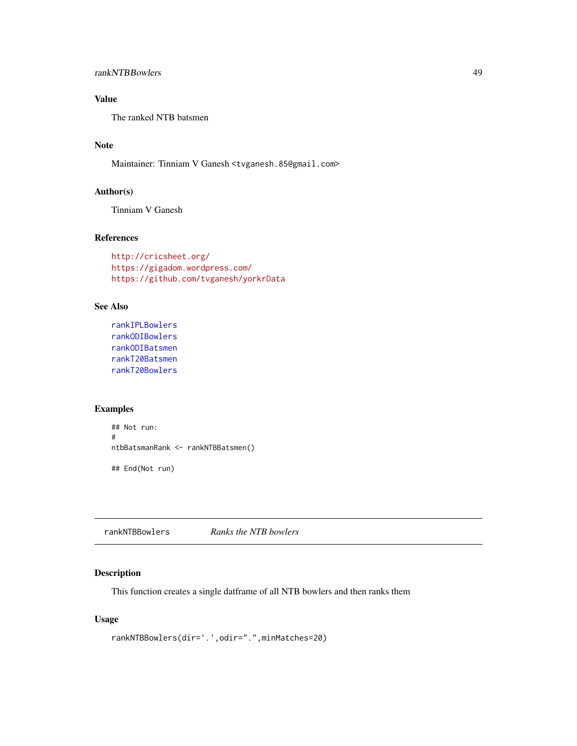## Value

The ranked NTB batsmen

## Note

Maintainer: Tinniam V Ganesh <tvganesh.85@gmail.com>

## Author(s)

Tinniam V Ganesh

## References

http://cricsheet.org/
https://gigadom.wordpress.com/
https://github.com/tvganesh/yorkrData

## See Also

rankIPLBowlers
rankODIBowlers
rankODIBatsmen
rankT20Batsmen
rankT20Bowlers

## Examples

```
## Not run:
#
ntbBatsmanRank <- rankNTBBatsmen()

## End(Not run)
```

---

# rankNTBBowlers *Ranks the NTB bowlers*

## Description

This function creates a single datframe of all NTB bowlers and then ranks them

## Usage

```
rankNTBBowlers(dir='.',odir=".",minMatches=20)
```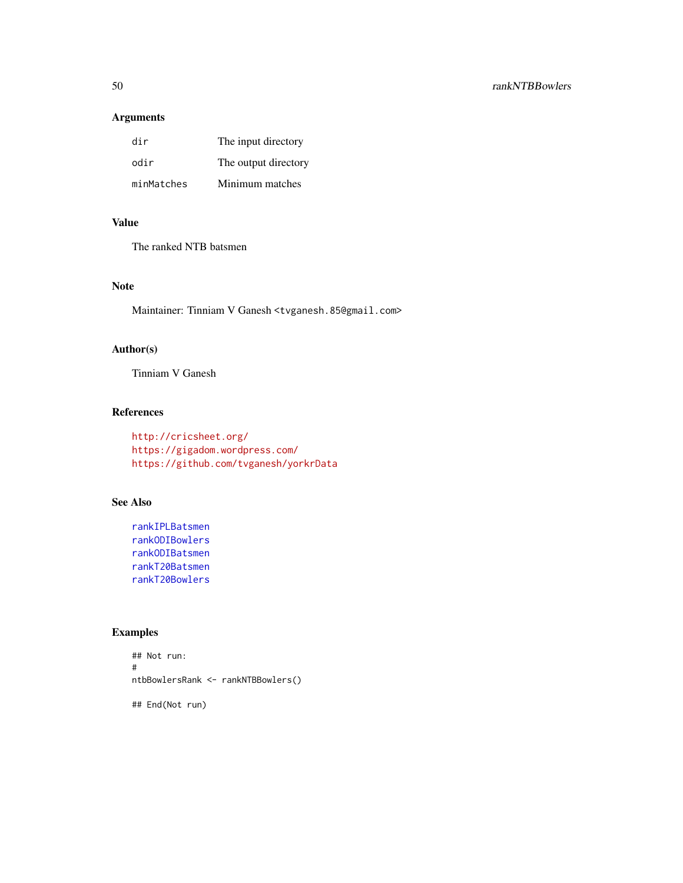## Arguments

| | |
|---|---|
| dir | The input directory |
| odir | The output directory |
| minMatches | Minimum matches |

## Value

The ranked NTB batsmen

## Note

Maintainer: Tinniam V Ganesh <tvganesh.85@gmail.com>

## Author(s)

Tinniam V Ganesh

## References

http://cricsheet.org/
https://gigadom.wordpress.com/
https://github.com/tvganesh/yorkrData

## See Also

rankIPLBatsmen
rankODIBowlers
rankODIBatsmen
rankT20Batsmen
rankT20Bowlers

## Examples

```
## Not run:
#
ntbBowlersRank <- rankNTBBowlers()

## End(Not run)
```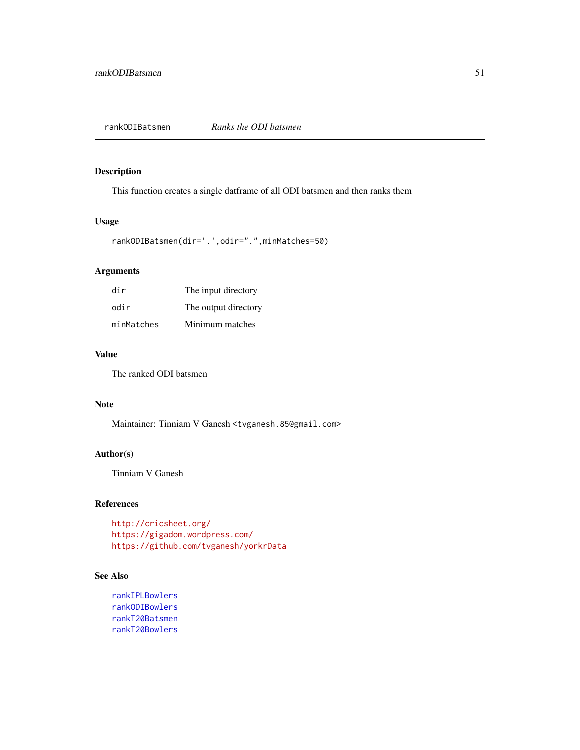## rankODIBatsmen *Ranks the ODI batsmen*

### Description

This function creates a single datframe of all ODI batsmen and then ranks them

### Usage

```
rankODIBatsmen(dir='.',odir=".",minMatches=50)
```

### Arguments

| | |
|---|---|
| dir | The input directory |
| odir | The output directory |
| minMatches | Minimum matches |

### Value

The ranked ODI batsmen

### Note

Maintainer: Tinniam V Ganesh <tvganesh.85@gmail.com>

### Author(s)

Tinniam V Ganesh

### References

http://cricsheet.org/
https://gigadom.wordpress.com/
https://github.com/tvganesh/yorkrData

### See Also

rankIPLBowlers
rankODIBowlers
rankT20Batsmen
rankT20Bowlers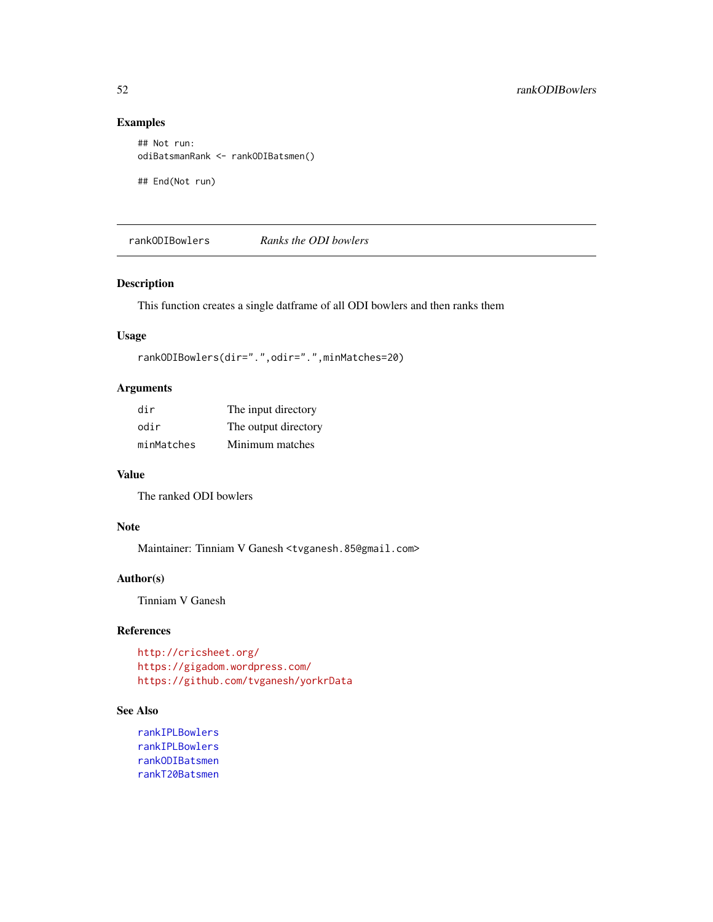### Examples

```
## Not run:
odiBatsmanRank <- rankODIBatsmen()

## End(Not run)
```

---

## rankODIBowlers — *Ranks the ODI bowlers*

---

### Description

This function creates a single datframe of all ODI bowlers and then ranks them

### Usage

```
rankODIBowlers(dir=".",odir=".",minMatches=20)
```

### Arguments

| | |
|---|---|
| `dir` | The input directory |
| `odir` | The output directory |
| `minMatches` | Minimum matches |

### Value

The ranked ODI bowlers

### Note

Maintainer: Tinniam V Ganesh <tvganesh.85@gmail.com>

### Author(s)

Tinniam V Ganesh

### References

http://cricsheet.org/
https://gigadom.wordpress.com/
https://github.com/tvganesh/yorkrData

### See Also

rankIPLBowlers
rankIPLBowlers
rankODIBatsmen
rankT20Batsmen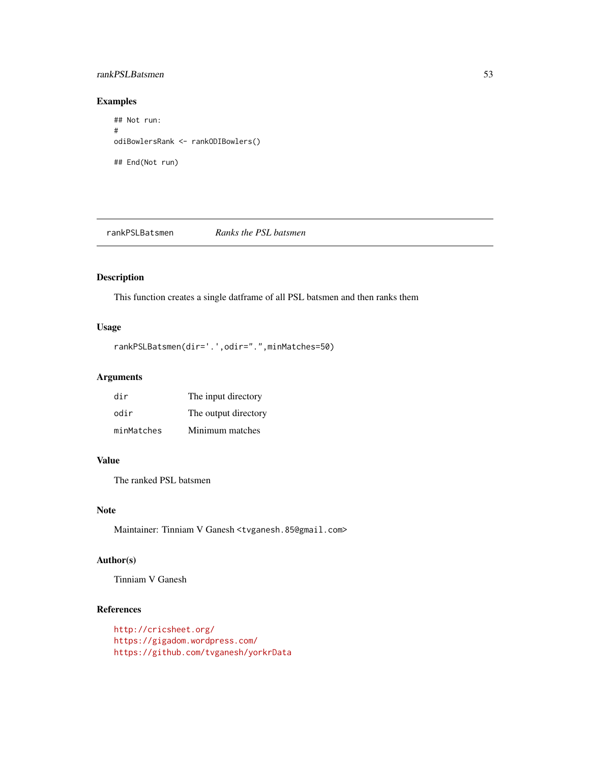## Examples

```
## Not run:
#
odiBowlersRank <- rankODIBowlers()

## End(Not run)
```

---

# rankPSLBatsmen    *Ranks the PSL batsmen*

---

## Description

This function creates a single datframe of all PSL batsmen and then ranks them

## Usage

```
rankPSLBatsmen(dir='.',odir=".",minMatches=50)
```

## Arguments

| | |
|---|---|
| dir | The input directory |
| odir | The output directory |
| minMatches | Minimum matches |

## Value

The ranked PSL batsmen

## Note

Maintainer: Tinniam V Ganesh <tvganesh.85@gmail.com>

## Author(s)

Tinniam V Ganesh

## References

http://cricsheet.org/
https://gigadom.wordpress.com/
https://github.com/tvganesh/yorkrData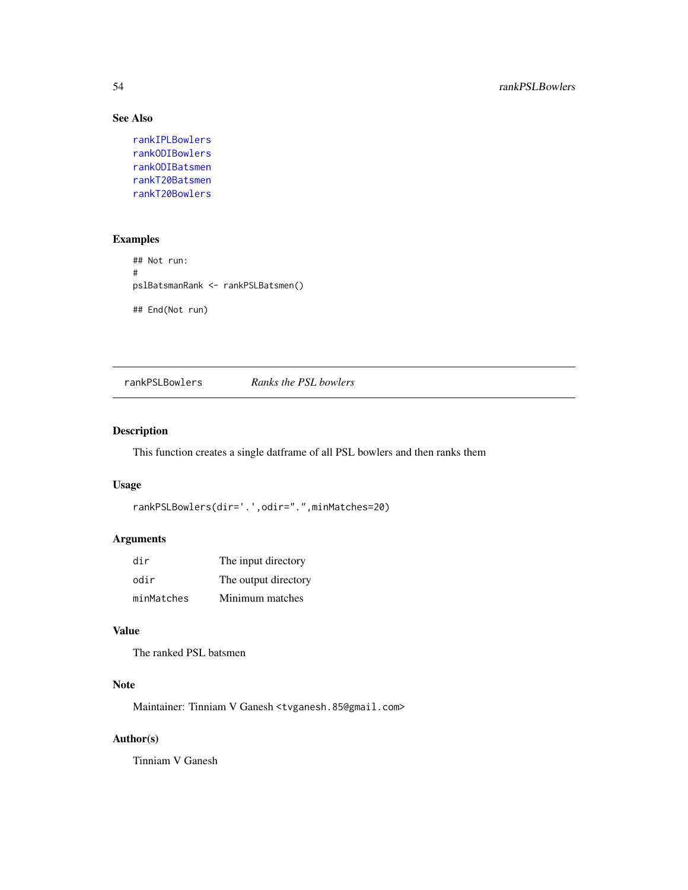### See Also

rankIPLBowlers
rankODIBowlers
rankODIBatsmen
rankT20Batsmen
rankT20Bowlers

### Examples

```
## Not run:
#
pslBatsmanRank <- rankPSLBatsmen()

## End(Not run)
```

---

## rankPSLBowlers *Ranks the PSL bowlers*

### Description

This function creates a single datframe of all PSL bowlers and then ranks them

### Usage

```
rankPSLBowlers(dir='.',odir=".",minMatches=20)
```

### Arguments

| | |
|---|---|
| dir | The input directory |
| odir | The output directory |
| minMatches | Minimum matches |

### Value

The ranked PSL batsmen

### Note

Maintainer: Tinniam V Ganesh <tvganesh.85@gmail.com>

### Author(s)

Tinniam V Ganesh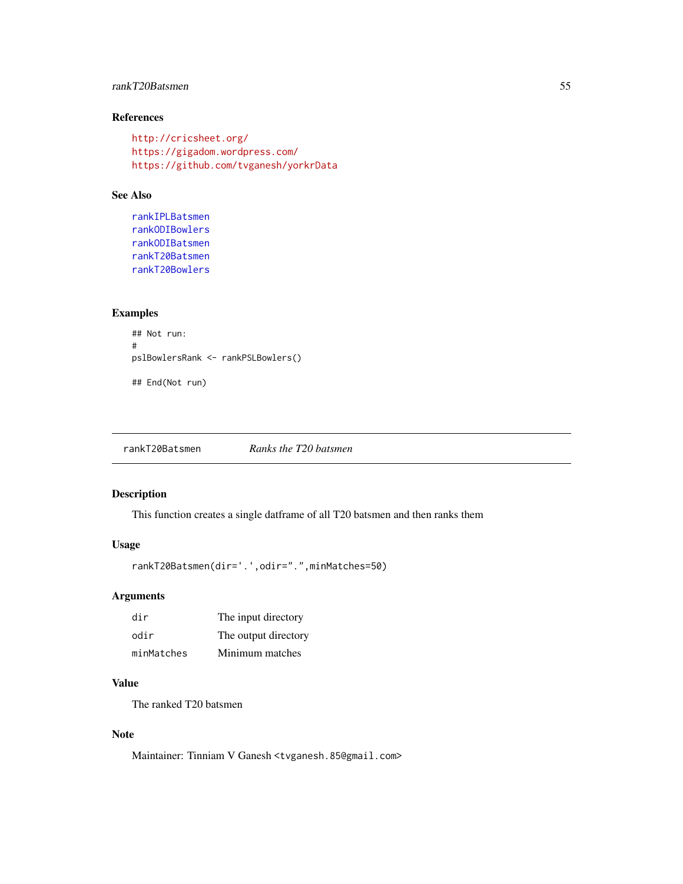## References

http://cricsheet.org/
https://gigadom.wordpress.com/
https://github.com/tvganesh/yorkrData

## See Also

rankIPLBatsmen
rankODIBowlers
rankODIBatsmen
rankT20Batsmen
rankT20Bowlers

## Examples

```
## Not run:
#
pslBowlersRank <- rankPSLBowlers()

## End(Not run)
```

---

# rankT20Batsmen *Ranks the T20 batsmen*

---

## Description

This function creates a single datframe of all T20 batsmen and then ranks them

## Usage

```
rankT20Batsmen(dir='.',odir=".",minMatches=50)
```

## Arguments

| | |
|---|---|
| dir | The input directory |
| odir | The output directory |
| minMatches | Minimum matches |

## Value

The ranked T20 batsmen

## Note

Maintainer: Tinniam V Ganesh <tvganesh.85@gmail.com>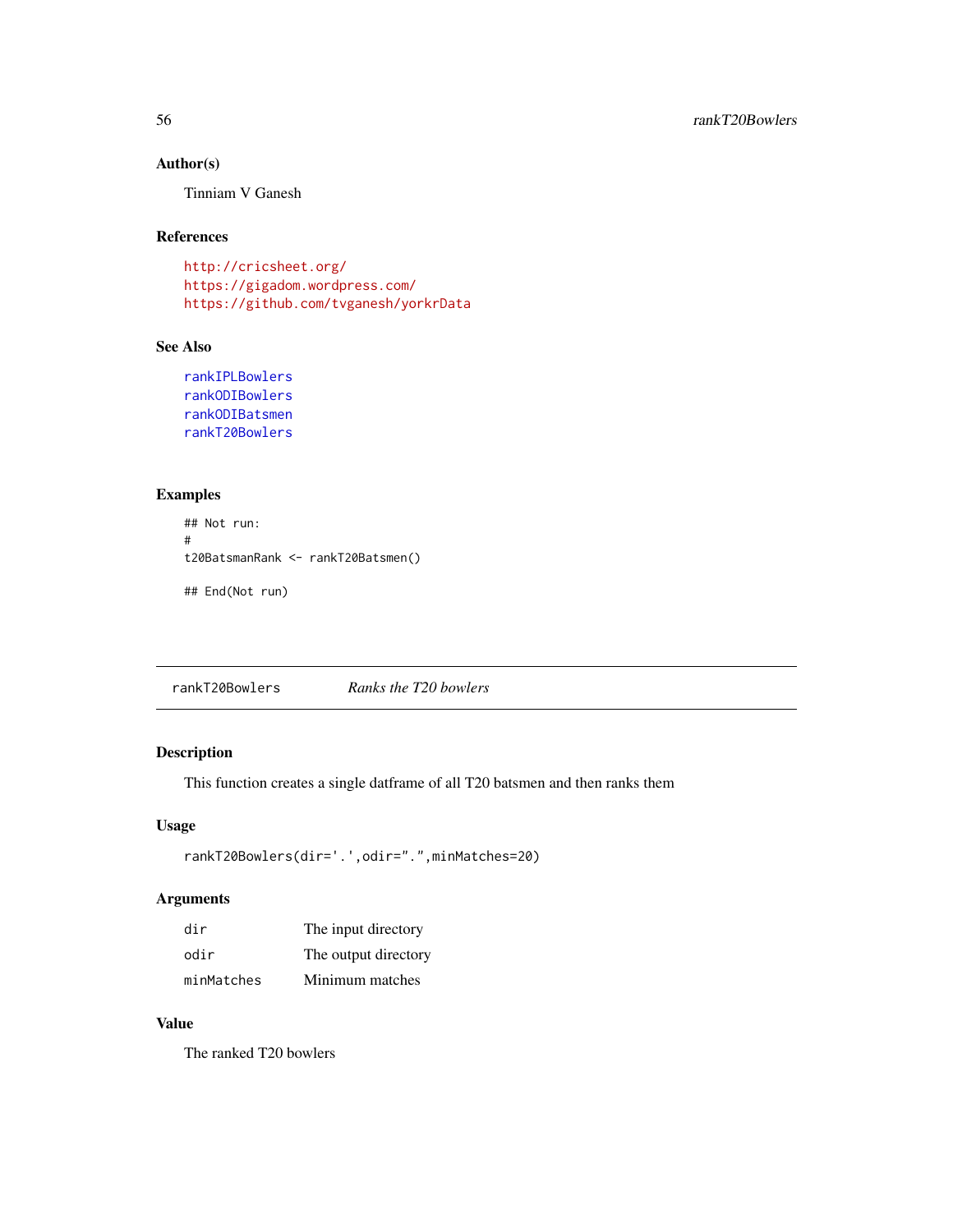### Author(s)

Tinniam V Ganesh

### References

http://cricsheet.org/
https://gigadom.wordpress.com/
https://github.com/tvganesh/yorkrData

### See Also

rankIPLBowlers
rankODIBowlers
rankODIBatsmen
rankT20Bowlers

### Examples

```
## Not run:
#
t20BatsmanRank <- rankT20Batsmen()

## End(Not run)
```

---

## rankT20Bowlers *Ranks the T20 bowlers*

### Description

This function creates a single datframe of all T20 batsmen and then ranks them

### Usage

```
rankT20Bowlers(dir='.',odir=".",minMatches=20)
```

### Arguments

| | |
|---|---|
| dir | The input directory |
| odir | The output directory |
| minMatches | Minimum matches |

### Value

The ranked T20 bowlers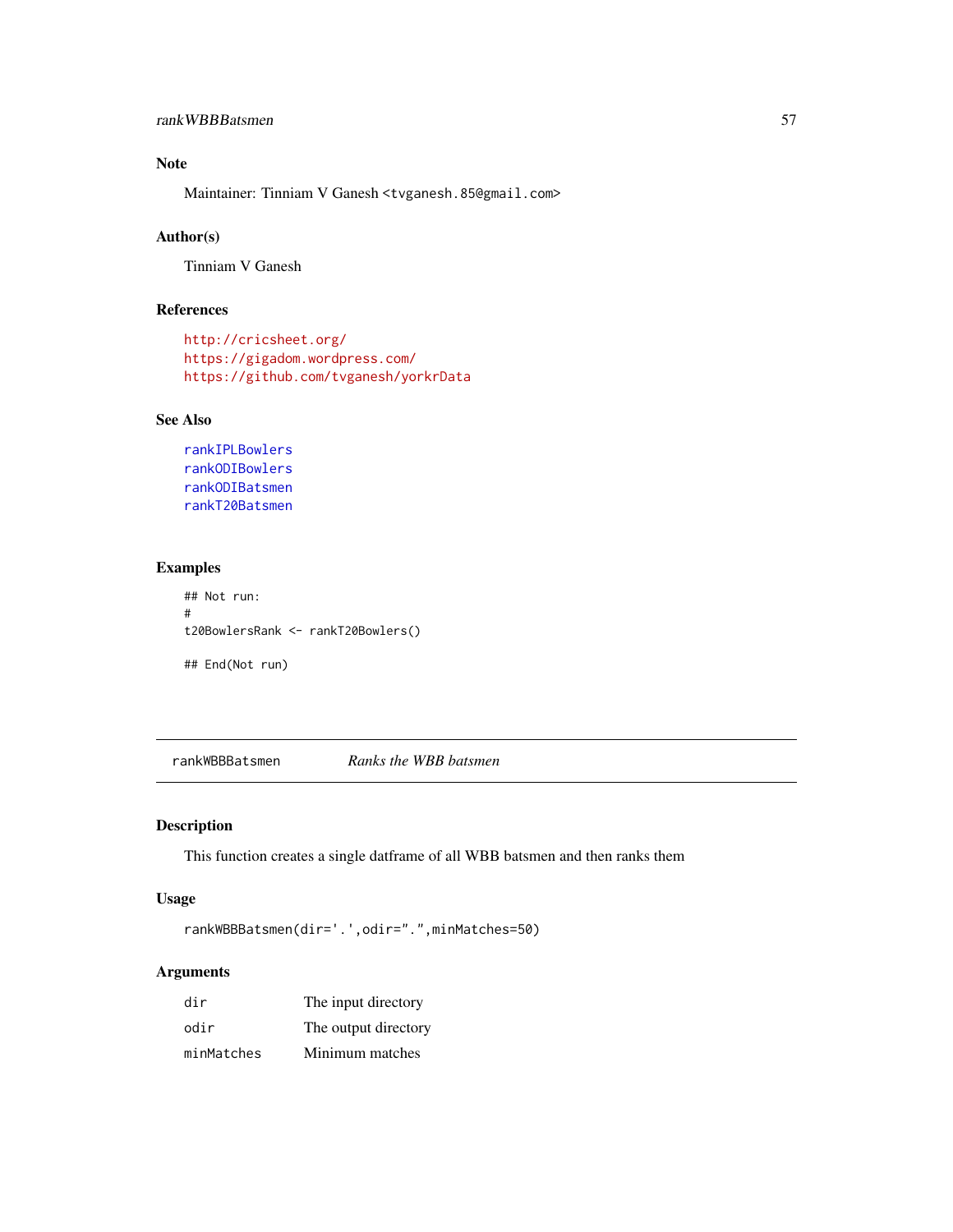## Note

Maintainer: Tinniam V Ganesh <tvganesh.85@gmail.com>

## Author(s)

Tinniam V Ganesh

## References

http://cricsheet.org/
https://gigadom.wordpress.com/
https://github.com/tvganesh/yorkrData

## See Also

rankIPLBowlers
rankODIBowlers
rankODIBatsmen
rankT20Batsmen

## Examples

```
## Not run:
#
t20BowlersRank <- rankT20Bowlers()

## End(Not run)
```

---

# rankWBBBatsmen *Ranks the WBB batsmen*

---

## Description

This function creates a single datframe of all WBB batsmen and then ranks them

## Usage

```
rankWBBBatsmen(dir='.',odir=".",minMatches=50)
```

## Arguments

| | |
|---|---|
| dir | The input directory |
| odir | The output directory |
| minMatches | Minimum matches |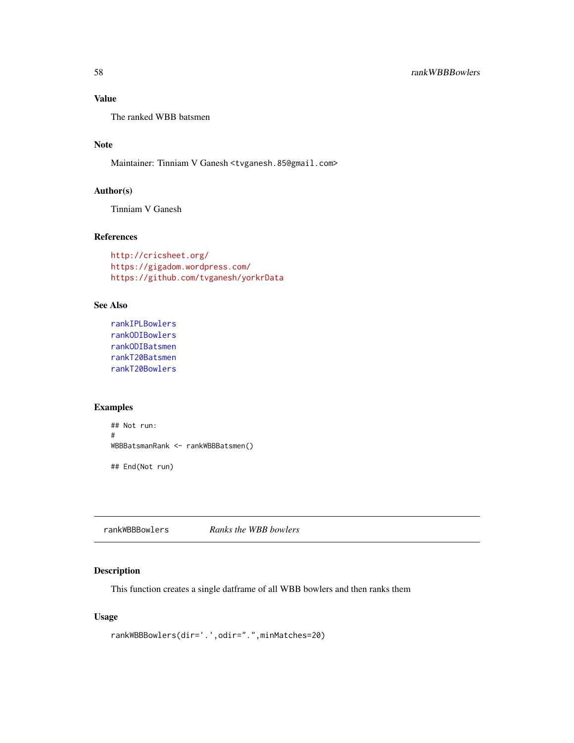### Value

The ranked WBB batsmen

### Note

Maintainer: Tinniam V Ganesh <tvganesh.85@gmail.com>

### Author(s)

Tinniam V Ganesh

### References

http://cricsheet.org/
https://gigadom.wordpress.com/
https://github.com/tvganesh/yorkrData

### See Also

rankIPLBowlers
rankODIBowlers
rankODIBatsmen
rankT20Batsmen
rankT20Bowlers

### Examples

```
## Not run:
#
WBBBatsmanRank <- rankWBBBatsmen()

## End(Not run)
```

---

## rankWBBBowlers *Ranks the WBB bowlers*

### Description

This function creates a single datframe of all WBB bowlers and then ranks them

### Usage

```
rankWBBBowlers(dir='.',odir=".",minMatches=20)
```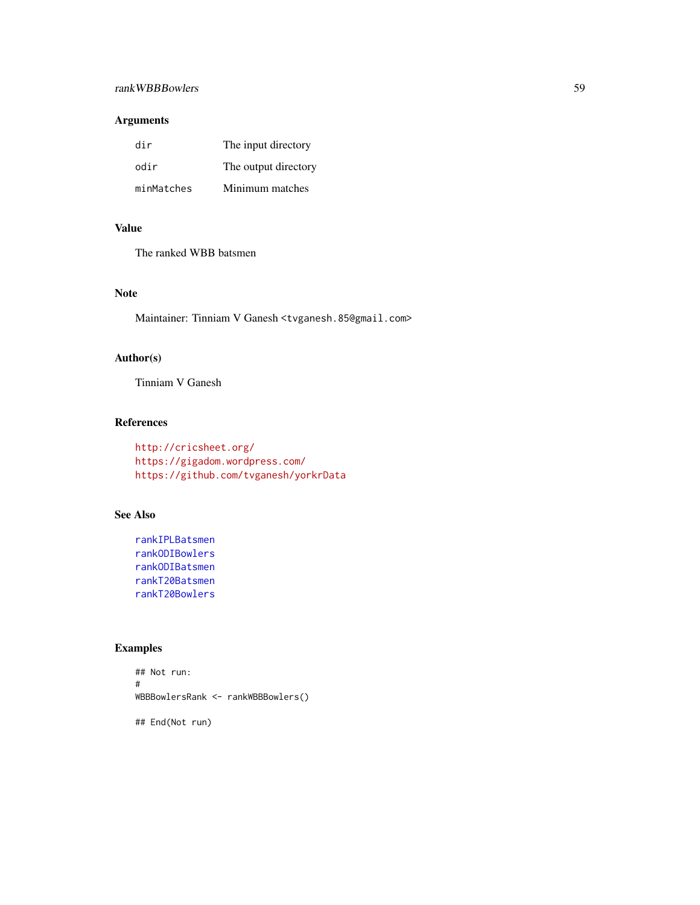## Arguments

| | |
|---|---|
| dir | The input directory |
| odir | The output directory |
| minMatches | Minimum matches |

## Value

The ranked WBB batsmen

## Note

Maintainer: Tinniam V Ganesh <tvganesh.85@gmail.com>

## Author(s)

Tinniam V Ganesh

## References

http://cricsheet.org/
https://gigadom.wordpress.com/
https://github.com/tvganesh/yorkrData

## See Also

rankIPLBatsmen
rankODIBowlers
rankODIBatsmen
rankT20Batsmen
rankT20Bowlers

## Examples

```
## Not run:
#
WBBBowlersRank <- rankWBBBowlers()

## End(Not run)
```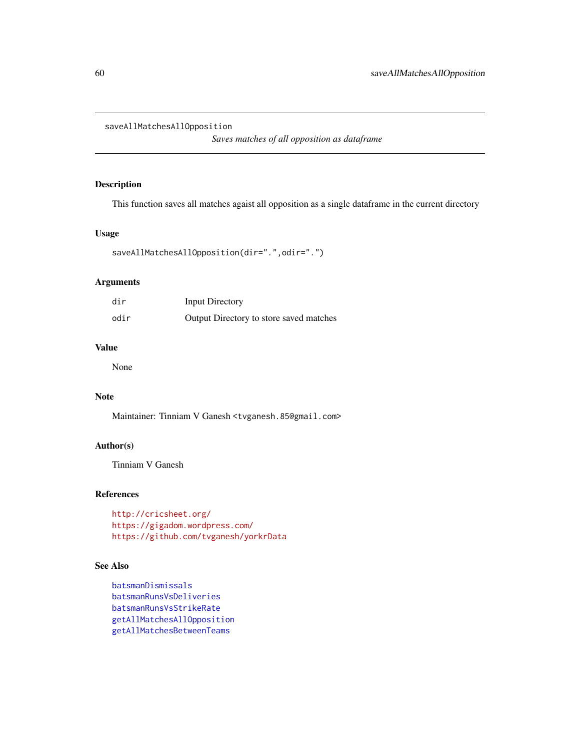saveAllMatchesAllOpposition

*Saves matches of all opposition as dataframe*

## Description

This function saves all matches agaist all opposition as a single dataframe in the current directory

## Usage

```
saveAllMatchesAllOpposition(dir=".",odir=".")
```

## Arguments

| | |
|---|---|
| dir | Input Directory |
| odir | Output Directory to store saved matches |

## Value

None

## Note

Maintainer: Tinniam V Ganesh <tvganesh.85@gmail.com>

## Author(s)

Tinniam V Ganesh

## References

http://cricsheet.org/
https://gigadom.wordpress.com/
https://github.com/tvganesh/yorkrData

## See Also

batsmanDismissals
batsmanRunsVsDeliveries
batsmanRunsVsStrikeRate
getAllMatchesAllOpposition
getAllMatchesBetweenTeams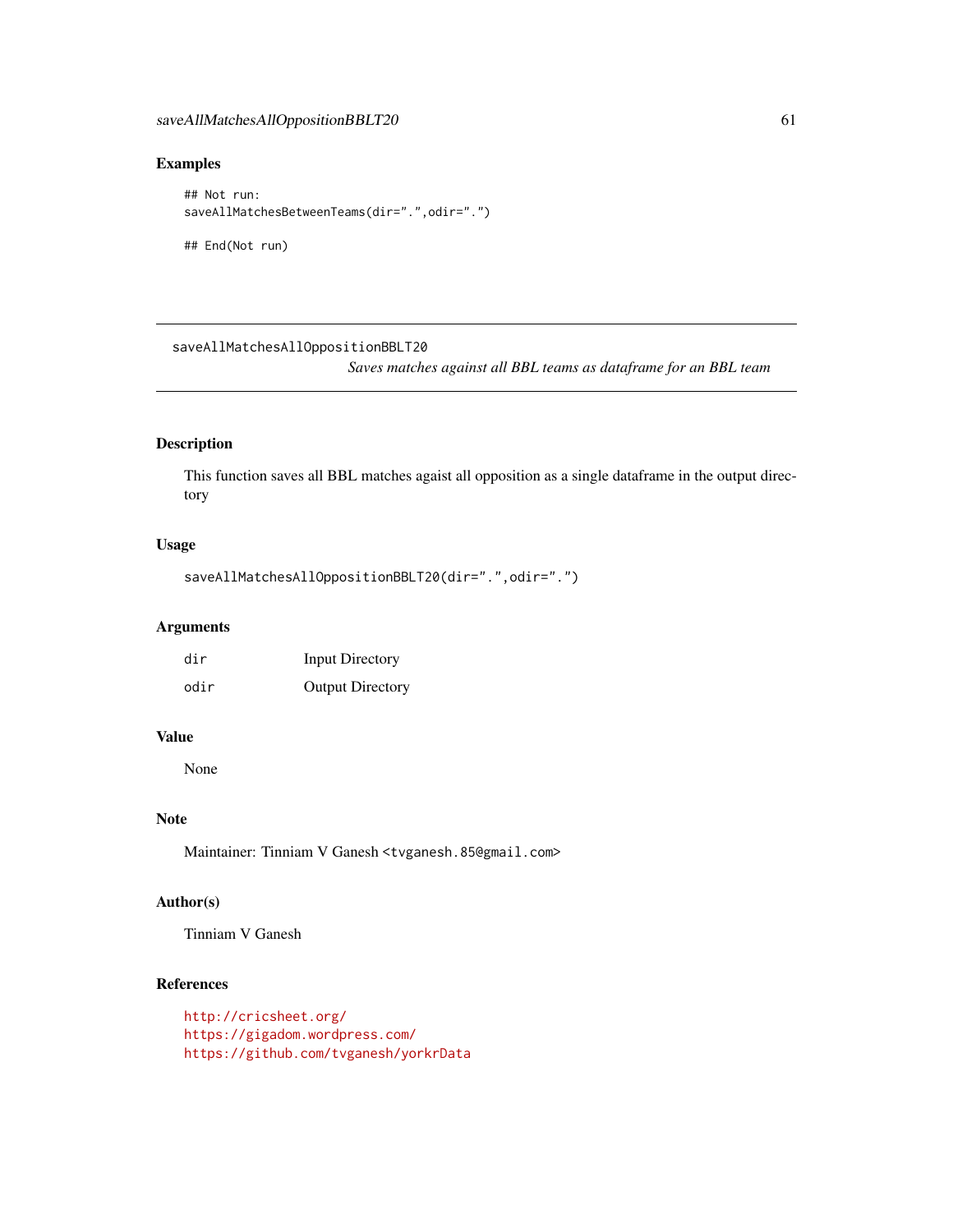## Examples

```
## Not run:
saveAllMatchesBetweenTeams(dir=".",odir=".")

## End(Not run)
```

---

## saveAllMatchesAllOppositionBBLT20

*Saves matches against all BBL teams as dataframe for an BBL team*

---

### Description

This function saves all BBL matches agaist all opposition as a single dataframe in the output directory

### Usage

```
saveAllMatchesAllOppositionBBLT20(dir=".",odir=".")
```

### Arguments

| | |
|---|---|
| `dir` | Input Directory |
| `odir` | Output Directory |

### Value

None

### Note

Maintainer: Tinniam V Ganesh <tvganesh.85@gmail.com>

### Author(s)

Tinniam V Ganesh

### References

http://cricsheet.org/
https://gigadom.wordpress.com/
https://github.com/tvganesh/yorkrData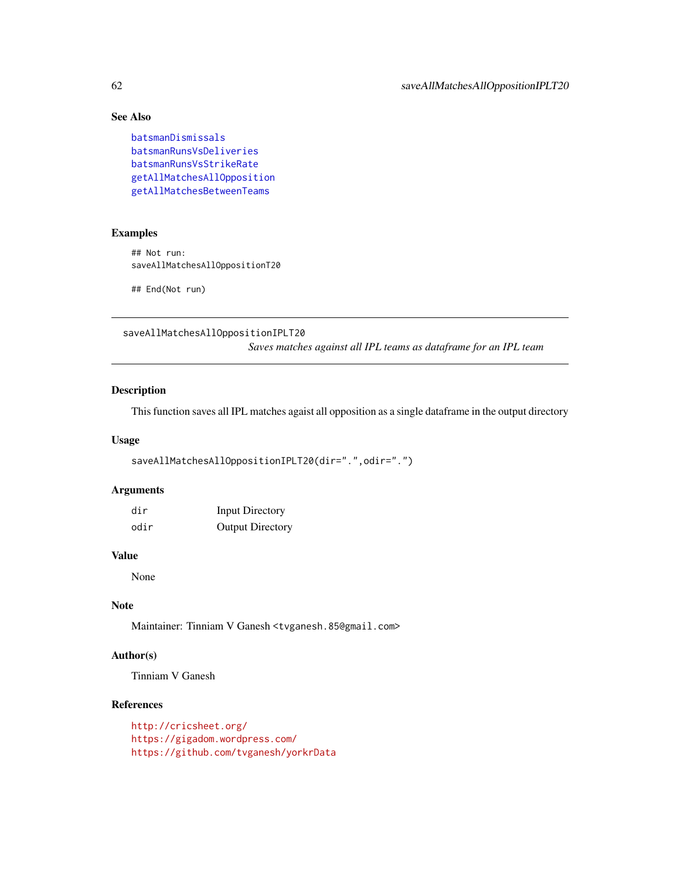### See Also

batsmanDismissals
batsmanRunsVsDeliveries
batsmanRunsVsStrikeRate
getAllMatchesAllOpposition
getAllMatchesBetweenTeams

### Examples

```
## Not run:
saveAllMatchesAllOppositionT20

## End(Not run)
```

---

## saveAllMatchesAllOppositionIPLT20

*Saves matches against all IPL teams as dataframe for an IPL team*

---

### Description

This function saves all IPL matches agaist all opposition as a single dataframe in the output directory

### Usage

```
saveAllMatchesAllOppositionIPLT20(dir=".",odir=".")
```

### Arguments

| | |
|---|---|
| dir | Input Directory |
| odir | Output Directory |

### Value

None

### Note

Maintainer: Tinniam V Ganesh <tvganesh.85@gmail.com>

### Author(s)

Tinniam V Ganesh

### References

http://cricsheet.org/
https://gigadom.wordpress.com/
https://github.com/tvganesh/yorkrData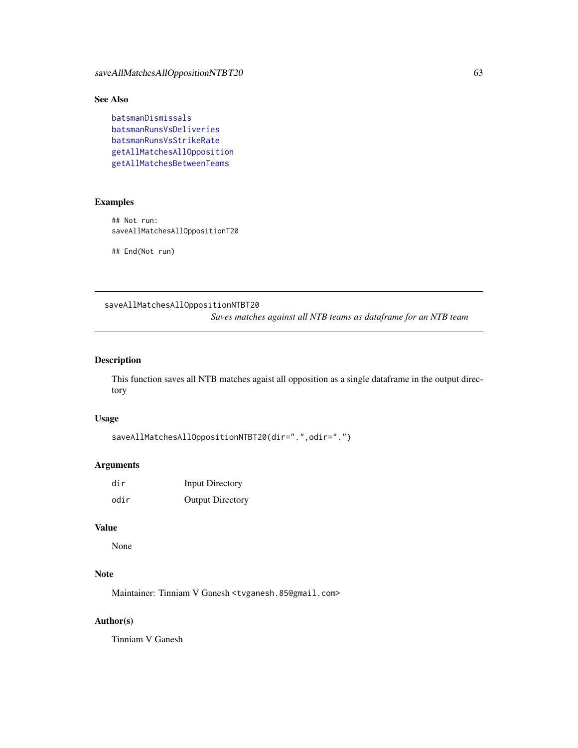### See Also

batsmanDismissals
batsmanRunsVsDeliveries
batsmanRunsVsStrikeRate
getAllMatchesAllOpposition
getAllMatchesBetweenTeams

### Examples

```
## Not run:
saveAllMatchesAllOppositionT20

## End(Not run)
```

---

## saveAllMatchesAllOppositionNTBT20

*Saves matches against all NTB teams as dataframe for an NTB team*

---

### Description

This function saves all NTB matches agaist all opposition as a single dataframe in the output directory

### Usage

```
saveAllMatchesAllOppositionNTBT20(dir=".",odir=".")
```

### Arguments

| | |
|---|---|
| dir | Input Directory |
| odir | Output Directory |

### Value

None

### Note

Maintainer: Tinniam V Ganesh <tvganesh.85@gmail.com>

### Author(s)

Tinniam V Ganesh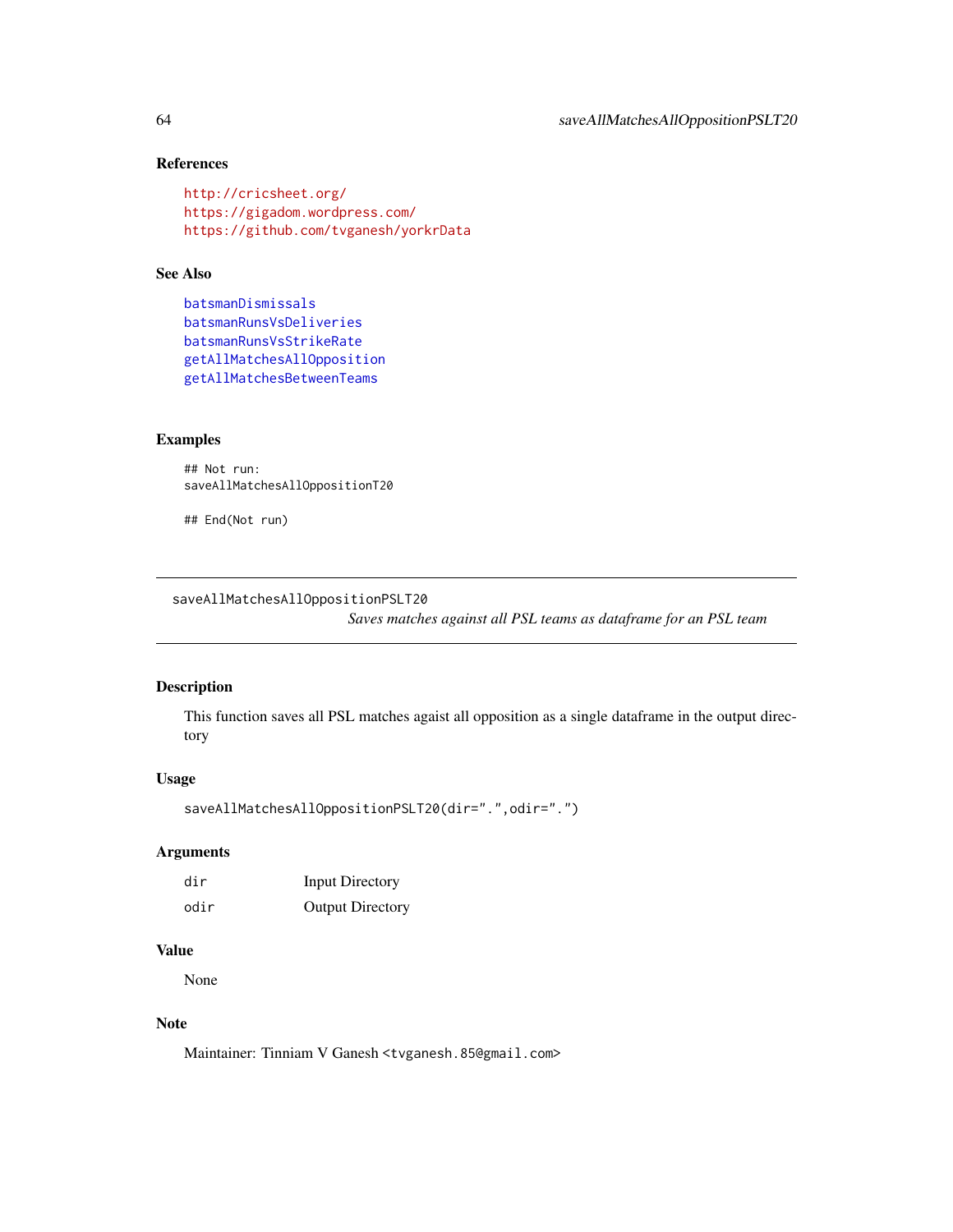### References

http://cricsheet.org/
https://gigadom.wordpress.com/
https://github.com/tvganesh/yorkrData

### See Also

batsmanDismissals
batsmanRunsVsDeliveries
batsmanRunsVsStrikeRate
getAllMatchesAllOpposition
getAllMatchesBetweenTeams

### Examples

```
## Not run:
saveAllMatchesAllOppositionT20

## End(Not run)
```

---

## saveAllMatchesAllOppositionPSLT20

*Saves matches against all PSL teams as dataframe for an PSL team*

---

### Description

This function saves all PSL matches agaist all opposition as a single dataframe in the output directory

### Usage

```
saveAllMatchesAllOppositionPSLT20(dir=".",odir=".")
```

### Arguments

| | |
|---|---|
| dir | Input Directory |
| odir | Output Directory |

### Value

None

### Note

Maintainer: Tinniam V Ganesh <tvganesh.85@gmail.com>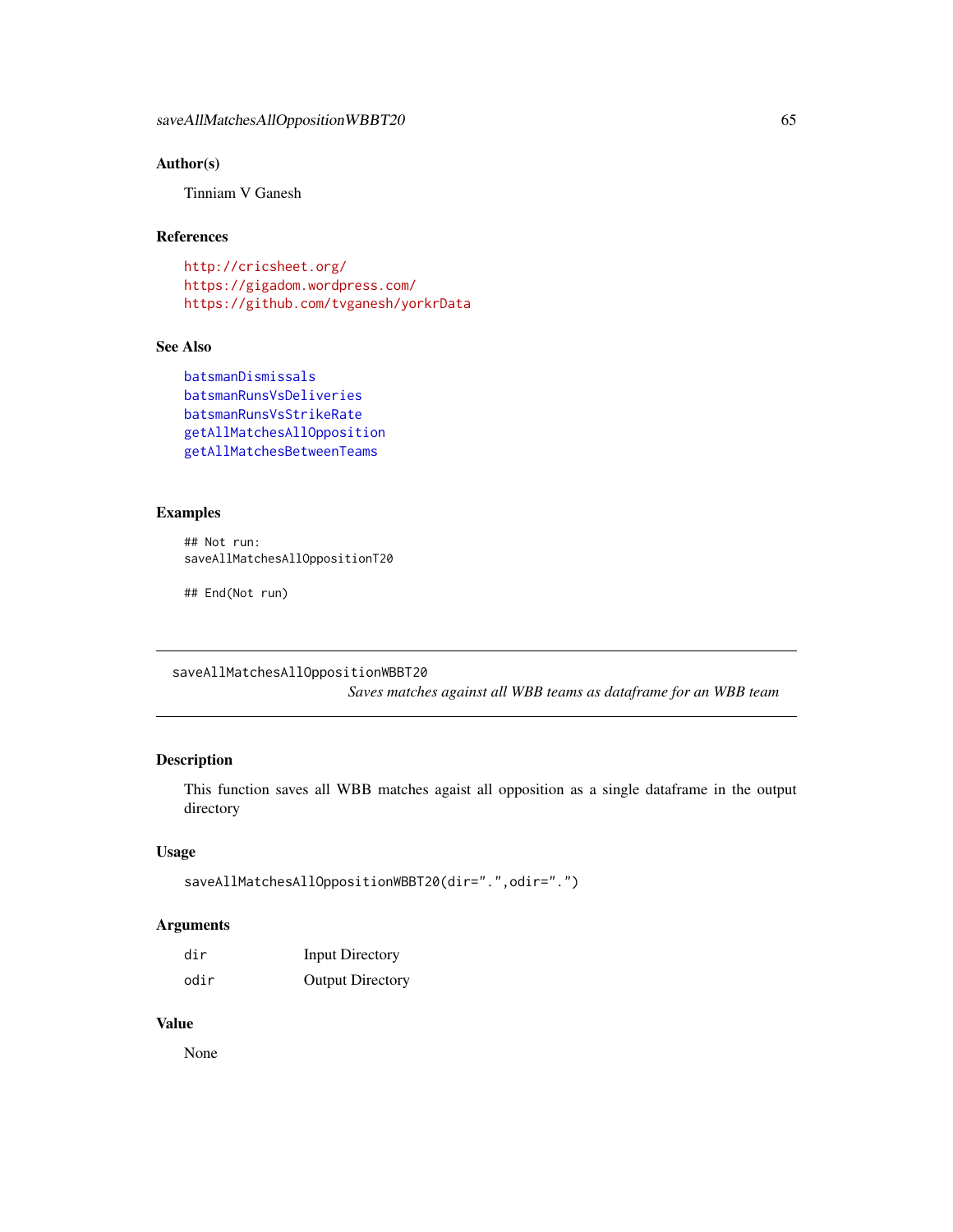## Author(s)

Tinniam V Ganesh

## References

http://cricsheet.org/
https://gigadom.wordpress.com/
https://github.com/tvganesh/yorkrData

## See Also

batsmanDismissals
batsmanRunsVsDeliveries
batsmanRunsVsStrikeRate
getAllMatchesAllOpposition
getAllMatchesBetweenTeams

## Examples

```
## Not run:
saveAllMatchesAllOppositionT20

## End(Not run)
```

---

saveAllMatchesAllOppositionWBBT20

*Saves matches against all WBB teams as dataframe for an WBB team*

---

## Description

This function saves all WBB matches agaist all opposition as a single dataframe in the output directory

## Usage

```
saveAllMatchesAllOppositionWBBT20(dir=".",odir=".")
```

## Arguments

| | |
|---|---|
| dir | Input Directory |
| odir | Output Directory |

## Value

None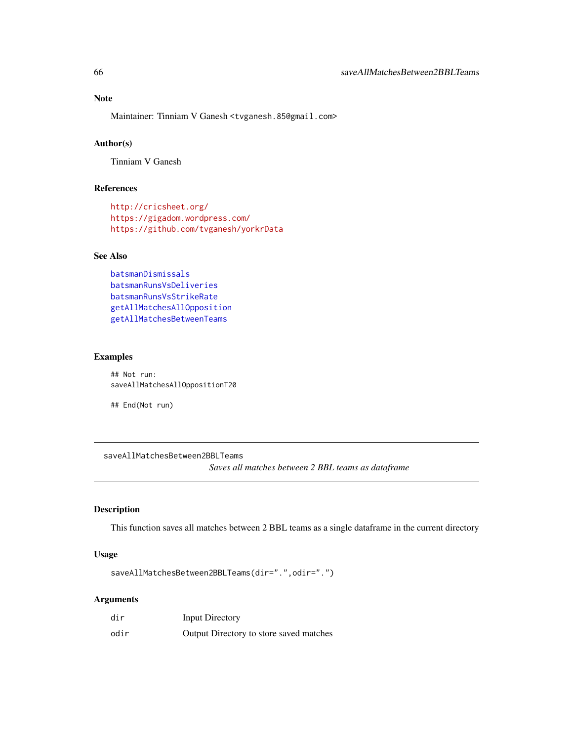### Note

Maintainer: Tinniam V Ganesh <tvganesh.85@gmail.com>

### Author(s)

Tinniam V Ganesh

### References

http://cricsheet.org/
https://gigadom.wordpress.com/
https://github.com/tvganesh/yorkrData

### See Also

batsmanDismissals
batsmanRunsVsDeliveries
batsmanRunsVsStrikeRate
getAllMatchesAllOpposition
getAllMatchesBetweenTeams

### Examples

```
## Not run:
saveAllMatchesAllOppositionT20

## End(Not run)
```

---

## saveAllMatchesBetween2BBLTeams

*Saves all matches between 2 BBL teams as dataframe*

---

### Description

This function saves all matches between 2 BBL teams as a single dataframe in the current directory

### Usage

```
saveAllMatchesBetween2BBLTeams(dir=".",odir=".")
```

### Arguments

| | |
|---|---|
| dir | Input Directory |
| odir | Output Directory to store saved matches |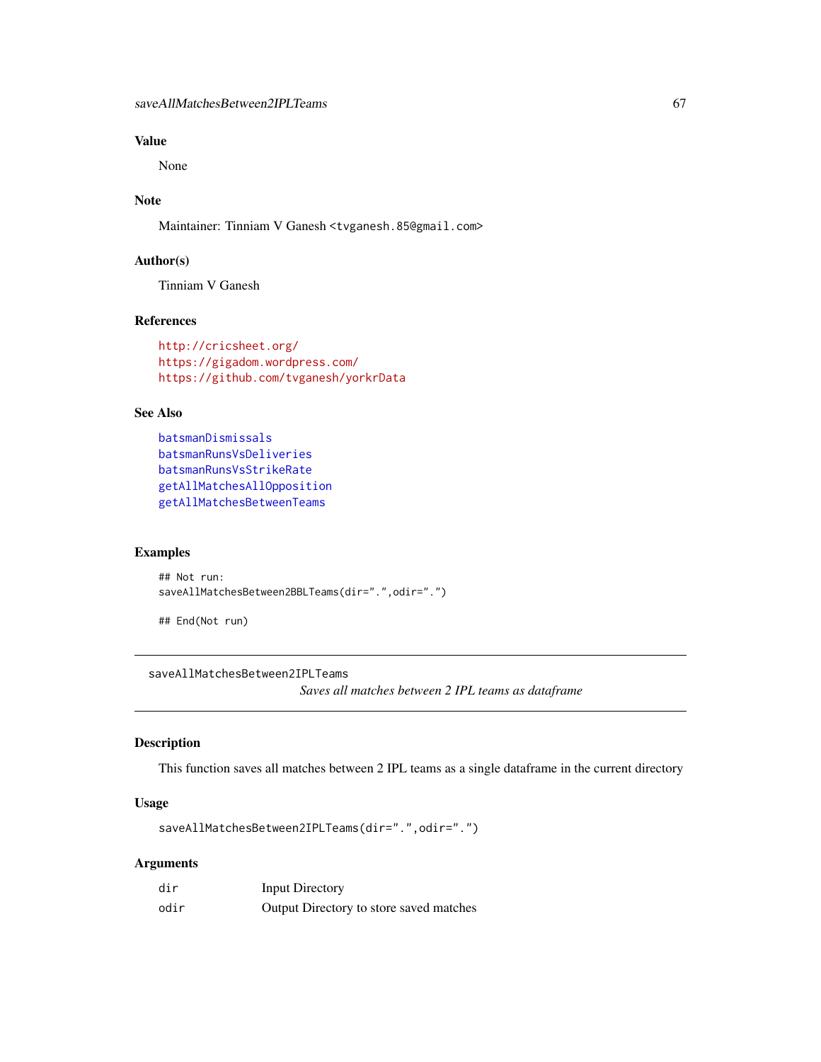## Value

None

## Note

Maintainer: Tinniam V Ganesh <tvganesh.85@gmail.com>

## Author(s)

Tinniam V Ganesh

## References

http://cricsheet.org/
https://gigadom.wordpress.com/
https://github.com/tvganesh/yorkrData

## See Also

batsmanDismissals
batsmanRunsVsDeliveries
batsmanRunsVsStrikeRate
getAllMatchesAllOpposition
getAllMatchesBetweenTeams

## Examples

```
## Not run:
saveAllMatchesBetween2BBLTeams(dir=".",odir=".")

## End(Not run)
```

---

# saveAllMatchesBetween2IPLTeams

*Saves all matches between 2 IPL teams as dataframe*

## Description

This function saves all matches between 2 IPL teams as a single dataframe in the current directory

## Usage

```
saveAllMatchesBetween2IPLTeams(dir=".",odir=".")
```

## Arguments

| | |
|---|---|
| dir | Input Directory |
| odir | Output Directory to store saved matches |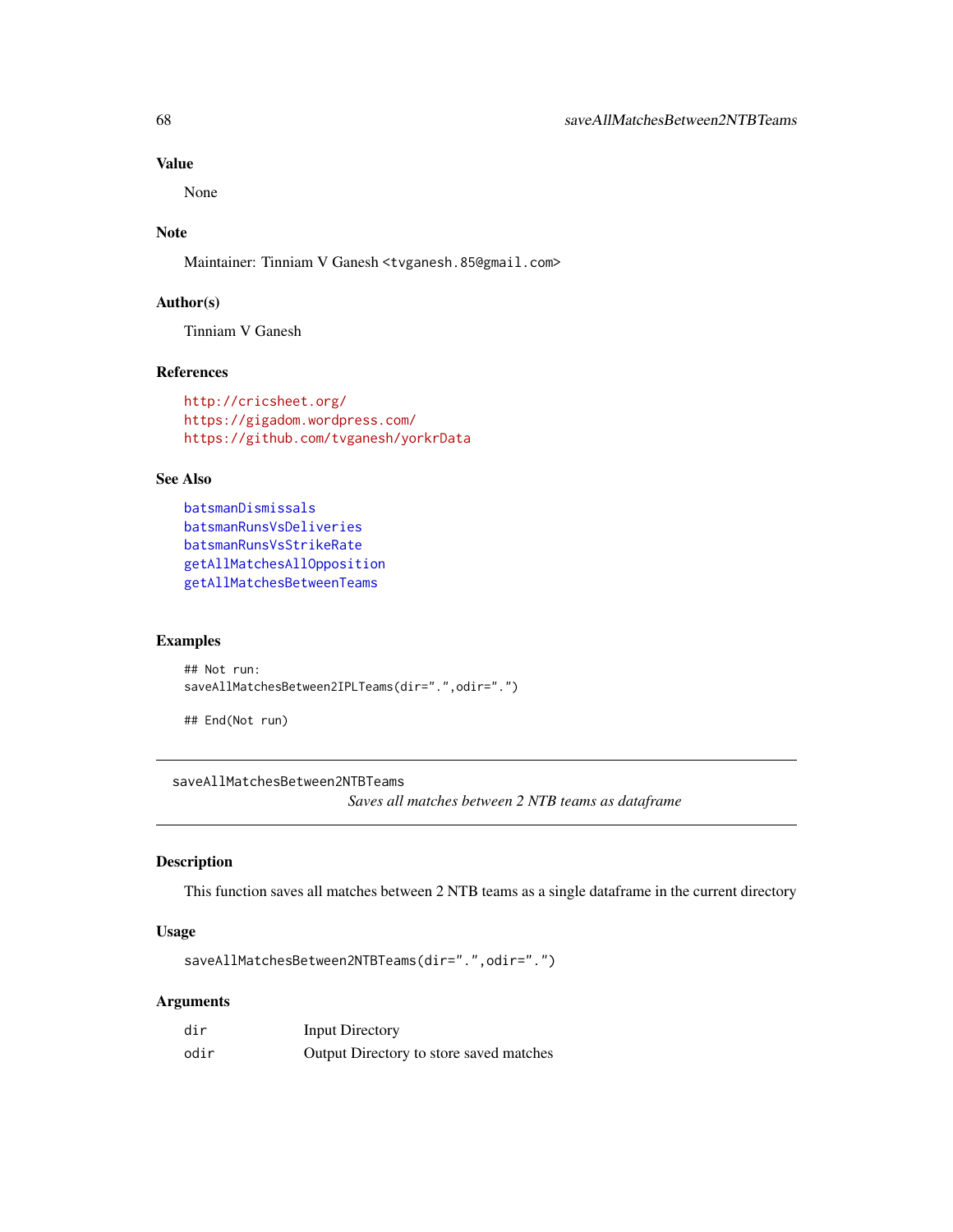### Value

None

### Note

Maintainer: Tinniam V Ganesh <tvganesh.85@gmail.com>

### Author(s)

Tinniam V Ganesh

### References

http://cricsheet.org/
https://gigadom.wordpress.com/
https://github.com/tvganesh/yorkrData

### See Also

batsmanDismissals
batsmanRunsVsDeliveries
batsmanRunsVsStrikeRate
getAllMatchesAllOpposition
getAllMatchesBetweenTeams

### Examples

```
## Not run:
saveAllMatchesBetween2IPLTeams(dir=".",odir=".")

## End(Not run)
```

---

## saveAllMatchesBetween2NTBTeams

*Saves all matches between 2 NTB teams as dataframe*

---

### Description

This function saves all matches between 2 NTB teams as a single dataframe in the current directory

### Usage

```
saveAllMatchesBetween2NTBTeams(dir=".",odir=".")
```

### Arguments

| | |
|---|---|
| dir | Input Directory |
| odir | Output Directory to store saved matches |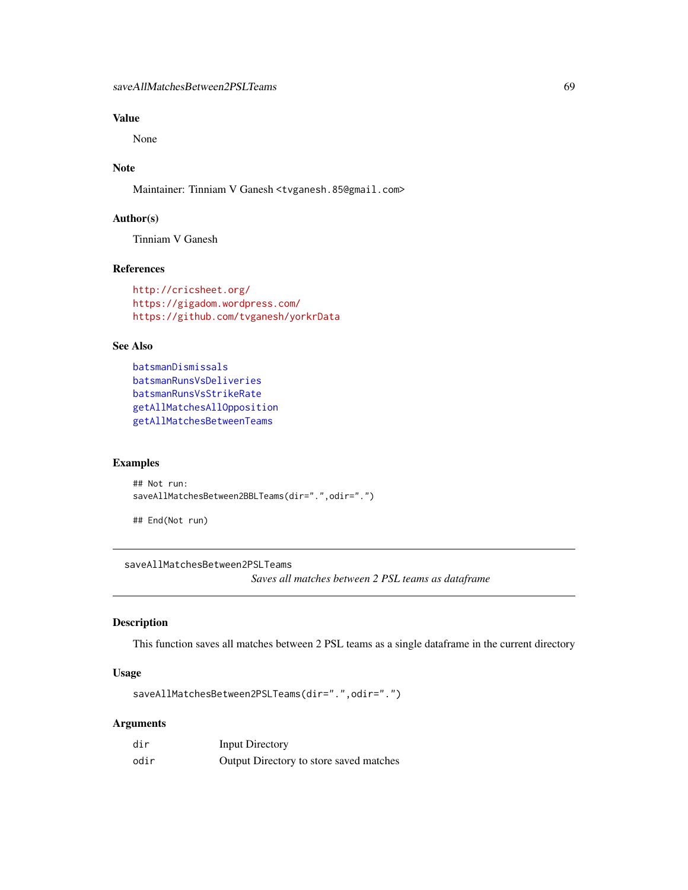## Value

None

## Note

Maintainer: Tinniam V Ganesh <tvganesh.85@gmail.com>

## Author(s)

Tinniam V Ganesh

## References

http://cricsheet.org/
https://gigadom.wordpress.com/
https://github.com/tvganesh/yorkrData

## See Also

batsmanDismissals
batsmanRunsVsDeliveries
batsmanRunsVsStrikeRate
getAllMatchesAllOpposition
getAllMatchesBetweenTeams

## Examples

```
## Not run:
saveAllMatchesBetween2BBLTeams(dir=".",odir=".")

## End(Not run)
```

---

# saveAllMatchesBetween2PSLTeams

*Saves all matches between 2 PSL teams as dataframe*

## Description

This function saves all matches between 2 PSL teams as a single dataframe in the current directory

## Usage

```
saveAllMatchesBetween2PSLTeams(dir=".",odir=".")
```

## Arguments

| | |
|---|---|
| dir | Input Directory |
| odir | Output Directory to store saved matches |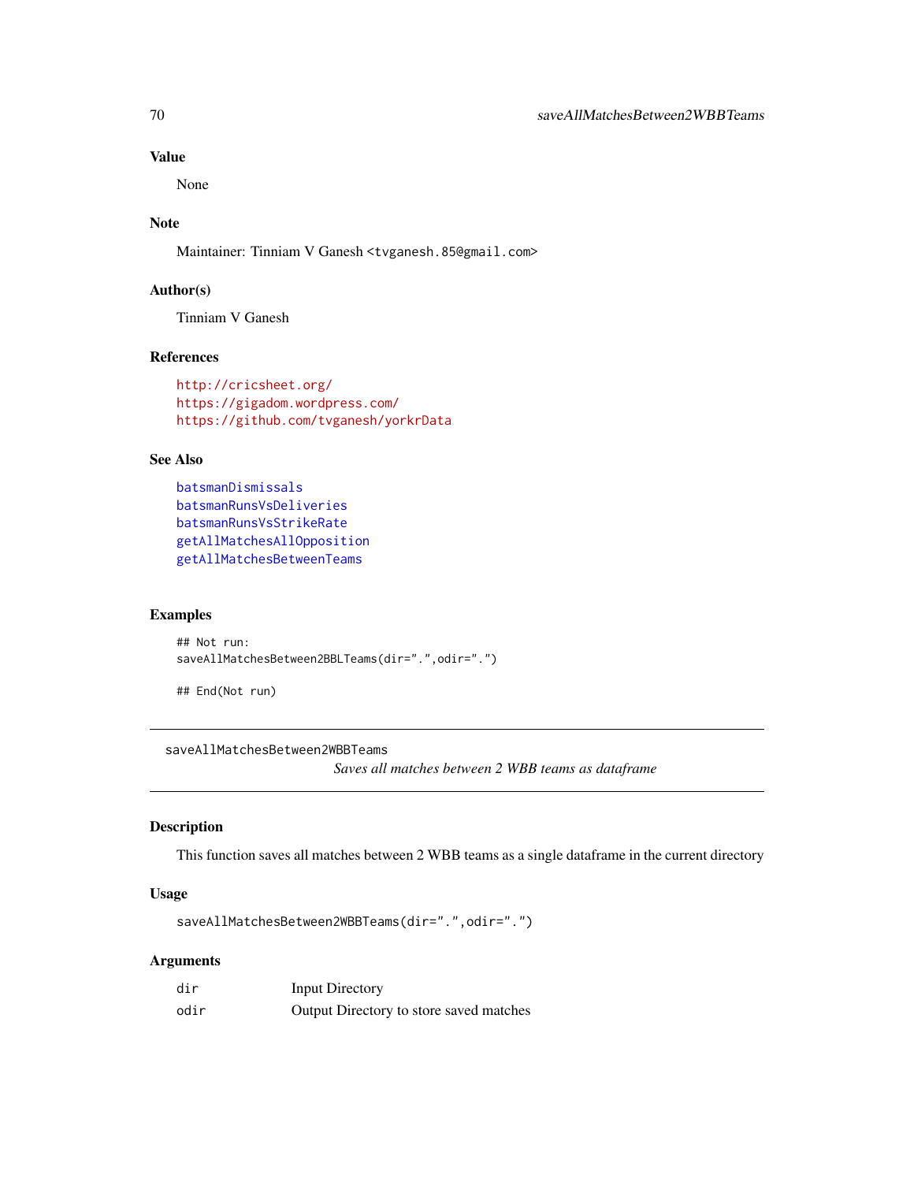## Value

None

## Note

Maintainer: Tinniam V Ganesh <tvganesh.85@gmail.com>

## Author(s)

Tinniam V Ganesh

## References

http://cricsheet.org/
https://gigadom.wordpress.com/
https://github.com/tvganesh/yorkrData

## See Also

batsmanDismissals
batsmanRunsVsDeliveries
batsmanRunsVsStrikeRate
getAllMatchesAllOpposition
getAllMatchesBetweenTeams

## Examples

```
## Not run:
saveAllMatchesBetween2BBLTeams(dir=".",odir=".")

## End(Not run)
```

---

# saveAllMatchesBetween2WBBTeams

*Saves all matches between 2 WBB teams as dataframe*

---

## Description

This function saves all matches between 2 WBB teams as a single dataframe in the current directory

## Usage

```
saveAllMatchesBetween2WBBTeams(dir=".",odir=".")
```

## Arguments

| | |
|---|---|
| dir | Input Directory |
| odir | Output Directory to store saved matches |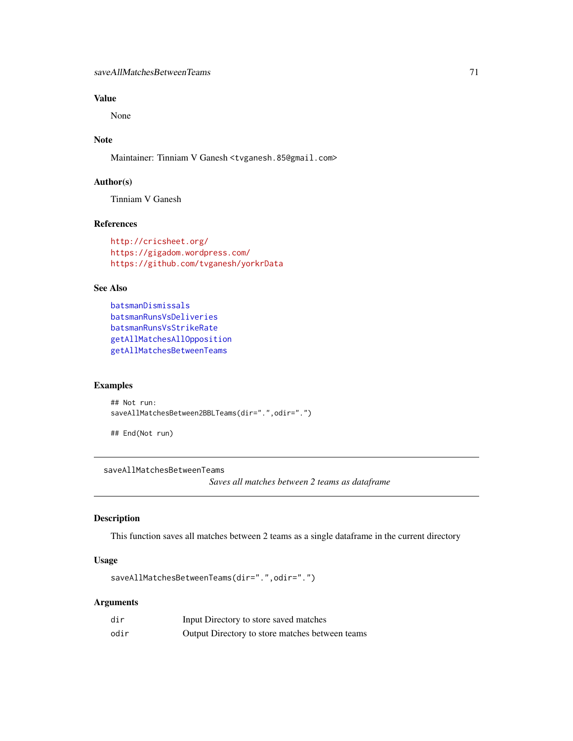### Value

None

### Note

Maintainer: Tinniam V Ganesh <tvganesh.85@gmail.com>

### Author(s)

Tinniam V Ganesh

### References

http://cricsheet.org/
https://gigadom.wordpress.com/
https://github.com/tvganesh/yorkrData

### See Also

batsmanDismissals
batsmanRunsVsDeliveries
batsmanRunsVsStrikeRate
getAllMatchesAllOpposition
getAllMatchesBetweenTeams

### Examples

```
## Not run:
saveAllMatchesBetween2BBLTeams(dir=".",odir=".")

## End(Not run)
```

---

## saveAllMatchesBetweenTeams

*Saves all matches between 2 teams as dataframe*

---

### Description

This function saves all matches between 2 teams as a single dataframe in the current directory

### Usage

```
saveAllMatchesBetweenTeams(dir=".",odir=".")
```

### Arguments

| | |
|---|---|
| dir | Input Directory to store saved matches |
| odir | Output Directory to store matches between teams |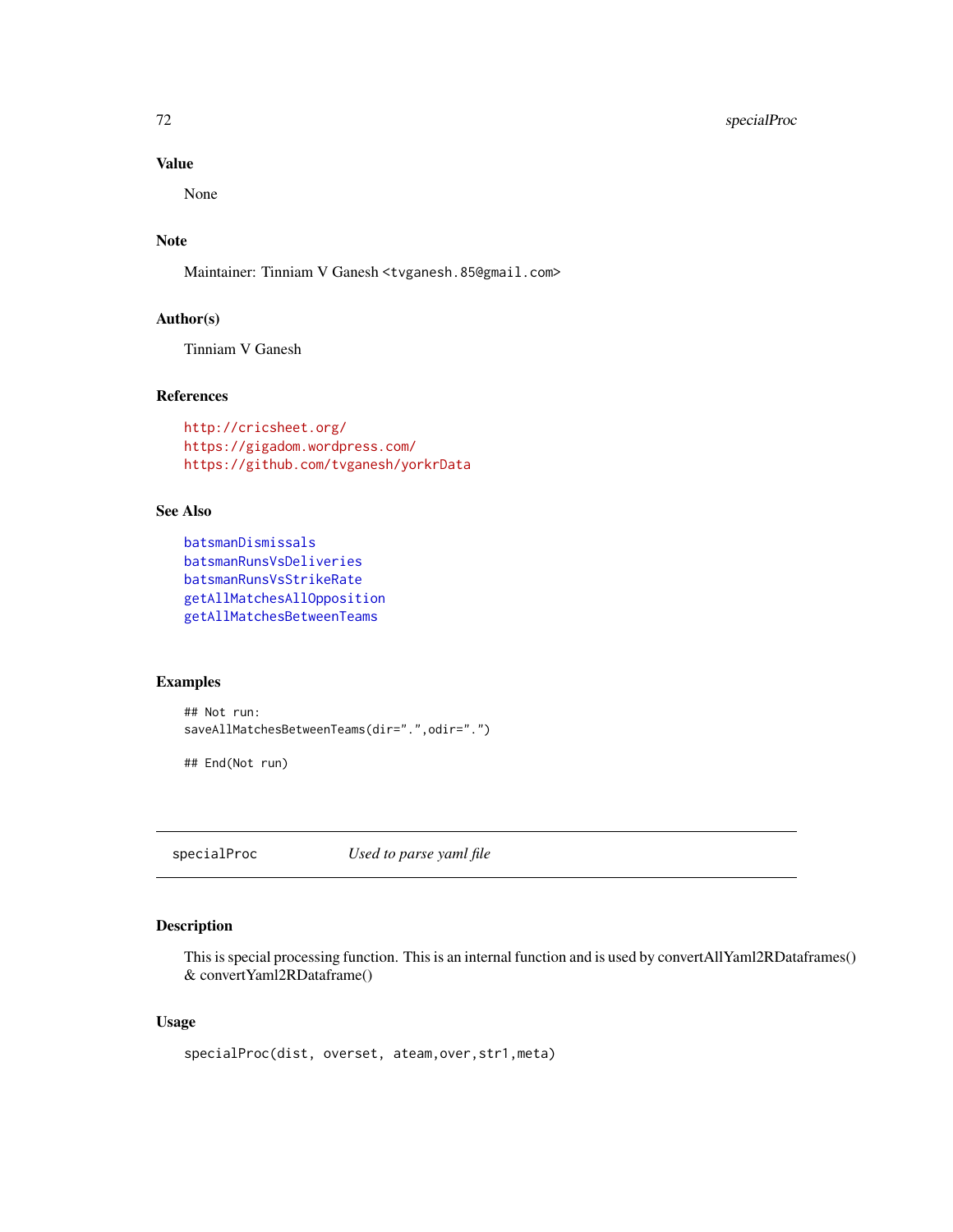### Value

None

### Note

Maintainer: Tinniam V Ganesh <tvganesh.85@gmail.com>

### Author(s)

Tinniam V Ganesh

### References

http://cricsheet.org/
https://gigadom.wordpress.com/
https://github.com/tvganesh/yorkrData

### See Also

batsmanDismissals
batsmanRunsVsDeliveries
batsmanRunsVsStrikeRate
getAllMatchesAllOpposition
getAllMatchesBetweenTeams

### Examples

```
## Not run:
saveAllMatchesBetweenTeams(dir=".",odir=".")

## End(Not run)
```

---

## specialProc &nbsp;&nbsp;&nbsp;&nbsp; *Used to parse yaml file*

---

### Description

This is special processing function. This is an internal function and is used by convertAllYaml2RDataframes() & convertYaml2RDataframe()

### Usage

```
specialProc(dist, overset, ateam,over,str1,meta)
```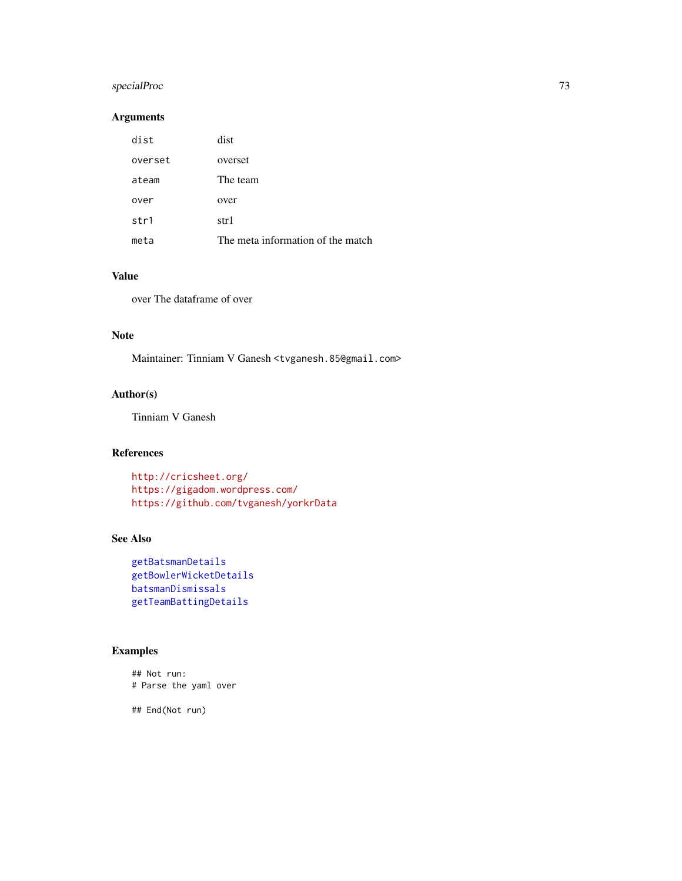## Arguments

| | |
|---|---|
| `dist` | dist |
| `overset` | overset |
| `ateam` | The team |
| `over` | over |
| `str1` | str1 |
| `meta` | The meta information of the match |

## Value

over The dataframe of over

## Note

Maintainer: Tinniam V Ganesh <tvganesh.85@gmail.com>

## Author(s)

Tinniam V Ganesh

## References

http://cricsheet.org/  
https://gigadom.wordpress.com/  
https://github.com/tvganesh/yorkrData

## See Also

getBatsmanDetails  
getBowlerWicketDetails  
batsmanDismissals  
getTeamBattingDetails

## Examples

```
## Not run:
# Parse the yaml over

## End(Not run)
```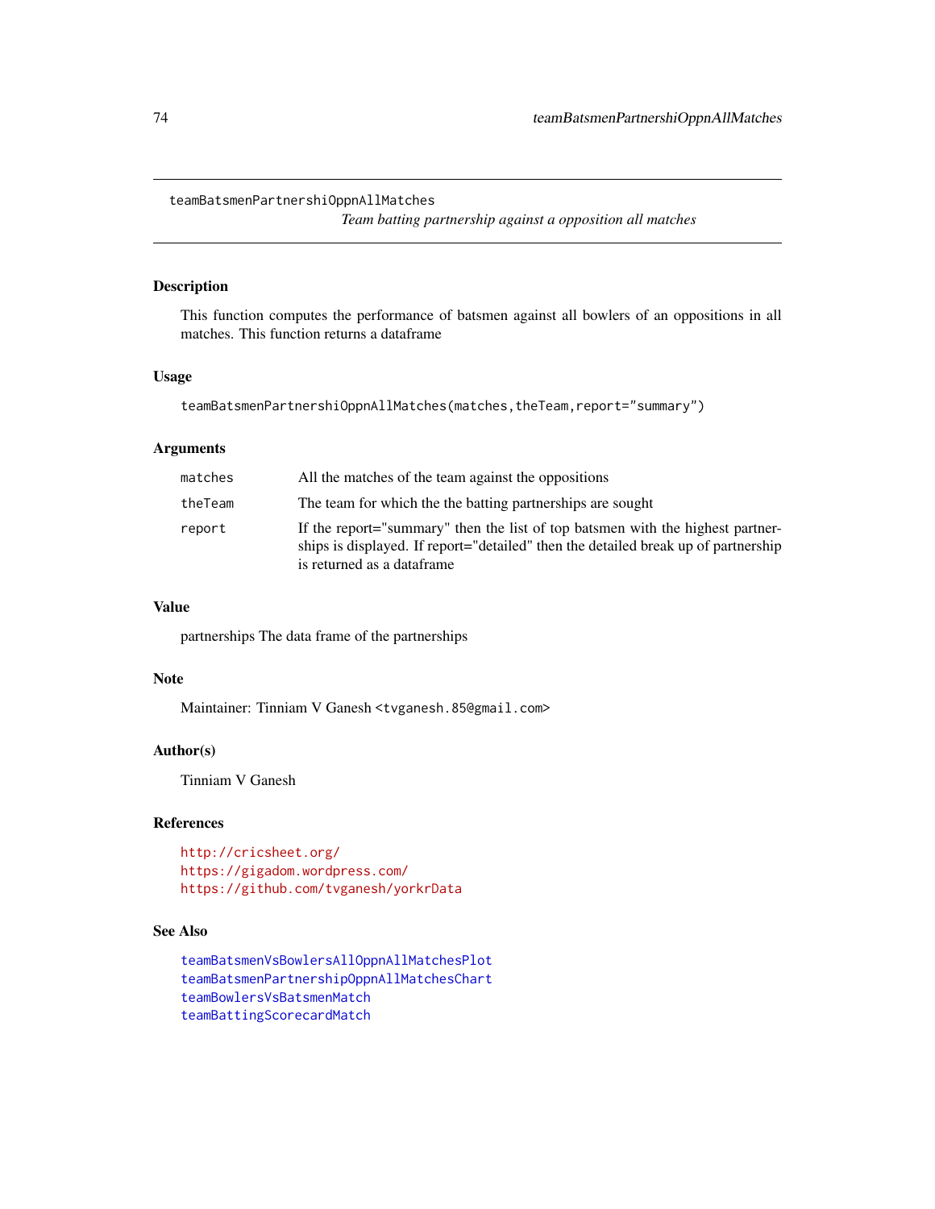teamBatsmenPartnershiOppnAllMatches

*Team batting partnership against a opposition all matches*

## Description

This function computes the performance of batsmen against all bowlers of an oppositions in all matches. This function returns a dataframe

## Usage

```
teamBatsmenPartnershiOppnAllMatches(matches,theTeam,report="summary")
```

## Arguments

| | |
|---|---|
| matches | All the matches of the team against the oppositions |
| theTeam | The team for which the the batting partnerships are sought |
| report | If the report="summary" then the list of top batsmen with the highest partnerships is displayed. If report="detailed" then the detailed break up of partnership is returned as a dataframe |

## Value

partnerships The data frame of the partnerships

## Note

Maintainer: Tinniam V Ganesh <tvganesh.85@gmail.com>

## Author(s)

Tinniam V Ganesh

## References

http://cricsheet.org/
https://gigadom.wordpress.com/
https://github.com/tvganesh/yorkrData

## See Also

teamBatsmenVsBowlersAllOppnAllMatchesPlot
teamBatsmenPartnershipOppnAllMatchesChart
teamBowlersVsBatsmenMatch
teamBattingScorecardMatch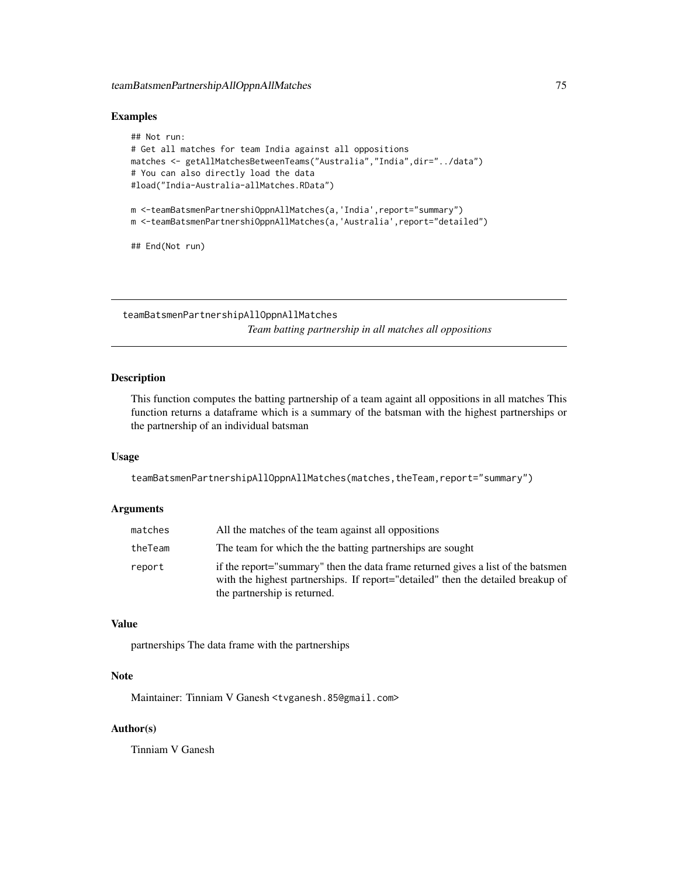### Examples

```
## Not run:
# Get all matches for team India against all oppositions
matches <- getAllMatchesBetweenTeams("Australia","India",dir="../data")
# You can also directly load the data
#load("India-Australia-allMatches.RData")

m <-teamBatsmenPartnershiOppnAllMatches(a,'India',report="summary")
m <-teamBatsmenPartnershiOppnAllMatches(a,'Australia',report="detailed")

## End(Not run)
```

---

## teamBatsmenPartnershipAllOppnAllMatches

*Team batting partnership in all matches all oppositions*

---

### Description

This function computes the batting partnership of a team againt all oppositions in all matches This function returns a dataframe which is a summary of the batsman with the highest partnerships or the partnership of an individual batsman

### Usage

```
teamBatsmenPartnershipAllOppnAllMatches(matches,theTeam,report="summary")
```

### Arguments

| | |
|---|---|
| matches | All the matches of the team against all oppositions |
| theTeam | The team for which the the batting partnerships are sought |
| report | if the report="summary" then the data frame returned gives a list of the batsmen with the highest partnerships. If report="detailed" then the detailed breakup of the partnership is returned. |

### Value

partnerships The data frame with the partnerships

### Note

Maintainer: Tinniam V Ganesh <tvganesh.85@gmail.com>

### Author(s)

Tinniam V Ganesh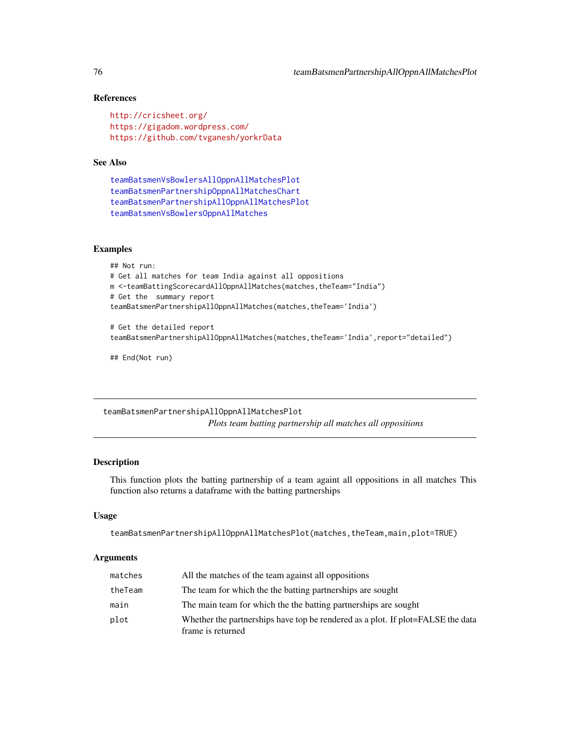### References

http://cricsheet.org/
https://gigadom.wordpress.com/
https://github.com/tvganesh/yorkrData

### See Also

teamBatsmenVsBowlersAllOppnAllMatchesPlot
teamBatsmenPartnershipOppnAllMatchesChart
teamBatsmenPartnershipAllOppnAllMatchesPlot
teamBatsmenVsBowlersOppnAllMatches

### Examples

```
## Not run:
# Get all matches for team India against all oppositions
m <-teamBattingScorecardAllOppnAllMatches(matches,theTeam="India")
# Get the  summary report
teamBatsmenPartnershipAllOppnAllMatches(matches,theTeam='India')

# Get the detailed report
teamBatsmenPartnershipAllOppnAllMatches(matches,theTeam='India',report="detailed")

## End(Not run)
```

---

## teamBatsmenPartnershipAllOppnAllMatchesPlot

*Plots team batting partnership all matches all oppositions*

---

### Description

This function plots the batting partnership of a team againt all oppositions in all matches This function also returns a dataframe with the batting partnerships

### Usage

```
teamBatsmenPartnershipAllOppnAllMatchesPlot(matches,theTeam,main,plot=TRUE)
```

### Arguments

| | |
|---|---|
| matches | All the matches of the team against all oppositions |
| theTeam | The team for which the the batting partnerships are sought |
| main | The main team for which the the batting partnerships are sought |
| plot | Whether the partnerships have top be rendered as a plot. If plot=FALSE the data frame is returned |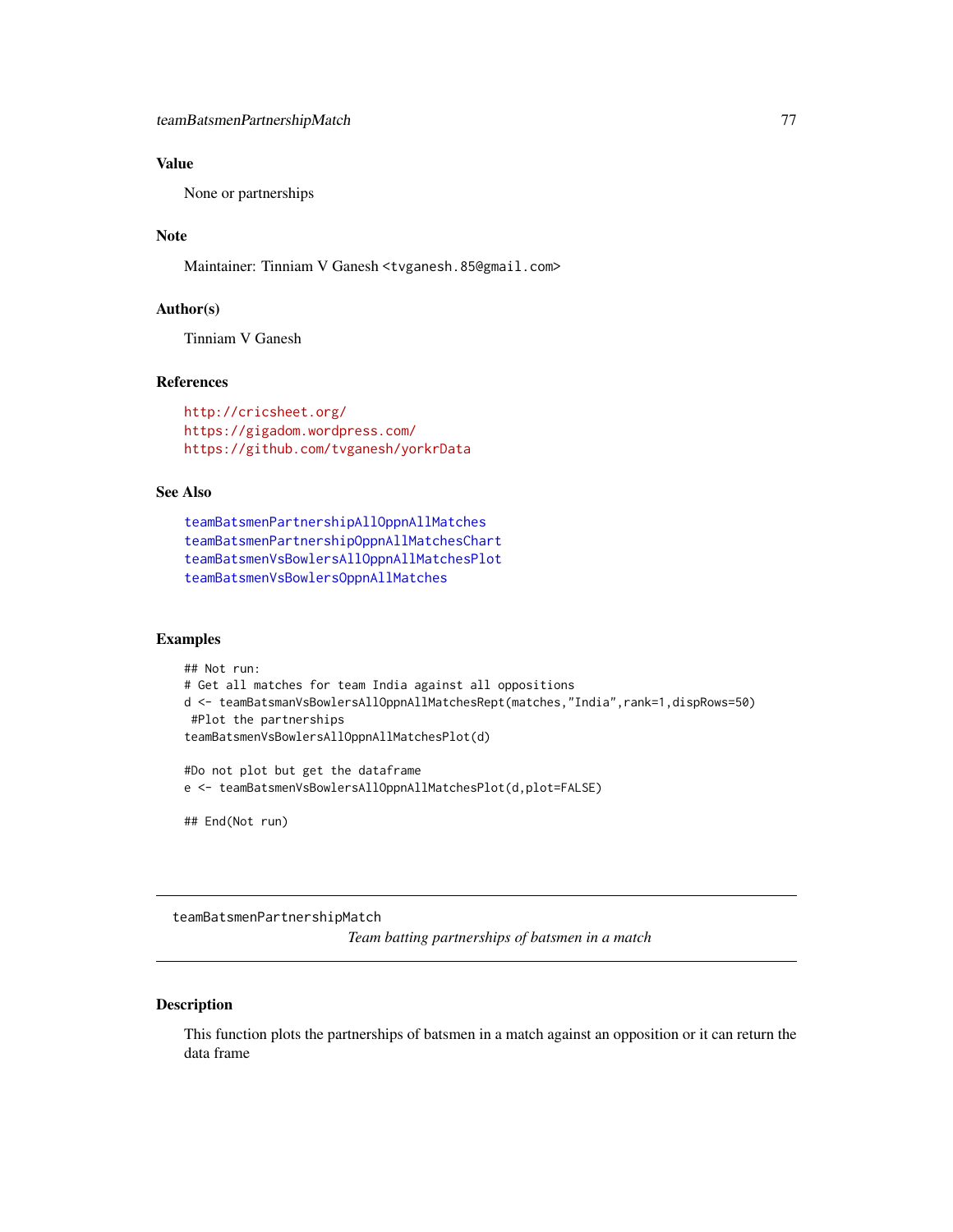## Value

None or partnerships

## Note

Maintainer: Tinniam V Ganesh <tvganesh.85@gmail.com>

## Author(s)

Tinniam V Ganesh

## References

http://cricsheet.org/
https://gigadom.wordpress.com/
https://github.com/tvganesh/yorkrData

## See Also

teamBatsmenPartnershipAllOppnAllMatches
teamBatsmenPartnershipOppnAllMatchesChart
teamBatsmenVsBowlersAllOppnAllMatchesPlot
teamBatsmenVsBowlersOppnAllMatches

## Examples

```
## Not run:
# Get all matches for team India against all oppositions
d <- teamBatsmanVsBowlersAllOppnAllMatchesRept(matches,"India",rank=1,dispRows=50)
 #Plot the partnerships
teamBatsmenVsBowlersAllOppnAllMatchesPlot(d)

#Do not plot but get the dataframe
e <- teamBatsmenVsBowlersAllOppnAllMatchesPlot(d,plot=FALSE)

## End(Not run)
```

---

# teamBatsmenPartnershipMatch

*Team batting partnerships of batsmen in a match*

---

## Description

This function plots the partnerships of batsmen in a match against an opposition or it can return the data frame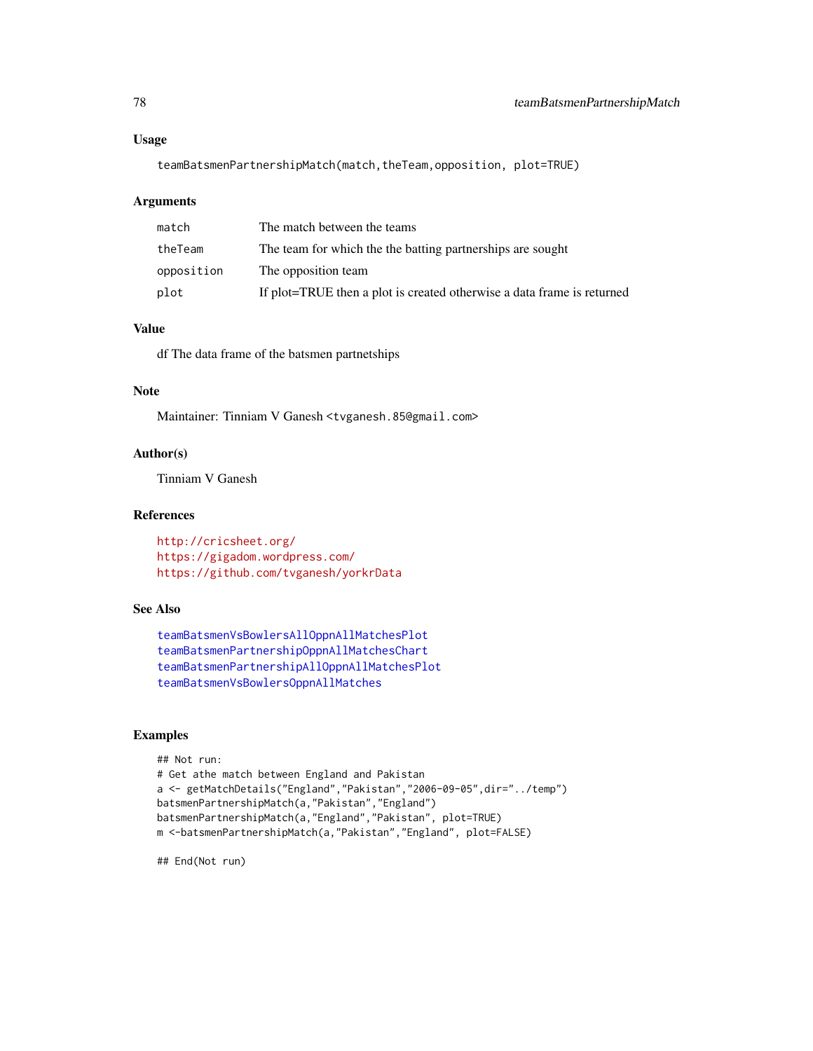## Usage

```
teamBatsmenPartnershipMatch(match,theTeam,opposition, plot=TRUE)
```

## Arguments

| | |
|---|---|
| match | The match between the teams |
| theTeam | The team for which the the batting partnerships are sought |
| opposition | The opposition team |
| plot | If plot=TRUE then a plot is created otherwise a data frame is returned |

## Value

df The data frame of the batsmen partnetships

## Note

Maintainer: Tinniam V Ganesh <tvganesh.85@gmail.com>

## Author(s)

Tinniam V Ganesh

## References

http://cricsheet.org/
https://gigadom.wordpress.com/
https://github.com/tvganesh/yorkrData

## See Also

teamBatsmenVsBowlersAllOppnAllMatchesPlot
teamBatsmenPartnershipOppnAllMatchesChart
teamBatsmenPartnershipAllOppnAllMatchesPlot
teamBatsmenVsBowlersOppnAllMatches

## Examples

```
## Not run:
# Get athe match between England and Pakistan
a <- getMatchDetails("England","Pakistan","2006-09-05",dir="../temp")
batsmenPartnershipMatch(a,"Pakistan","England")
batsmenPartnershipMatch(a,"England","Pakistan", plot=TRUE)
m <-batsmenPartnershipMatch(a,"Pakistan","England", plot=FALSE)

## End(Not run)
```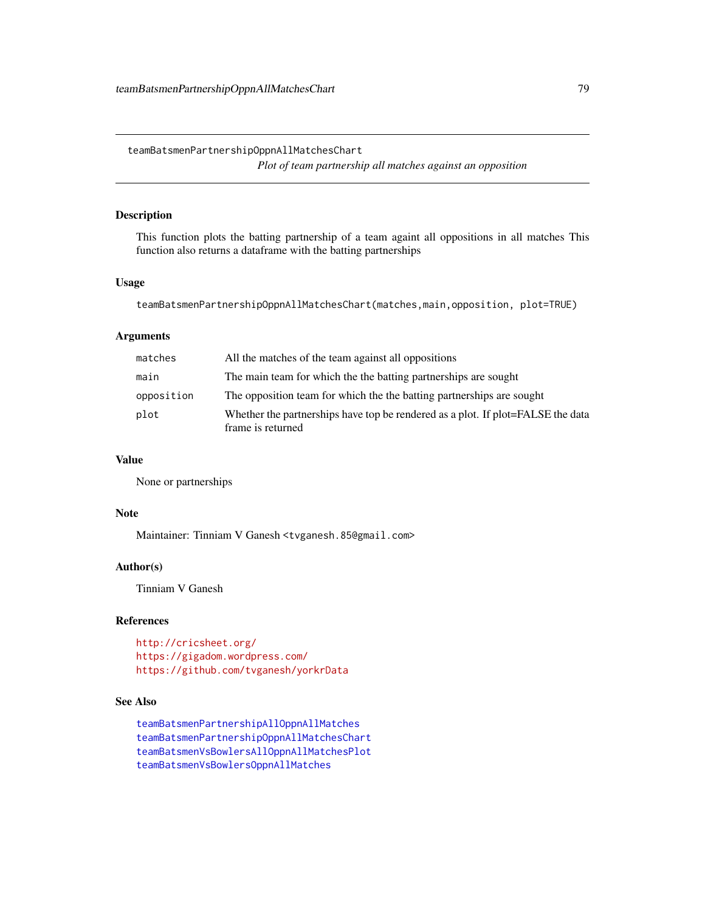# teamBatsmenPartnershipOppnAllMatchesChart

*Plot of team partnership all matches against an opposition*

## Description

This function plots the batting partnership of a team againt all oppositions in all matches This function also returns a dataframe with the batting partnerships

## Usage

```
teamBatsmenPartnershipOppnAllMatchesChart(matches,main,opposition, plot=TRUE)
```

## Arguments

| | |
|---|---|
| matches | All the matches of the team against all oppositions |
| main | The main team for which the the batting partnerships are sought |
| opposition | The opposition team for which the the batting partnerships are sought |
| plot | Whether the partnerships have top be rendered as a plot. If plot=FALSE the data frame is returned |

## Value

None or partnerships

## Note

Maintainer: Tinniam V Ganesh <tvganesh.85@gmail.com>

## Author(s)

Tinniam V Ganesh

## References

http://cricsheet.org/
https://gigadom.wordpress.com/
https://github.com/tvganesh/yorkrData

## See Also

teamBatsmenPartnershipAllOppnAllMatches
teamBatsmenPartnershipOppnAllMatchesChart
teamBatsmenVsBowlersAllOppnAllMatchesPlot
teamBatsmenVsBowlersOppnAllMatches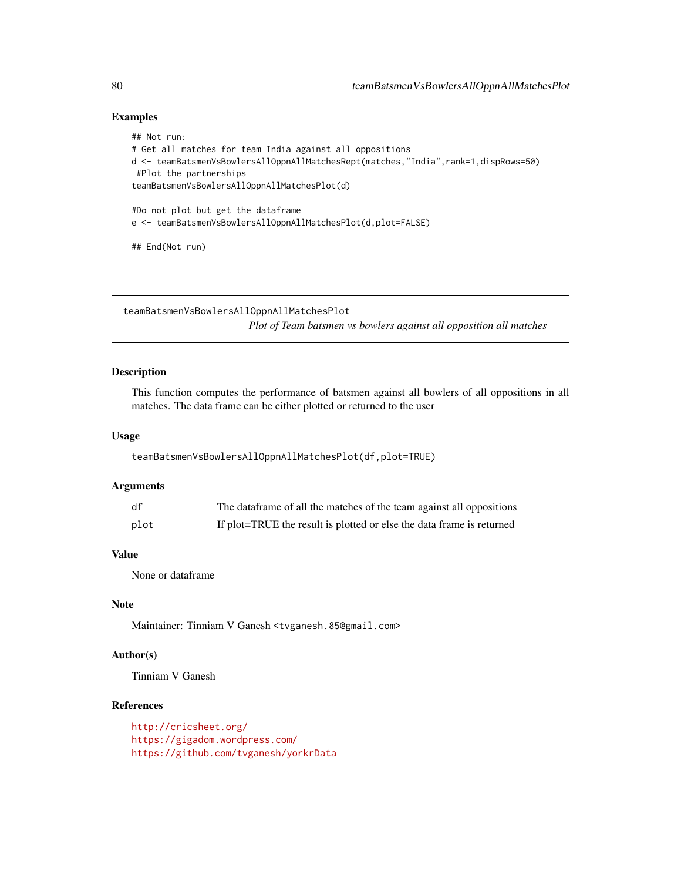## Examples

```
## Not run:
# Get all matches for team India against all oppositions
d <- teamBatsmenVsBowlersAllOppnAllMatchesRept(matches,"India",rank=1,dispRows=50)
 #Plot the partnerships
teamBatsmenVsBowlersAllOppnAllMatchesPlot(d)

#Do not plot but get the dataframe
e <- teamBatsmenVsBowlersAllOppnAllMatchesPlot(d,plot=FALSE)

## End(Not run)
```

---

teamBatsmenVsBowlersAllOppnAllMatchesPlot
*Plot of Team batsmen vs bowlers against all opposition all matches*

---

## Description

This function computes the performance of batsmen against all bowlers of all oppositions in all matches. The data frame can be either plotted or returned to the user

## Usage

```
teamBatsmenVsBowlersAllOppnAllMatchesPlot(df,plot=TRUE)
```

## Arguments

| | |
|---|---|
| df | The dataframe of all the matches of the team against all oppositions |
| plot | If plot=TRUE the result is plotted or else the data frame is returned |

## Value

None or dataframe

## Note

Maintainer: Tinniam V Ganesh <tvganesh.85@gmail.com>

## Author(s)

Tinniam V Ganesh

## References

http://cricsheet.org/
https://gigadom.wordpress.com/
https://github.com/tvganesh/yorkrData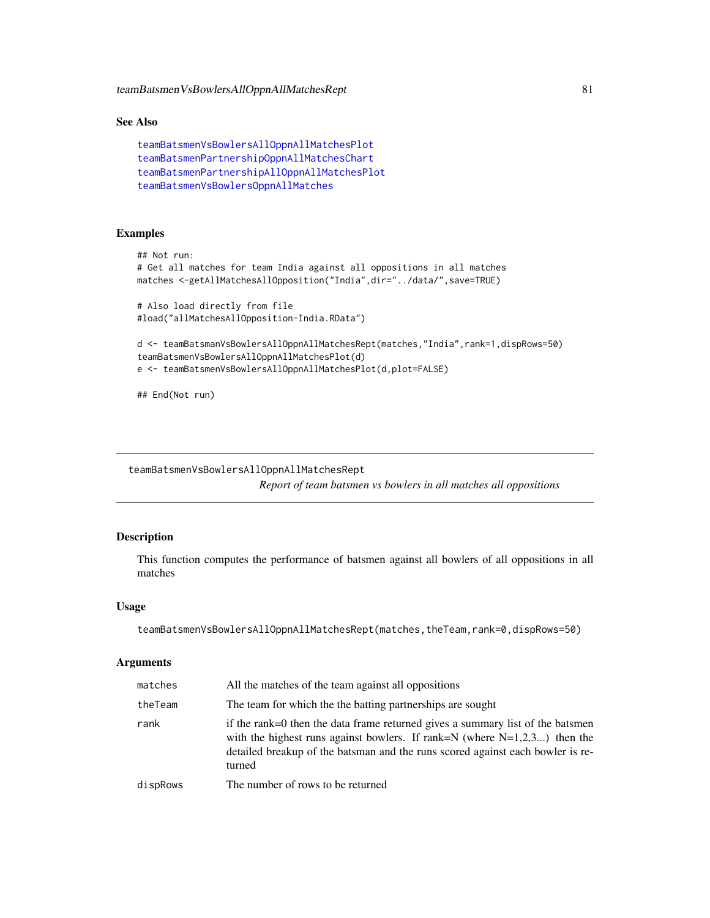## See Also

teamBatsmenVsBowlersAllOppnAllMatchesPlot
teamBatsmenPartnershipOppnAllMatchesChart
teamBatsmenPartnershipAllOppnAllMatchesPlot
teamBatsmenVsBowlersOppnAllMatches

## Examples

```
## Not run:
# Get all matches for team India against all oppositions in all matches
matches <-getAllMatchesAllOpposition("India",dir="../data/",save=TRUE)

# Also load directly from file
#load("allMatchesAllOpposition-India.RData")

d <- teamBatsmanVsBowlersAllOppnAllMatchesRept(matches,"India",rank=1,dispRows=50)
teamBatsmenVsBowlersAllOppnAllMatchesPlot(d)
e <- teamBatsmenVsBowlersAllOppnAllMatchesPlot(d,plot=FALSE)

## End(Not run)
```

---

# teamBatsmenVsBowlersAllOppnAllMatchesRept

*Report of team batsmen vs bowlers in all matches all oppositions*

---

## Description

This function computes the performance of batsmen against all bowlers of all oppositions in all matches

## Usage

```
teamBatsmenVsBowlersAllOppnAllMatchesRept(matches,theTeam,rank=0,dispRows=50)
```

## Arguments

| | |
|---|---|
| matches | All the matches of the team against all oppositions |
| theTeam | The team for which the the batting partnerships are sought |
| rank | if the rank=0 then the data frame returned gives a summary list of the batsmen with the highest runs against bowlers. If rank=N (where N=1,2,3...) then the detailed breakup of the batsman and the runs scored against each bowler is returned |
| dispRows | The number of rows to be returned |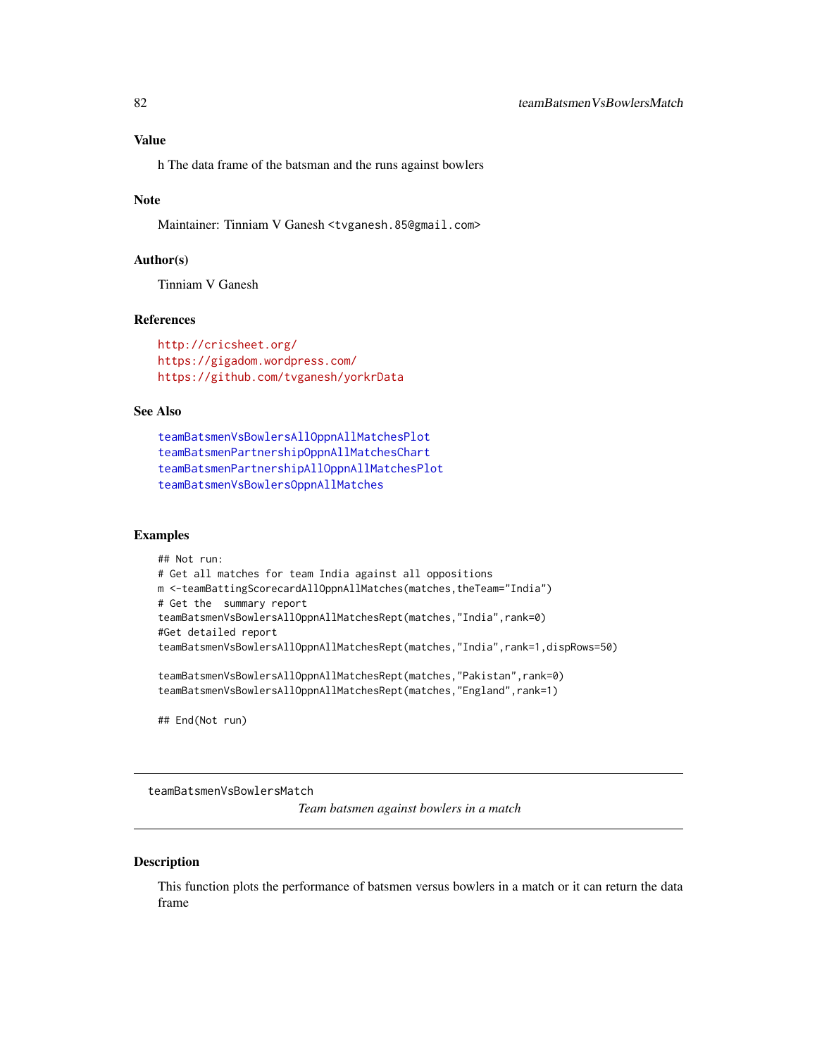### Value

h The data frame of the batsman and the runs against bowlers

### Note

Maintainer: Tinniam V Ganesh <tvganesh.85@gmail.com>

### Author(s)

Tinniam V Ganesh

### References

http://cricsheet.org/
https://gigadom.wordpress.com/
https://github.com/tvganesh/yorkrData

### See Also

teamBatsmenVsBowlersAllOppnAllMatchesPlot
teamBatsmenPartnershipOppnAllMatchesChart
teamBatsmenPartnershipAllOppnAllMatchesPlot
teamBatsmenVsBowlersOppnAllMatches

### Examples

```
## Not run:
# Get all matches for team India against all oppositions
m <-teamBattingScorecardAllOppnAllMatches(matches,theTeam="India")
# Get the  summary report
teamBatsmenVsBowlersAllOppnAllMatchesRept(matches,"India",rank=0)
#Get detailed report
teamBatsmenVsBowlersAllOppnAllMatchesRept(matches,"India",rank=1,dispRows=50)

teamBatsmenVsBowlersAllOppnAllMatchesRept(matches,"Pakistan",rank=0)
teamBatsmenVsBowlersAllOppnAllMatchesRept(matches,"England",rank=1)

## End(Not run)
```

---

## teamBatsmenVsBowlersMatch

*Team batsmen against bowlers in a match*

---

### Description

This function plots the performance of batsmen versus bowlers in a match or it can return the data frame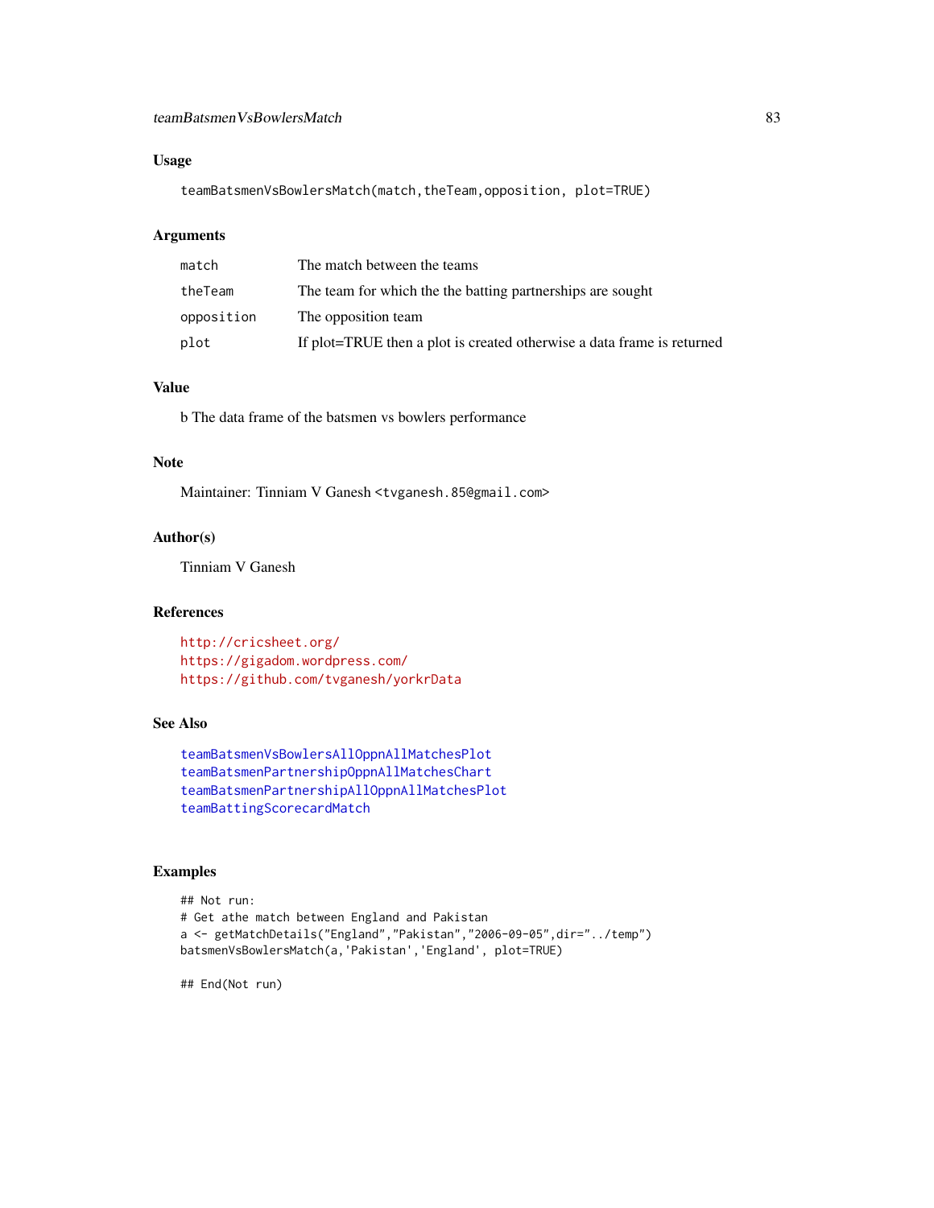## Usage

```
teamBatsmenVsBowlersMatch(match,theTeam,opposition, plot=TRUE)
```

## Arguments

| | |
|---|---|
| match | The match between the teams |
| theTeam | The team for which the the batting partnerships are sought |
| opposition | The opposition team |
| plot | If plot=TRUE then a plot is created otherwise a data frame is returned |

## Value

b The data frame of the batsmen vs bowlers performance

## Note

Maintainer: Tinniam V Ganesh <tvganesh.85@gmail.com>

## Author(s)

Tinniam V Ganesh

## References

http://cricsheet.org/
https://gigadom.wordpress.com/
https://github.com/tvganesh/yorkrData

## See Also

teamBatsmenVsBowlersAllOppnAllMatchesPlot
teamBatsmenPartnershipOppnAllMatchesChart
teamBatsmenPartnershipAllOppnAllMatchesPlot
teamBattingScorecardMatch

## Examples

```
## Not run:
# Get athe match between England and Pakistan
a <- getMatchDetails("England","Pakistan","2006-09-05",dir="../temp")
batsmenVsBowlersMatch(a,'Pakistan','England', plot=TRUE)

## End(Not run)
```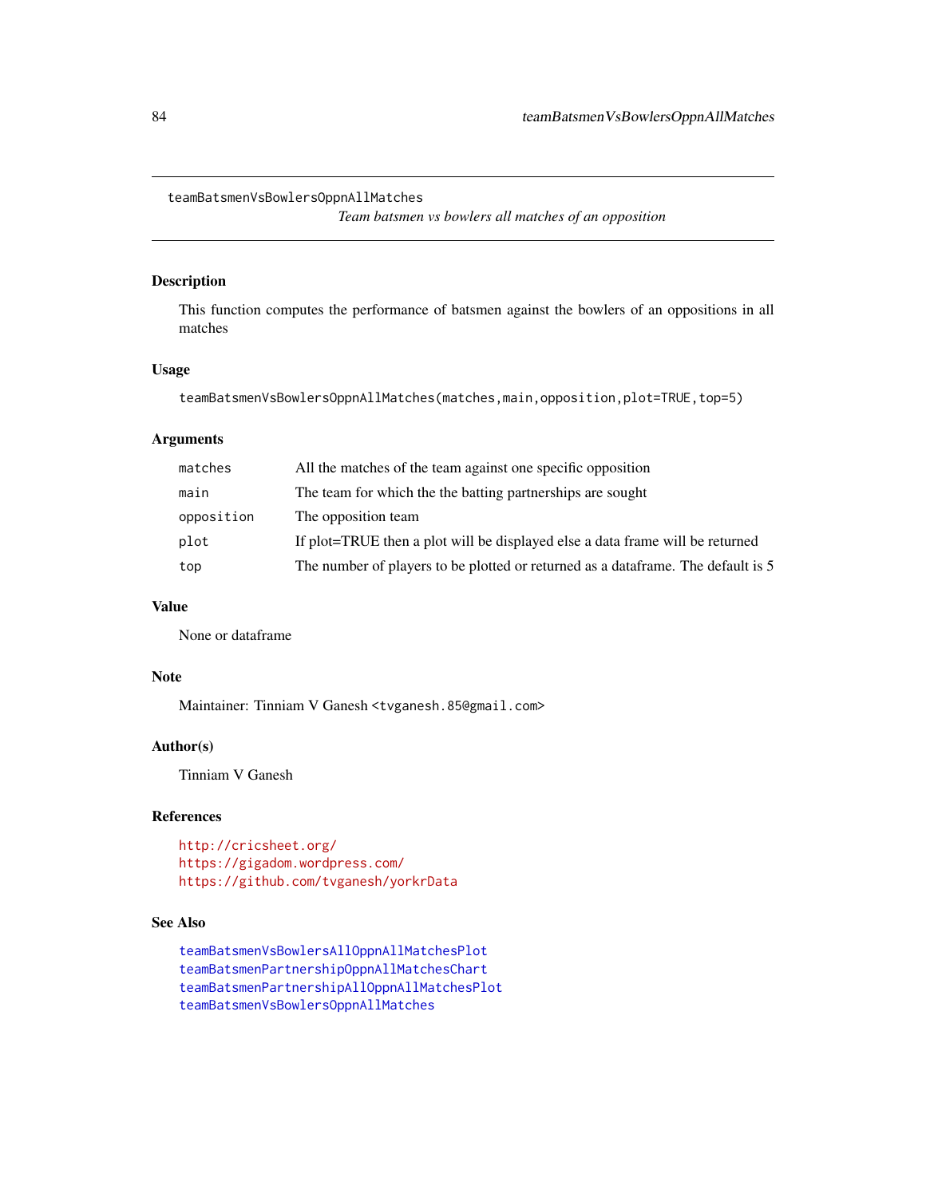teamBatsmenVsBowlersOppnAllMatches

*Team batsmen vs bowlers all matches of an opposition*

### Description

This function computes the performance of batsmen against the bowlers of an oppositions in all matches

### Usage

```
teamBatsmenVsBowlersOppnAllMatches(matches,main,opposition,plot=TRUE,top=5)
```

### Arguments

| | |
|---|---|
| matches | All the matches of the team against one specific opposition |
| main | The team for which the the batting partnerships are sought |
| opposition | The opposition team |
| plot | If plot=TRUE then a plot will be displayed else a data frame will be returned |
| top | The number of players to be plotted or returned as a dataframe. The default is 5 |

### Value

None or dataframe

### Note

Maintainer: Tinniam V Ganesh <tvganesh.85@gmail.com>

### Author(s)

Tinniam V Ganesh

### References

http://cricsheet.org/
https://gigadom.wordpress.com/
https://github.com/tvganesh/yorkrData

### See Also

teamBatsmenVsBowlersAllOppnAllMatchesPlot
teamBatsmenPartnershipOppnAllMatchesChart
teamBatsmenPartnershipAllOppnAllMatchesPlot
teamBatsmenVsBowlersOppnAllMatches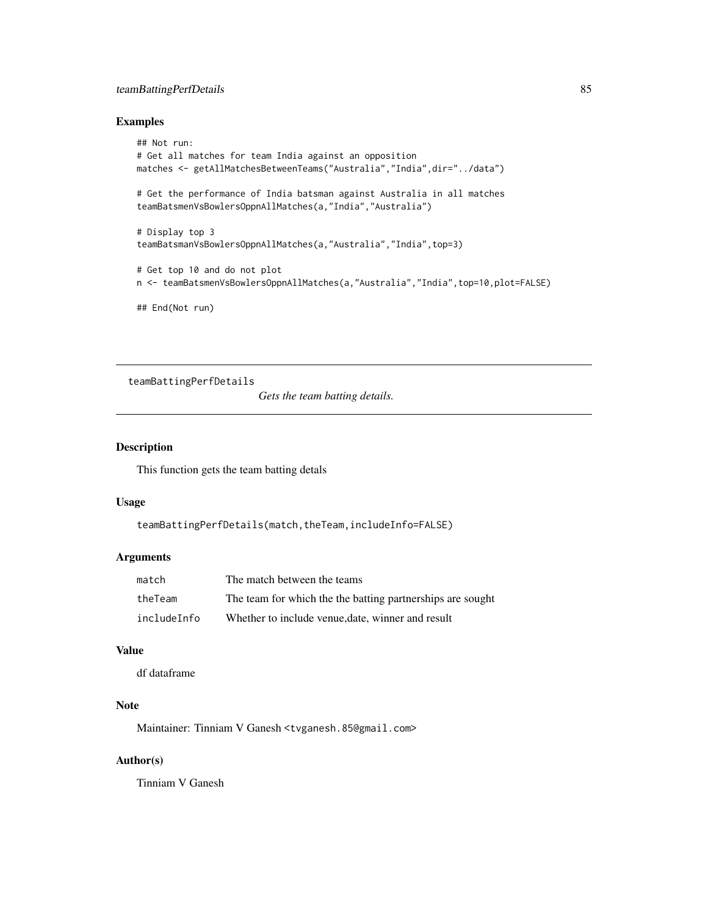## Examples

```
## Not run:
# Get all matches for team India against an opposition
matches <- getAllMatchesBetweenTeams("Australia","India",dir="../data")

# Get the performance of India batsman against Australia in all matches
teamBatsmenVsBowlersOppnAllMatches(a,"India","Australia")

# Display top 3
teamBatsmanVsBowlersOppnAllMatches(a,"Australia","India",top=3)

# Get top 10 and do not plot
n <- teamBatsmenVsBowlersOppnAllMatches(a,"Australia","India",top=10,plot=FALSE)

## End(Not run)
```

---

# teamBattingPerfDetails

*Gets the team batting details.*

---

## Description

This function gets the team batting detals

## Usage

```
teamBattingPerfDetails(match,theTeam,includeInfo=FALSE)
```

## Arguments

| | |
|---|---|
| `match` | The match between the teams |
| `theTeam` | The team for which the the batting partnerships are sought |
| `includeInfo` | Whether to include venue,date, winner and result |

## Value

df dataframe

## Note

Maintainer: Tinniam V Ganesh <tvganesh.85@gmail.com>

## Author(s)

Tinniam V Ganesh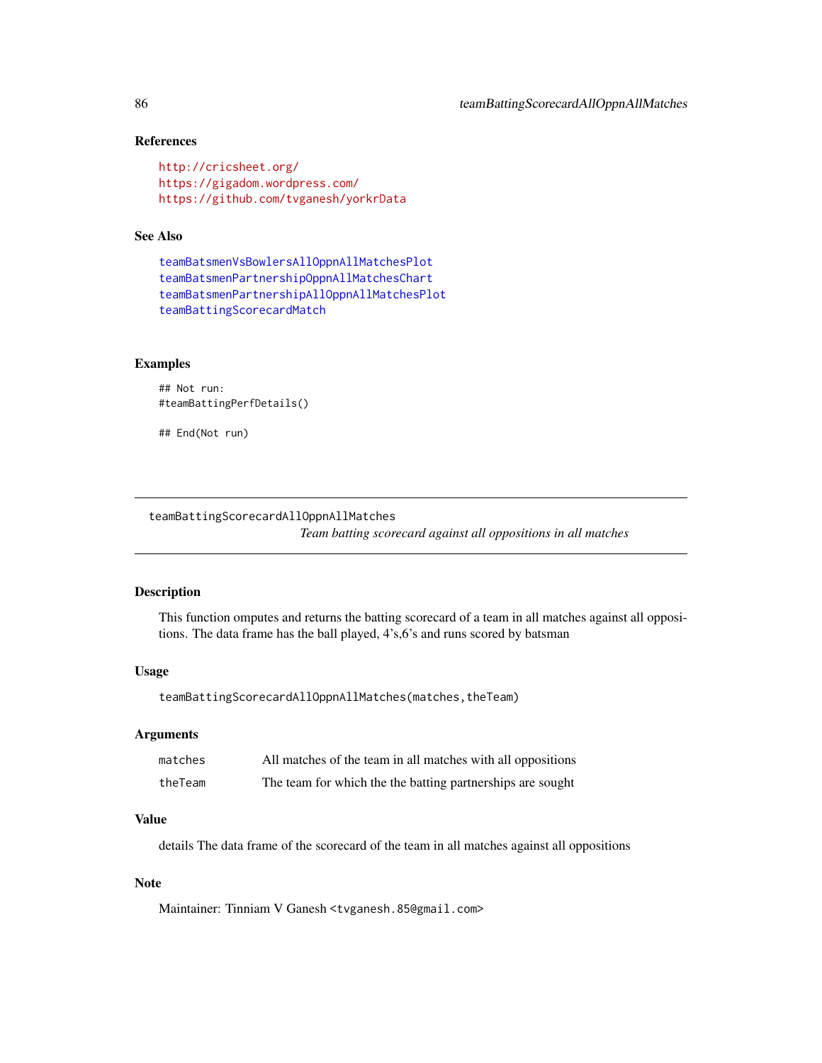### References

http://cricsheet.org/
https://gigadom.wordpress.com/
https://github.com/tvganesh/yorkrData

### See Also

teamBatsmenVsBowlersAllOppnAllMatchesPlot
teamBatsmenPartnershipOppnAllMatchesChart
teamBatsmenPartnershipAllOppnAllMatchesPlot
teamBattingScorecardMatch

### Examples

```
## Not run:
#teamBattingPerfDetails()

## End(Not run)
```

---

## teamBattingScorecardAllOppnAllMatches

*Team batting scorecard against all oppositions in all matches*

---

### Description

This function omputes and returns the batting scorecard of a team in all matches against all oppositions. The data frame has the ball played, 4's,6's and runs scored by batsman

### Usage

```
teamBattingScorecardAllOppnAllMatches(matches,theTeam)
```

### Arguments

| | |
|---|---|
| matches | All matches of the team in all matches with all oppositions |
| theTeam | The team for which the the batting partnerships are sought |

### Value

details The data frame of the scorecard of the team in all matches against all oppositions

### Note

Maintainer: Tinniam V Ganesh <tvganesh.85@gmail.com>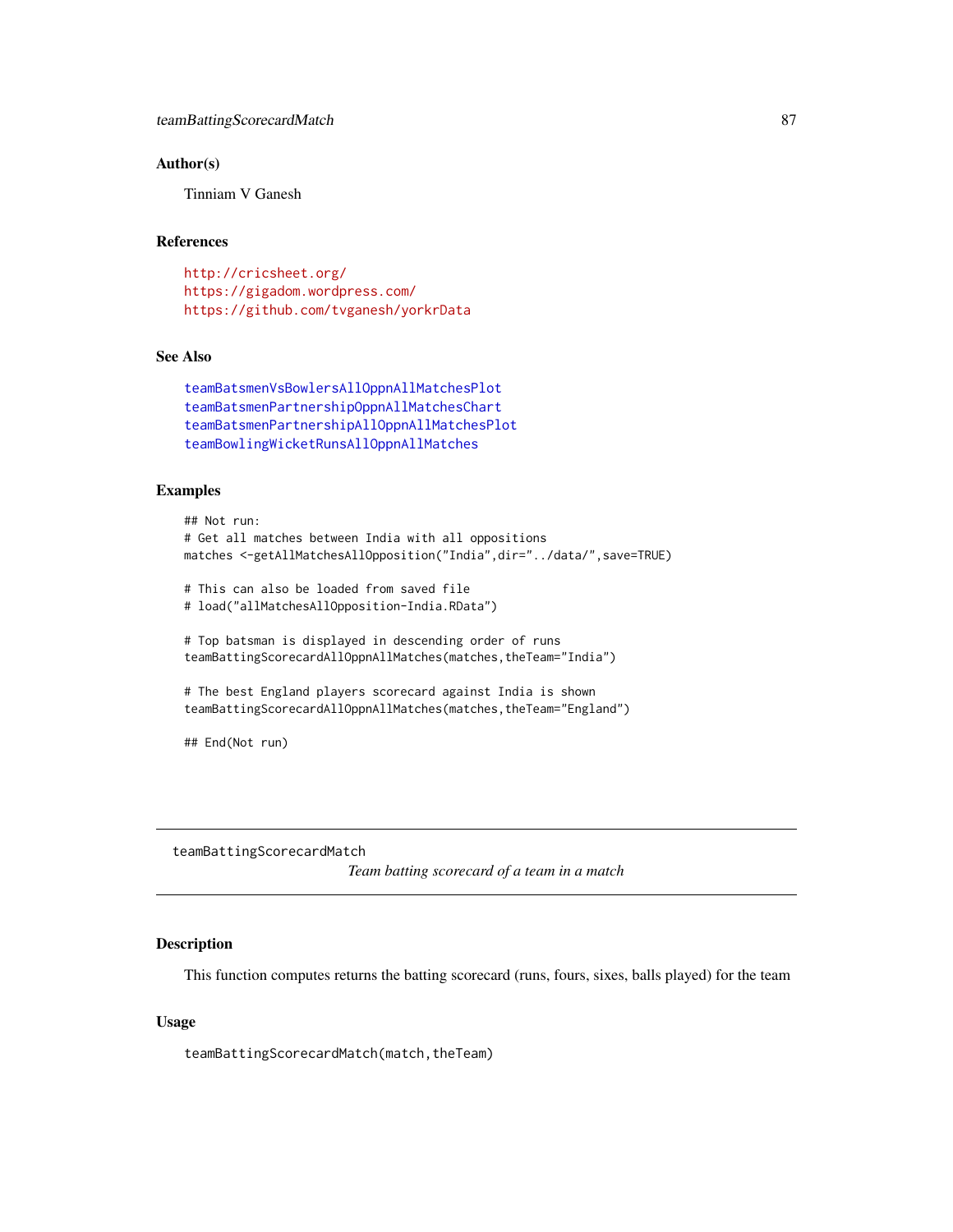### Author(s)

Tinniam V Ganesh

### References

http://cricsheet.org/
https://gigadom.wordpress.com/
https://github.com/tvganesh/yorkrData

### See Also

teamBatsmenVsBowlersAllOppnAllMatchesPlot
teamBatsmenPartnershipOppnAllMatchesChart
teamBatsmenPartnershipAllOppnAllMatchesPlot
teamBowlingWicketRunsAllOppnAllMatches

### Examples

```
## Not run:
# Get all matches between India with all oppositions
matches <-getAllMatchesAllOpposition("India",dir="../data/",save=TRUE)

# This can also be loaded from saved file
# load("allMatchesAllOpposition-India.RData")

# Top batsman is displayed in descending order of runs
teamBattingScorecardAllOppnAllMatches(matches,theTeam="India")

# The best England players scorecard against India is shown
teamBattingScorecardAllOppnAllMatches(matches,theTeam="England")

## End(Not run)
```

---

## teamBattingScorecardMatch

*Team batting scorecard of a team in a match*

### Description

This function computes returns the batting scorecard (runs, fours, sixes, balls played) for the team

### Usage

```
teamBattingScorecardMatch(match,theTeam)
```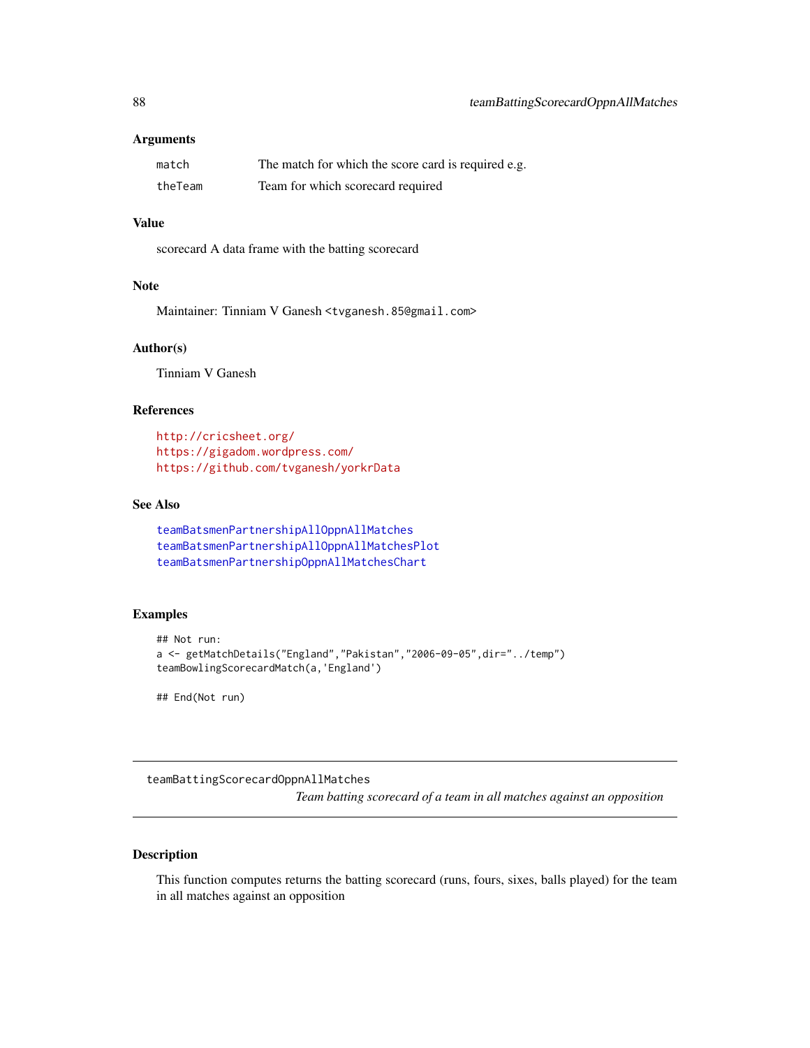### Arguments

| | |
|---|---|
| match | The match for which the score card is required e.g. |
| theTeam | Team for which scorecard required |

### Value

scorecard A data frame with the batting scorecard

### Note

Maintainer: Tinniam V Ganesh <tvganesh.85@gmail.com>

### Author(s)

Tinniam V Ganesh

### References

http://cricsheet.org/
https://gigadom.wordpress.com/
https://github.com/tvganesh/yorkrData

### See Also

teamBatsmenPartnershipAllOppnAllMatches
teamBatsmenPartnershipAllOppnAllMatchesPlot
teamBatsmenPartnershipOppnAllMatchesChart

### Examples

```
## Not run:
a <- getMatchDetails("England","Pakistan","2006-09-05",dir="../temp")
teamBowlingScorecardMatch(a,'England')

## End(Not run)
```

---

## teamBattingScorecardOppnAllMatches

*Team batting scorecard of a team in all matches against an opposition*

---

### Description

This function computes returns the batting scorecard (runs, fours, sixes, balls played) for the team in all matches against an opposition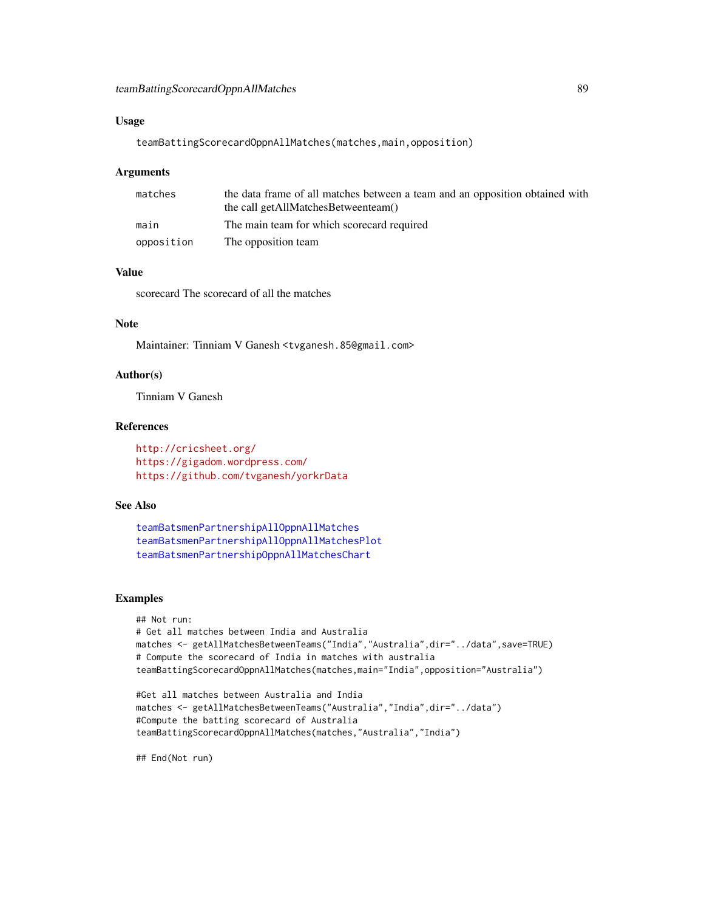### Usage

```
teamBattingScorecardOppnAllMatches(matches,main,opposition)
```

### Arguments

| | |
|---|---|
| matches | the data frame of all matches between a team and an opposition obtained with the call getAllMatchesBetweenteam() |
| main | The main team for which scorecard required |
| opposition | The opposition team |

### Value

scorecard The scorecard of all the matches

### Note

Maintainer: Tinniam V Ganesh <tvganesh.85@gmail.com>

### Author(s)

Tinniam V Ganesh

### References

http://cricsheet.org/
https://gigadom.wordpress.com/
https://github.com/tvganesh/yorkrData

### See Also

teamBatsmenPartnershipAllOppnAllMatches
teamBatsmenPartnershipAllOppnAllMatchesPlot
teamBatsmenPartnershipOppnAllMatchesChart

### Examples

```
## Not run:
# Get all matches between India and Australia
matches <- getAllMatchesBetweenTeams("India","Australia",dir="../data",save=TRUE)
# Compute the scorecard of India in matches with australia
teamBattingScorecardOppnAllMatches(matches,main="India",opposition="Australia")

#Get all matches between Australia and India
matches <- getAllMatchesBetweenTeams("Australia","India",dir="../data")
#Compute the batting scorecard of Australia
teamBattingScorecardOppnAllMatches(matches,"Australia","India")

## End(Not run)
```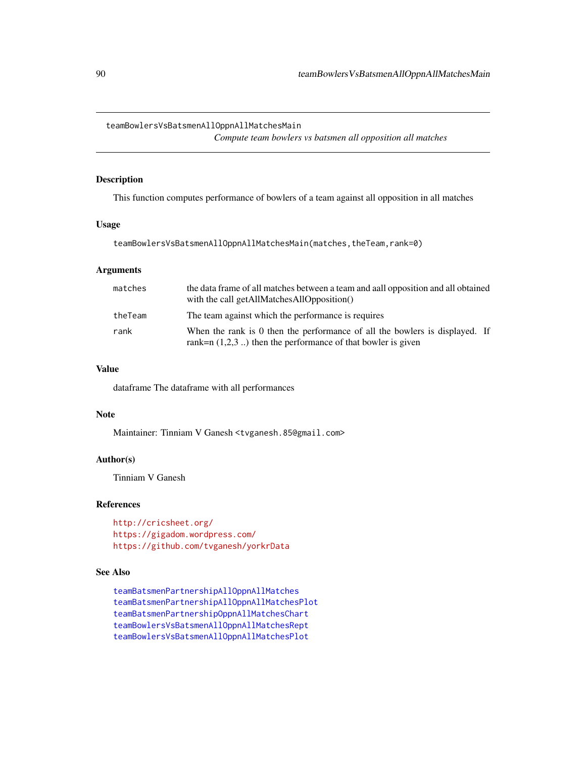## teamBowlersVsBatsmenAllOppnAllMatchesMain

*Compute team bowlers vs batsmen all opposition all matches*

### Description

This function computes performance of bowlers of a team against all opposition in all matches

### Usage

```
teamBowlersVsBatsmenAllOppnAllMatchesMain(matches,theTeam,rank=0)
```

### Arguments

| | |
|---|---|
| matches | the data frame of all matches between a team and aall opposition and all obtained with the call getAllMatchesAllOpposition() |
| theTeam | The team against which the performance is requires |
| rank | When the rank is 0 then the performance of all the bowlers is displayed. If rank=n (1,2,3 ..) then the performance of that bowler is given |

### Value

dataframe The dataframe with all performances

### Note

Maintainer: Tinniam V Ganesh <tvganesh.85@gmail.com>

### Author(s)

Tinniam V Ganesh

### References

http://cricsheet.org/
https://gigadom.wordpress.com/
https://github.com/tvganesh/yorkrData

### See Also

teamBatsmenPartnershipAllOppnAllMatches
teamBatsmenPartnershipAllOppnAllMatchesPlot
teamBatsmenPartnershipOppnAllMatchesChart
teamBowlersVsBatsmenAllOppnAllMatchesRept
teamBowlersVsBatsmenAllOppnAllMatchesPlot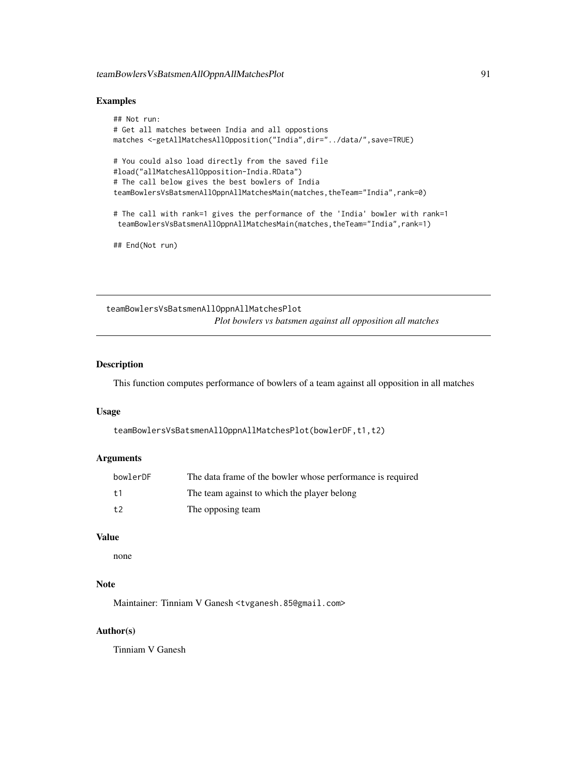### Examples

```
## Not run:
# Get all matches between India and all oppostions
matches <-getAllMatchesAllOpposition("India",dir="../data/",save=TRUE)

# You could also load directly from the saved file
#load("allMatchesAllOpposition-India.RData")
# The call below gives the best bowlers of India
teamBowlersVsBatsmenAllOppnAllMatchesMain(matches,theTeam="India",rank=0)

# The call with rank=1 gives the performance of the 'India' bowler with rank=1
 teamBowlersVsBatsmenAllOppnAllMatchesMain(matches,theTeam="India",rank=1)

## End(Not run)
```

---

## teamBowlersVsBatsmenAllOppnAllMatchesPlot

*Plot bowlers vs batsmen against all opposition all matches*

---

### Description

This function computes performance of bowlers of a team against all opposition in all matches

### Usage

```
teamBowlersVsBatsmenAllOppnAllMatchesPlot(bowlerDF,t1,t2)
```

### Arguments

| | |
|---|---|
| `bowlerDF` | The data frame of the bowler whose performance is required |
| `t1` | The team against to which the player belong |
| `t2` | The opposing team |

### Value

none

### Note

Maintainer: Tinniam V Ganesh <tvganesh.85@gmail.com>

### Author(s)

Tinniam V Ganesh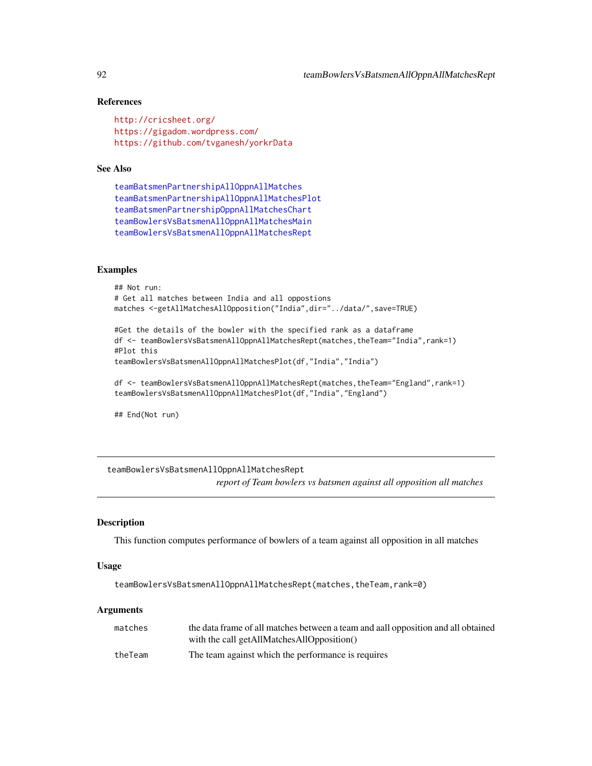## References

http://cricsheet.org/
https://gigadom.wordpress.com/
https://github.com/tvganesh/yorkrData

## See Also

teamBatsmenPartnershipAllOppnAllMatches
teamBatsmenPartnershipAllOppnAllMatchesPlot
teamBatsmenPartnershipOppnAllMatchesChart
teamBowlersVsBatsmenAllOppnAllMatchesMain
teamBowlersVsBatsmenAllOppnAllMatchesRept

## Examples

```
## Not run:
# Get all matches between India and all oppostions
matches <-getAllMatchesAllOpposition("India",dir="../data/",save=TRUE)

#Get the details of the bowler with the specified rank as a dataframe
df <- teamBowlersVsBatsmenAllOppnAllMatchesRept(matches,theTeam="India",rank=1)
#Plot this
teamBowlersVsBatsmenAllOppnAllMatchesPlot(df,"India","India")

df <- teamBowlersVsBatsmenAllOppnAllMatchesRept(matches,theTeam="England",rank=1)
teamBowlersVsBatsmenAllOppnAllMatchesPlot(df,"India","England")

## End(Not run)
```

---

# teamBowlersVsBatsmenAllOppnAllMatchesRept

*report of Team bowlers vs batsmen against all opposition all matches*

---

## Description

This function computes performance of bowlers of a team against all opposition in all matches

## Usage

```
teamBowlersVsBatsmenAllOppnAllMatchesRept(matches,theTeam,rank=0)
```

## Arguments

| | |
|---|---|
| matches | the data frame of all matches between a team and aall opposition and all obtained with the call getAllMatchesAllOpposition() |
| theTeam | The team against which the performance is requires |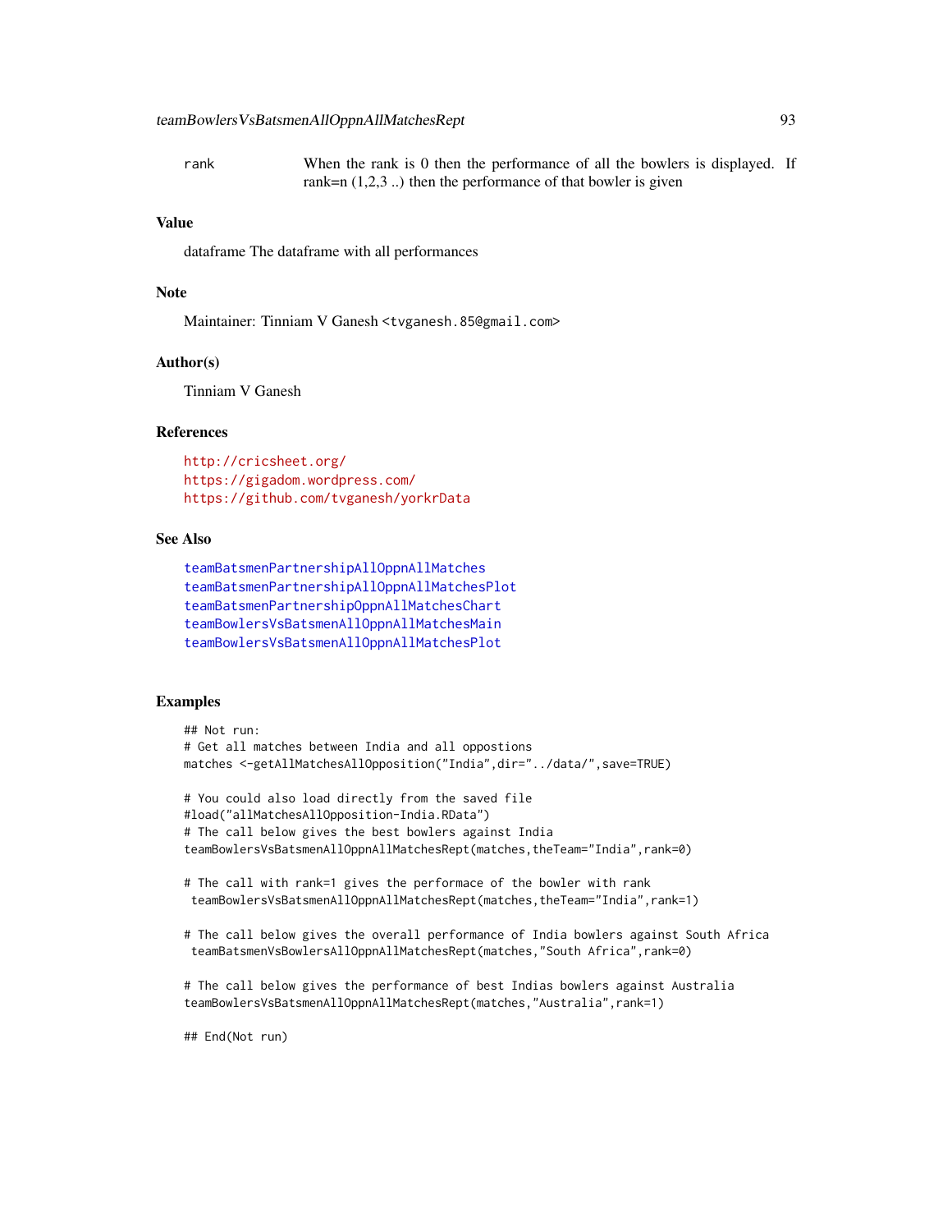| | |
|---|---|
| rank | When the rank is 0 then the performance of all the bowlers is displayed. If rank=n (1,2,3 ..) then the performance of that bowler is given |

### Value

dataframe The dataframe with all performances

### Note

Maintainer: Tinniam V Ganesh <tvganesh.85@gmail.com>

### Author(s)

Tinniam V Ganesh

### References

http://cricsheet.org/
https://gigadom.wordpress.com/
https://github.com/tvganesh/yorkrData

### See Also

teamBatsmenPartnershipAllOppnAllMatches
teamBatsmenPartnershipAllOppnAllMatchesPlot
teamBatsmenPartnershipOppnAllMatchesChart
teamBowlersVsBatsmenAllOppnAllMatchesMain
teamBowlersVsBatsmenAllOppnAllMatchesPlot

### Examples

```
## Not run:
# Get all matches between India and all oppostions
matches <-getAllMatchesAllOpposition("India",dir="../data/",save=TRUE)

# You could also load directly from the saved file
#load("allMatchesAllOpposition-India.RData")
# The call below gives the best bowlers against India
teamBowlersVsBatsmenAllOppnAllMatchesRept(matches,theTeam="India",rank=0)

# The call with rank=1 gives the performace of the bowler with rank
 teamBowlersVsBatsmenAllOppnAllMatchesRept(matches,theTeam="India",rank=1)

# The call below gives the overall performance of India bowlers against South Africa
 teamBatsmenVsBowlersAllOppnAllMatchesRept(matches,"South Africa",rank=0)

# The call below gives the performance of best Indias bowlers against Australia
teamBowlersVsBatsmenAllOppnAllMatchesRept(matches,"Australia",rank=1)

## End(Not run)
```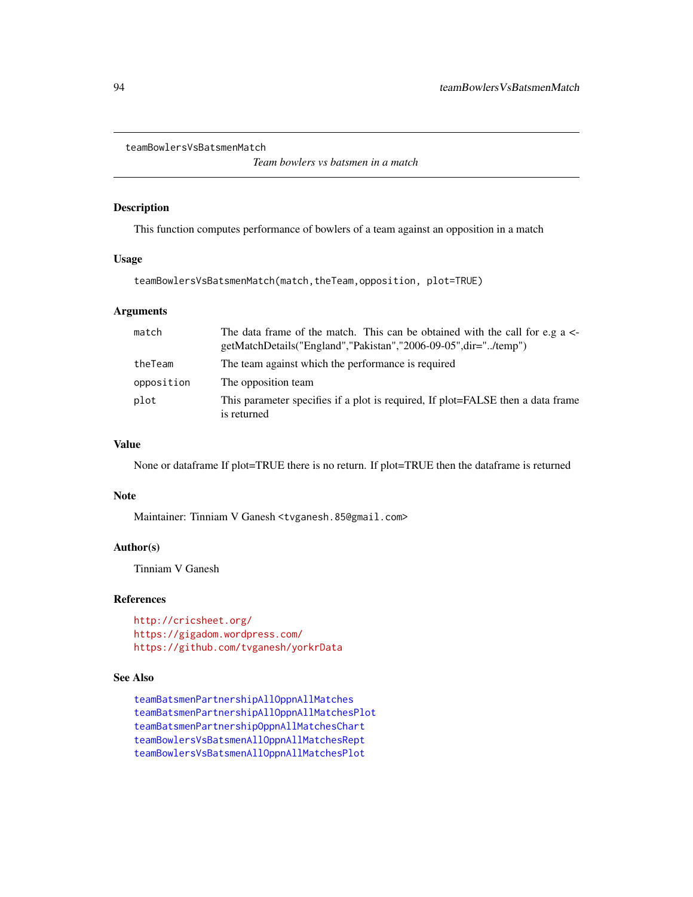teamBowlersVsBatsmenMatch

*Team bowlers vs batsmen in a match*

### Description

This function computes performance of bowlers of a team against an opposition in a match

### Usage

```
teamBowlersVsBatsmenMatch(match,theTeam,opposition, plot=TRUE)
```

### Arguments

| | |
|---|---|
| match | The data frame of the match. This can be obtained with the call for e.g a <- getMatchDetails("England","Pakistan","2006-09-05",dir="../temp") |
| theTeam | The team against which the performance is required |
| opposition | The opposition team |
| plot | This parameter specifies if a plot is required, If plot=FALSE then a data frame is returned |

### Value

None or dataframe If plot=TRUE there is no return. If plot=TRUE then the dataframe is returned

### Note

Maintainer: Tinniam V Ganesh <tvganesh.85@gmail.com>

### Author(s)

Tinniam V Ganesh

### References

http://cricsheet.org/
https://gigadom.wordpress.com/
https://github.com/tvganesh/yorkrData

### See Also

teamBatsmenPartnershipAllOppnAllMatches
teamBatsmenPartnershipAllOppnAllMatchesPlot
teamBatsmenPartnershipOppnAllMatchesChart
teamBowlersVsBatsmenAllOppnAllMatchesRept
teamBowlersVsBatsmenAllOppnAllMatchesPlot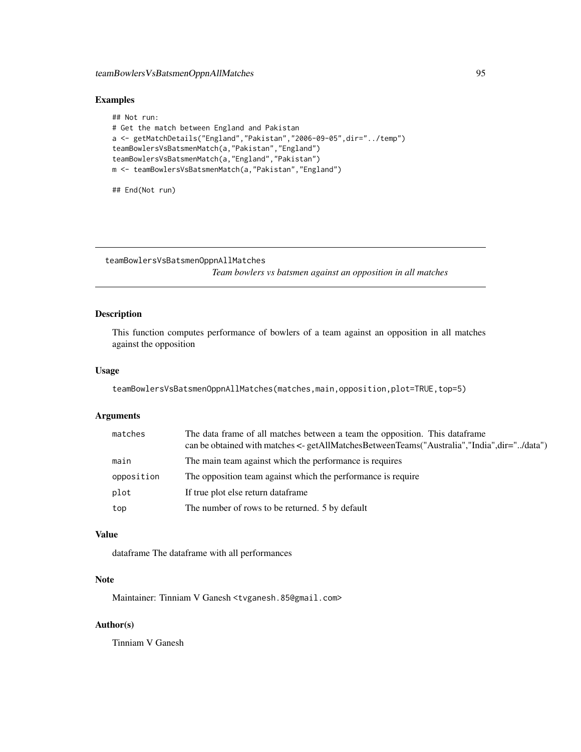## Examples

```
## Not run:
# Get the match between England and Pakistan
a <- getMatchDetails("England","Pakistan","2006-09-05",dir="../temp")
teamBowlersVsBatsmenMatch(a,"Pakistan","England")
teamBowlersVsBatsmenMatch(a,"England","Pakistan")
m <- teamBowlersVsBatsmenMatch(a,"Pakistan","England")

## End(Not run)
```

---

# teamBowlersVsBatsmenOppnAllMatches

*Team bowlers vs batsmen against an opposition in all matches*

---

## Description

This function computes performance of bowlers of a team against an opposition in all matches against the opposition

## Usage

```
teamBowlersVsBatsmenOppnAllMatches(matches,main,opposition,plot=TRUE,top=5)
```

## Arguments

| | |
|---|---|
| matches | The data frame of all matches between a team the opposition. This dataframe can be obtained with matches <- getAllMatchesBetweenTeams("Australia","India",dir="../data") |
| main | The main team against which the performance is requires |
| opposition | The opposition team against which the performance is require |
| plot | If true plot else return dataframe |
| top | The number of rows to be returned. 5 by default |

## Value

dataframe The dataframe with all performances

## Note

Maintainer: Tinniam V Ganesh <tvganesh.85@gmail.com>

## Author(s)

Tinniam V Ganesh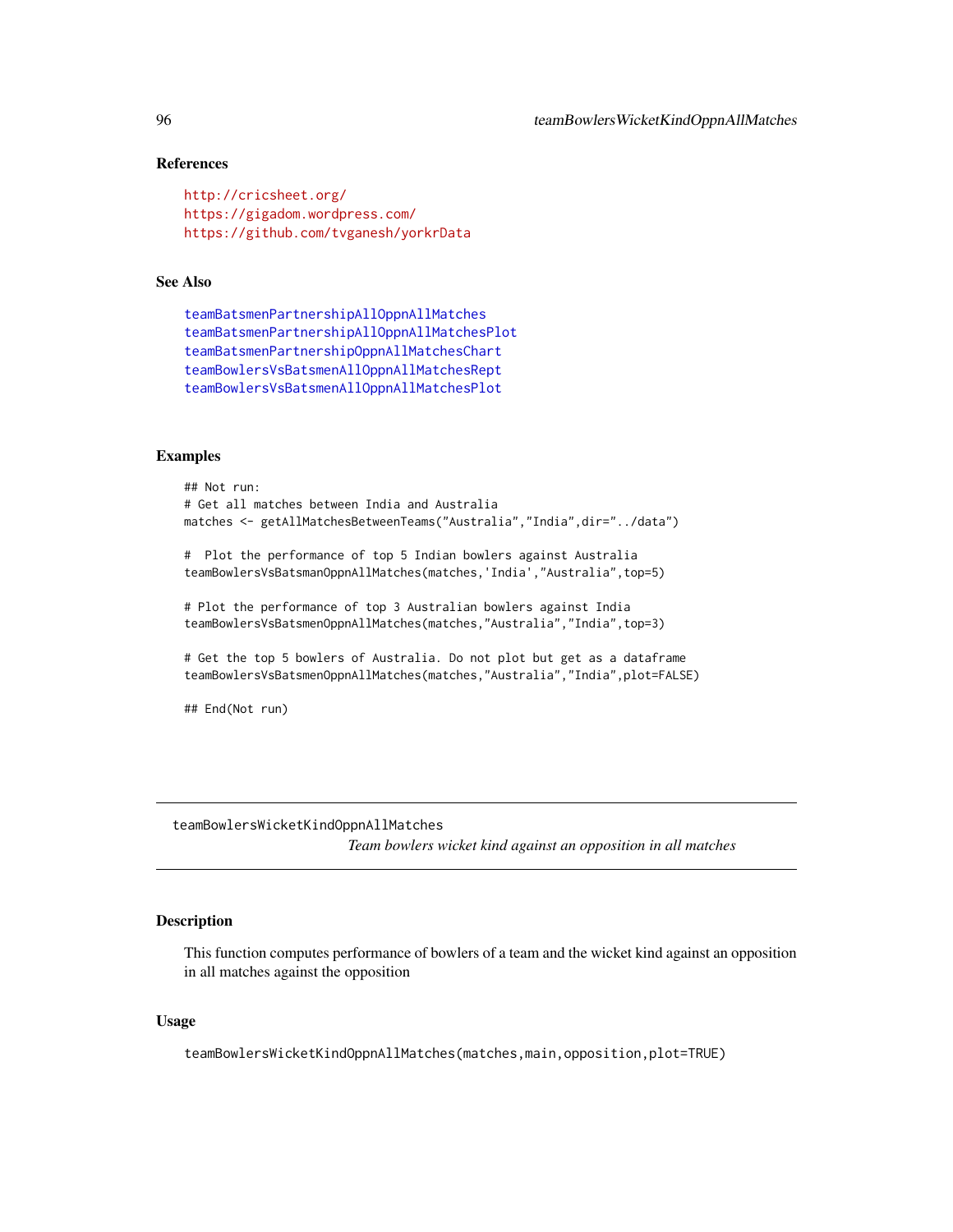### References

http://cricsheet.org/
https://gigadom.wordpress.com/
https://github.com/tvganesh/yorkrData

### See Also

teamBatsmenPartnershipAllOppnAllMatches
teamBatsmenPartnershipAllOppnAllMatchesPlot
teamBatsmenPartnershipOppnAllMatchesChart
teamBowlersVsBatsmenAllOppnAllMatchesRept
teamBowlersVsBatsmenAllOppnAllMatchesPlot

### Examples

```
## Not run:
# Get all matches between India and Australia
matches <- getAllMatchesBetweenTeams("Australia","India",dir="../data")

#  Plot the performance of top 5 Indian bowlers against Australia
teamBowlersVsBatsmanOppnAllMatches(matches,'India',"Australia",top=5)

# Plot the performance of top 3 Australian bowlers against India
teamBowlersVsBatsmenOppnAllMatches(matches,"Australia","India",top=3)

# Get the top 5 bowlers of Australia. Do not plot but get as a dataframe
teamBowlersVsBatsmenOppnAllMatches(matches,"Australia","India",plot=FALSE)

## End(Not run)
```

---

## teamBowlersWicketKindOppnAllMatches

*Team bowlers wicket kind against an opposition in all matches*

### Description

This function computes performance of bowlers of a team and the wicket kind against an opposition in all matches against the opposition

### Usage

```
teamBowlersWicketKindOppnAllMatches(matches,main,opposition,plot=TRUE)
```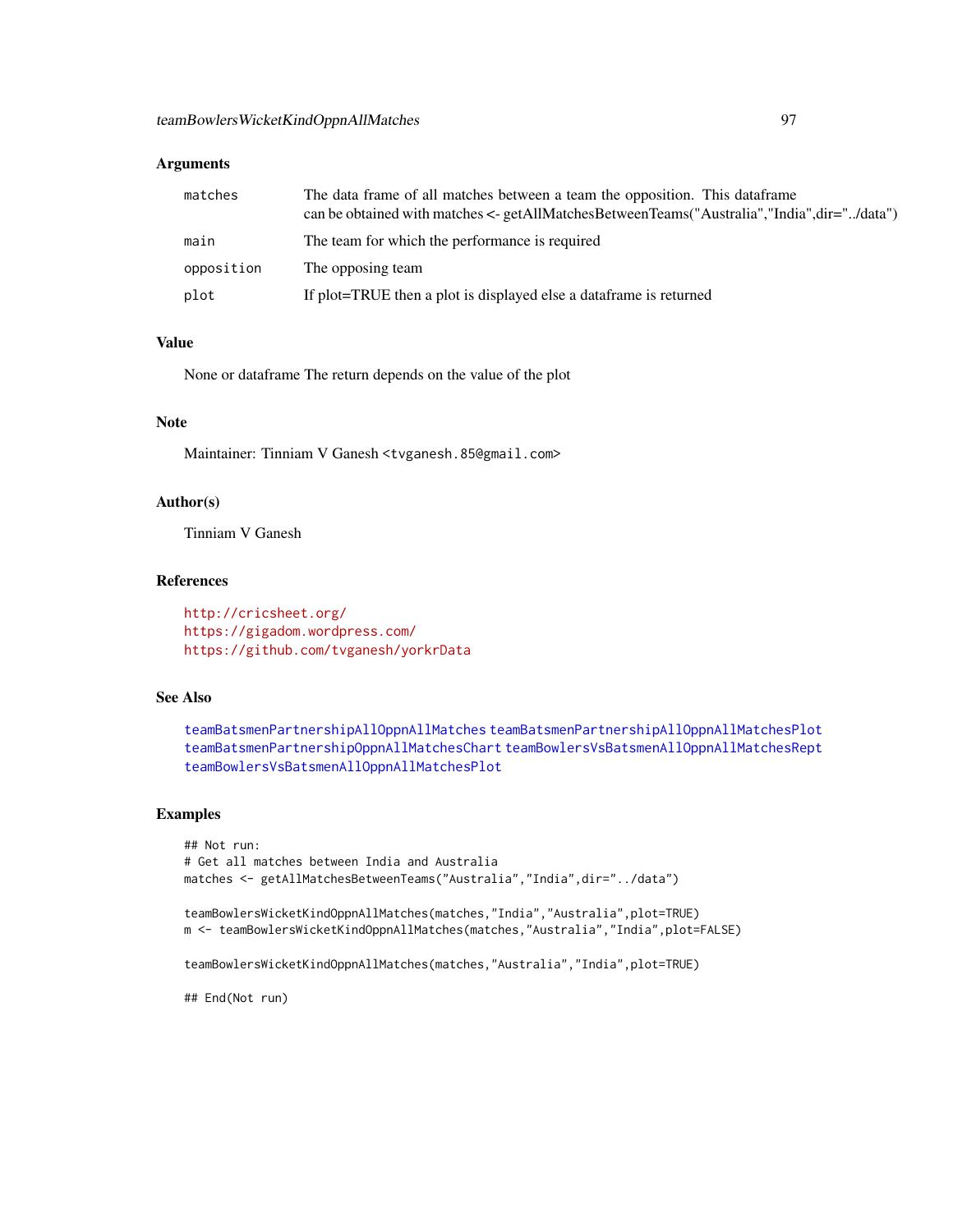### Arguments

| | |
|---|---|
| matches | The data frame of all matches between a team the opposition. This dataframe can be obtained with matches <- getAllMatchesBetweenTeams("Australia","India",dir="../data") |
| main | The team for which the performance is required |
| opposition | The opposing team |
| plot | If plot=TRUE then a plot is displayed else a dataframe is returned |

### Value

None or dataframe The return depends on the value of the plot

### Note

Maintainer: Tinniam V Ganesh <tvganesh.85@gmail.com>

### Author(s)

Tinniam V Ganesh

### References

http://cricsheet.org/
https://gigadom.wordpress.com/
https://github.com/tvganesh/yorkrData

### See Also

teamBatsmenPartnershipAllOppnAllMatches teamBatsmenPartnershipAllOppnAllMatchesPlot teamBatsmenPartnershipOppnAllMatchesChart teamBowlersVsBatsmenAllOppnAllMatchesRept teamBowlersVsBatsmenAllOppnAllMatchesPlot

### Examples

```
## Not run:
# Get all matches between India and Australia
matches <- getAllMatchesBetweenTeams("Australia","India",dir="../data")

teamBowlersWicketKindOppnAllMatches(matches,"India","Australia",plot=TRUE)
m <- teamBowlersWicketKindOppnAllMatches(matches,"Australia","India",plot=FALSE)

teamBowlersWicketKindOppnAllMatches(matches,"Australia","India",plot=TRUE)

## End(Not run)
```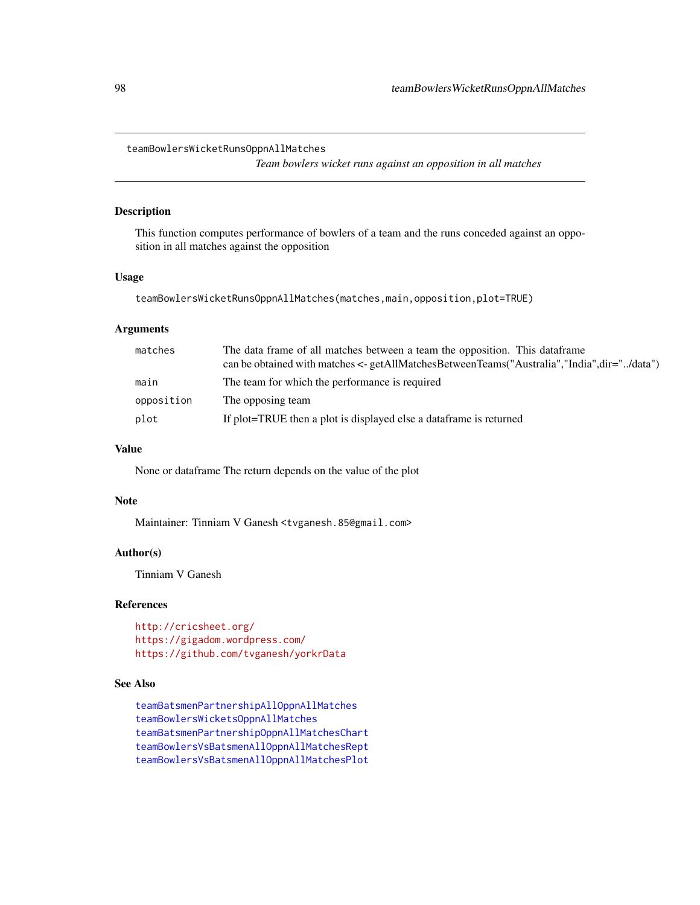## teamBowlersWicketRunsOppnAllMatches

*Team bowlers wicket runs against an opposition in all matches*

### Description

This function computes performance of bowlers of a team and the runs conceded against an opposition in all matches against the opposition

### Usage

```
teamBowlersWicketRunsOppnAllMatches(matches,main,opposition,plot=TRUE)
```

### Arguments

| | |
|---|---|
| `matches` | The data frame of all matches between a team the opposition. This dataframe can be obtained with matches <- getAllMatchesBetweenTeams("Australia","India",dir="../data") |
| `main` | The team for which the performance is required |
| `opposition` | The opposing team |
| `plot` | If plot=TRUE then a plot is displayed else a dataframe is returned |

### Value

None or dataframe The return depends on the value of the plot

### Note

Maintainer: Tinniam V Ganesh <tvganesh.85@gmail.com>

### Author(s)

Tinniam V Ganesh

### References

http://cricsheet.org/
https://gigadom.wordpress.com/
https://github.com/tvganesh/yorkrData

### See Also

teamBatsmenPartnershipAllOppnAllMatches
teamBowlersWicketsOppnAllMatches
teamBatsmenPartnershipOppnAllMatchesChart
teamBowlersVsBatsmenAllOppnAllMatchesRept
teamBowlersVsBatsmenAllOppnAllMatchesPlot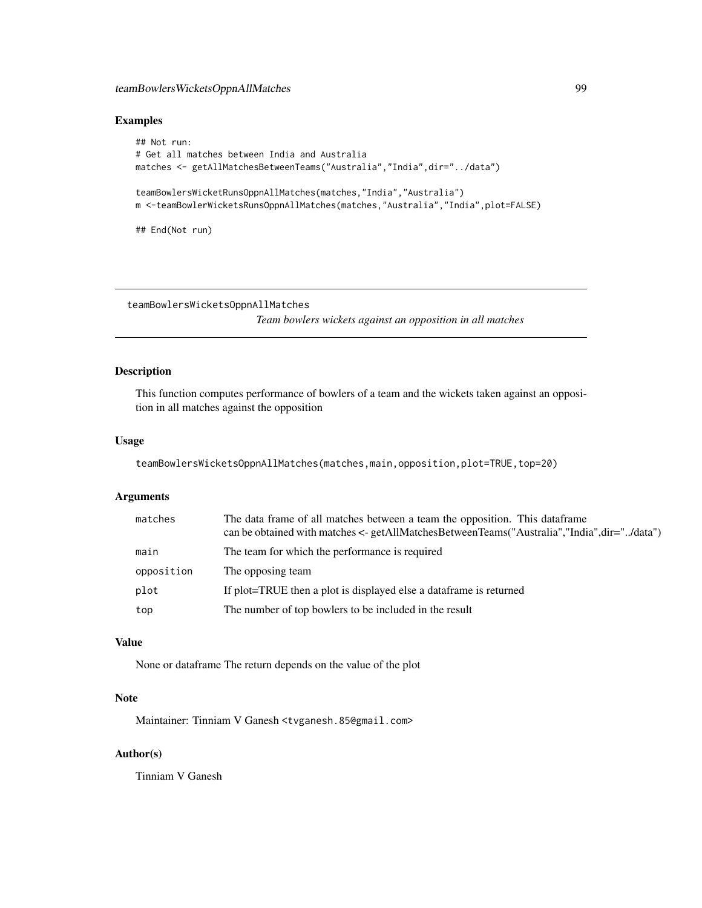## Examples

```
## Not run:
# Get all matches between India and Australia
matches <- getAllMatchesBetweenTeams("Australia","India",dir="../data")

teamBowlersWicketRunsOppnAllMatches(matches,"India","Australia")
m <-teamBowlerWicketsRunsOppnAllMatches(matches,"Australia","India",plot=FALSE)

## End(Not run)
```

---

# teamBowlersWicketsOppnAllMatches

*Team bowlers wickets against an opposition in all matches*

---

## Description

This function computes performance of bowlers of a team and the wickets taken against an opposition in all matches against the opposition

## Usage

```
teamBowlersWicketsOppnAllMatches(matches,main,opposition,plot=TRUE,top=20)
```

## Arguments

| | |
|---|---|
| `matches` | The data frame of all matches between a team the opposition. This dataframe can be obtained with matches <- getAllMatchesBetweenTeams("Australia","India",dir="../data") |
| `main` | The team for which the performance is required |
| `opposition` | The opposing team |
| `plot` | If plot=TRUE then a plot is displayed else a dataframe is returned |
| `top` | The number of top bowlers to be included in the result |

## Value

None or dataframe The return depends on the value of the plot

## Note

Maintainer: Tinniam V Ganesh `<tvganesh.85@gmail.com>`

## Author(s)

Tinniam V Ganesh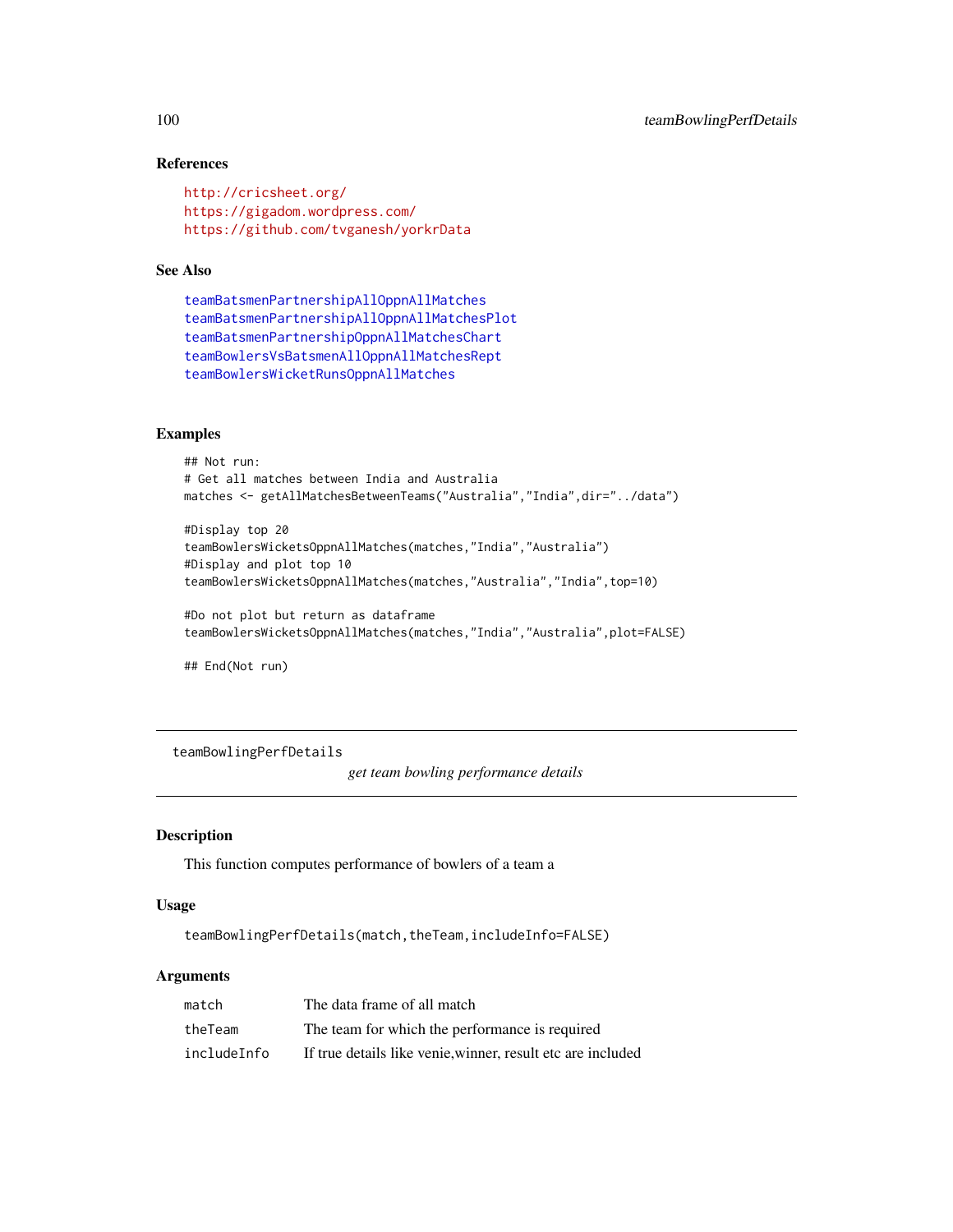### References

http://cricsheet.org/
https://gigadom.wordpress.com/
https://github.com/tvganesh/yorkrData

### See Also

teamBatsmenPartnershipAllOppnAllMatches
teamBatsmenPartnershipAllOppnAllMatchesPlot
teamBatsmenPartnershipOppnAllMatchesChart
teamBowlersVsBatsmenAllOppnAllMatchesRept
teamBowlersWicketRunsOppnAllMatches

### Examples

```
## Not run:
# Get all matches between India and Australia
matches <- getAllMatchesBetweenTeams("Australia","India",dir="../data")

#Display top 20
teamBowlersWicketsOppnAllMatches(matches,"India","Australia")
#Display and plot top 10
teamBowlersWicketsOppnAllMatches(matches,"Australia","India",top=10)

#Do not plot but return as dataframe
teamBowlersWicketsOppnAllMatches(matches,"India","Australia",plot=FALSE)

## End(Not run)
```

---

## teamBowlingPerfDetails

*get team bowling performance details*

---

### Description

This function computes performance of bowlers of a team a

### Usage

```
teamBowlingPerfDetails(match,theTeam,includeInfo=FALSE)
```

### Arguments

| | |
|---|---|
| match | The data frame of all match |
| theTeam | The team for which the performance is required |
| includeInfo | If true details like venie,winner, result etc are included |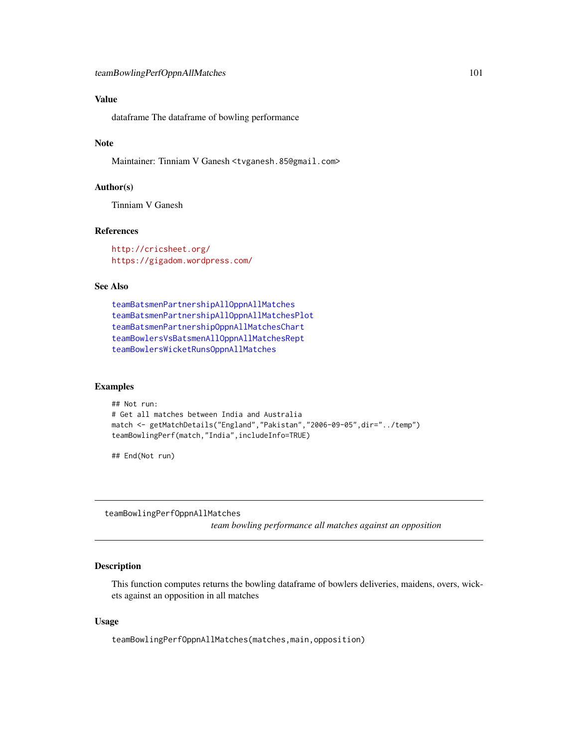## Value

dataframe The dataframe of bowling performance

## Note

Maintainer: Tinniam V Ganesh <tvganesh.85@gmail.com>

## Author(s)

Tinniam V Ganesh

## References

http://cricsheet.org/
https://gigadom.wordpress.com/

## See Also

teamBatsmenPartnershipAllOppnAllMatches
teamBatsmenPartnershipAllOppnAllMatchesPlot
teamBatsmenPartnershipOppnAllMatchesChart
teamBowlersVsBatsmenAllOppnAllMatchesRept
teamBowlersWicketRunsOppnAllMatches

## Examples

```
## Not run:
# Get all matches between India and Australia
match <- getMatchDetails("England","Pakistan","2006-09-05",dir="../temp")
teamBowlingPerf(match,"India",includeInfo=TRUE)

## End(Not run)
```

---

# teamBowlingPerfOppnAllMatches

*team bowling performance all matches against an opposition*

---

## Description

This function computes returns the bowling dataframe of bowlers deliveries, maidens, overs, wickets against an opposition in all matches

## Usage

```
teamBowlingPerfOppnAllMatches(matches,main,opposition)
```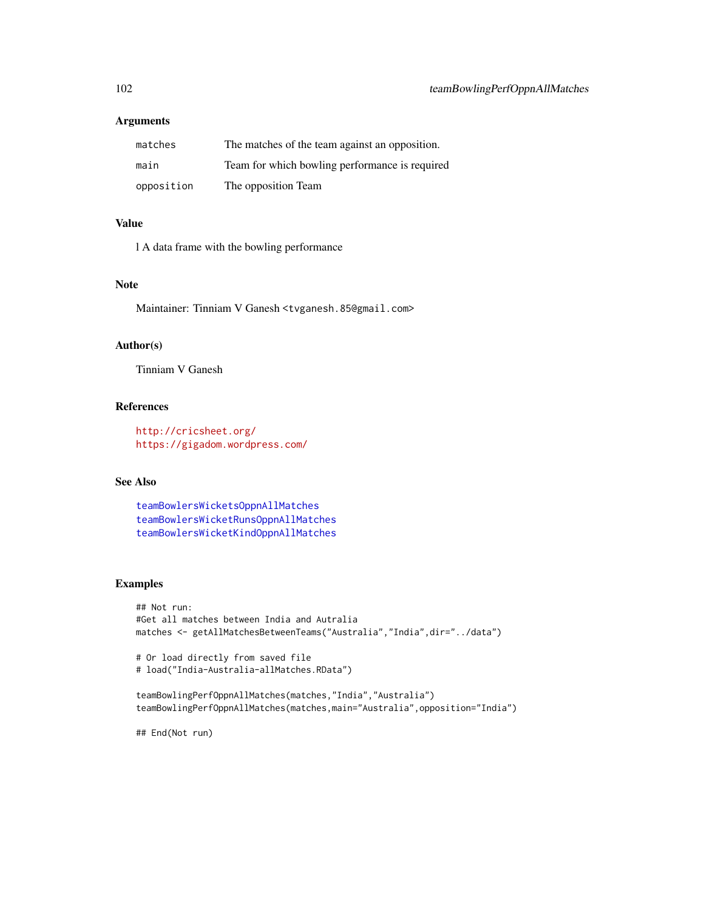### Arguments

| | |
|---|---|
| matches | The matches of the team against an opposition. |
| main | Team for which bowling performance is required |
| opposition | The opposition Team |

### Value

l A data frame with the bowling performance

### Note

Maintainer: Tinniam V Ganesh <tvganesh.85@gmail.com>

### Author(s)

Tinniam V Ganesh

### References

http://cricsheet.org/
https://gigadom.wordpress.com/

### See Also

teamBowlersWicketsOppnAllMatches
teamBowlersWicketRunsOppnAllMatches
teamBowlersWicketKindOppnAllMatches

### Examples

```
## Not run:
#Get all matches between India and Autralia
matches <- getAllMatchesBetweenTeams("Australia","India",dir="../data")

# Or load directly from saved file
# load("India-Australia-allMatches.RData")

teamBowlingPerfOppnAllMatches(matches,"India","Australia")
teamBowlingPerfOppnAllMatches(matches,main="Australia",opposition="India")

## End(Not run)
```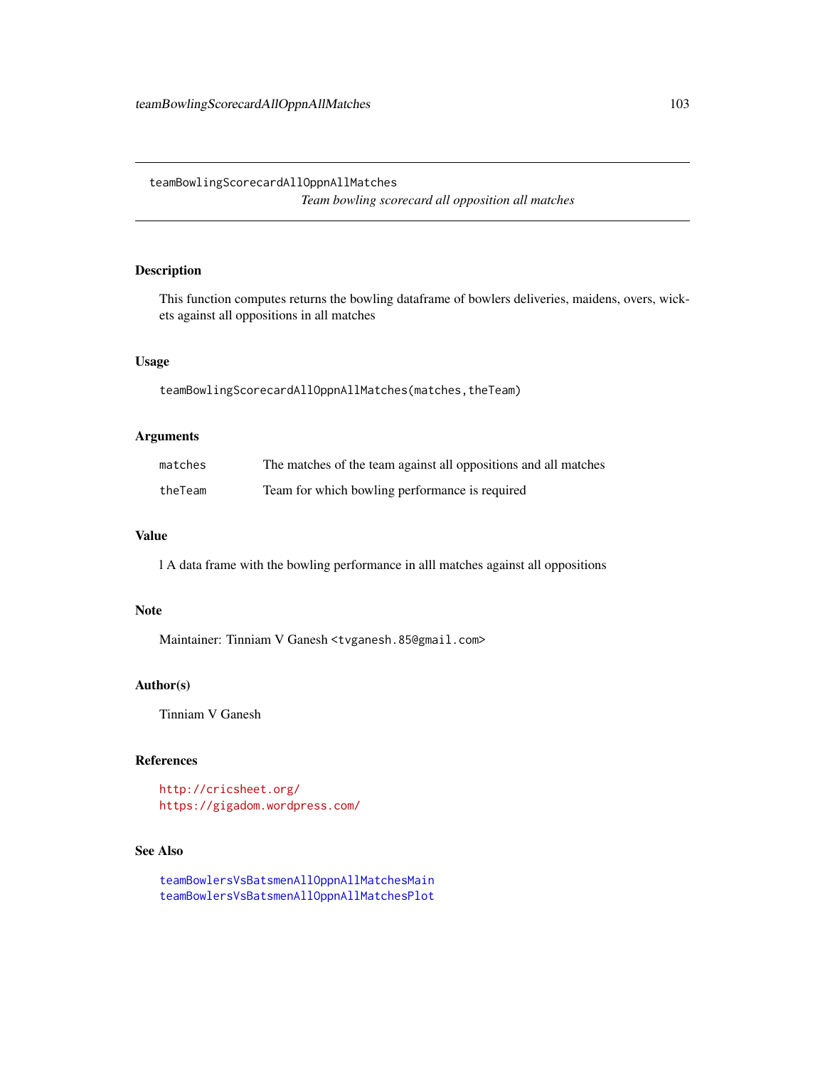teamBowlingScorecardAllOppnAllMatches
*Team bowling scorecard all opposition all matches*

## Description

This function computes returns the bowling dataframe of bowlers deliveries, maidens, overs, wickets against all oppositions in all matches

## Usage

```
teamBowlingScorecardAllOppnAllMatches(matches,theTeam)
```

## Arguments

| | |
|---|---|
| matches | The matches of the team against all oppositions and all matches |
| theTeam | Team for which bowling performance is required |

## Value

l A data frame with the bowling performance in alll matches against all oppositions

## Note

Maintainer: Tinniam V Ganesh <tvganesh.85@gmail.com>

## Author(s)

Tinniam V Ganesh

## References

http://cricsheet.org/
https://gigadom.wordpress.com/

## See Also

teamBowlersVsBatsmenAllOppnAllMatchesMain
teamBowlersVsBatsmenAllOppnAllMatchesPlot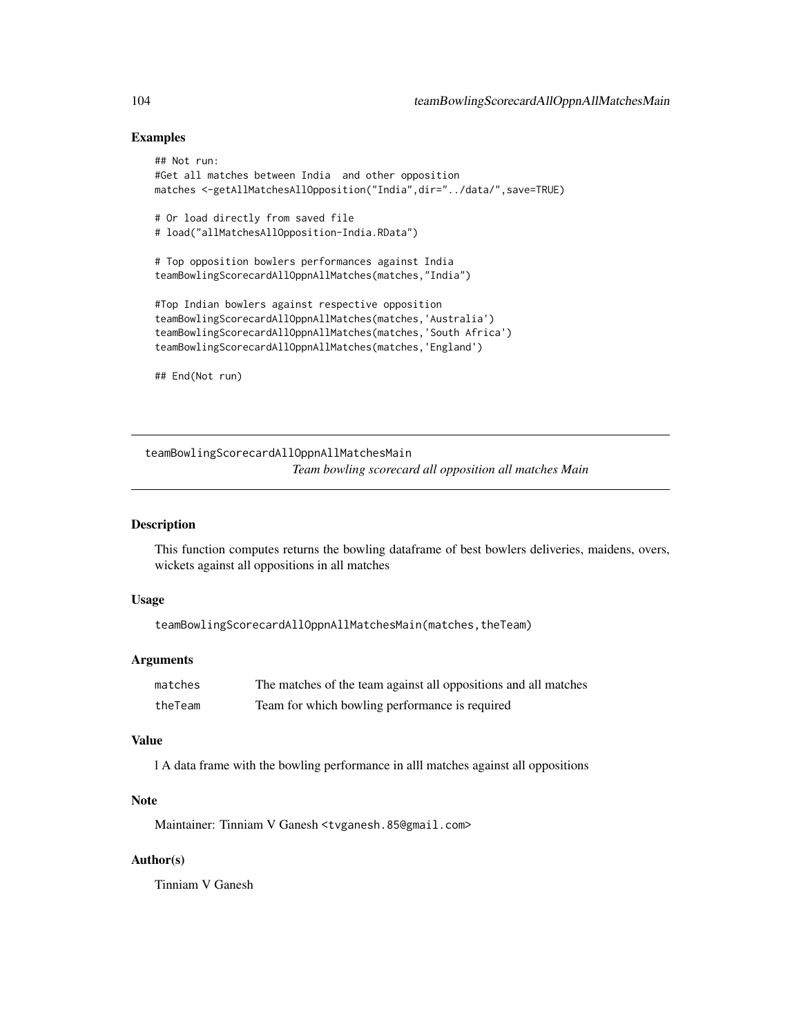## Examples

```
## Not run:
#Get all matches between India  and other opposition
matches <-getAllMatchesAllOpposition("India",dir="../data/",save=TRUE)

# Or load directly from saved file
# load("allMatchesAllOpposition-India.RData")

# Top opposition bowlers performances against India
teamBowlingScorecardAllOppnAllMatches(matches,"India")

#Top Indian bowlers against respective opposition
teamBowlingScorecardAllOppnAllMatches(matches,'Australia')
teamBowlingScorecardAllOppnAllMatches(matches,'South Africa')
teamBowlingScorecardAllOppnAllMatches(matches,'England')

## End(Not run)
```

---

# teamBowlingScorecardAllOppnAllMatchesMain

*Team bowling scorecard all opposition all matches Main*

---

## Description

This function computes returns the bowling dataframe of best bowlers deliveries, maidens, overs, wickets against all oppositions in all matches

## Usage

```
teamBowlingScorecardAllOppnAllMatchesMain(matches,theTeam)
```

## Arguments

| | |
|---|---|
| `matches` | The matches of the team against all oppositions and all matches |
| `theTeam` | Team for which bowling performance is required |

## Value

l A data frame with the bowling performance in alll matches against all oppositions

## Note

Maintainer: Tinniam V Ganesh <tvganesh.85@gmail.com>

## Author(s)

Tinniam V Ganesh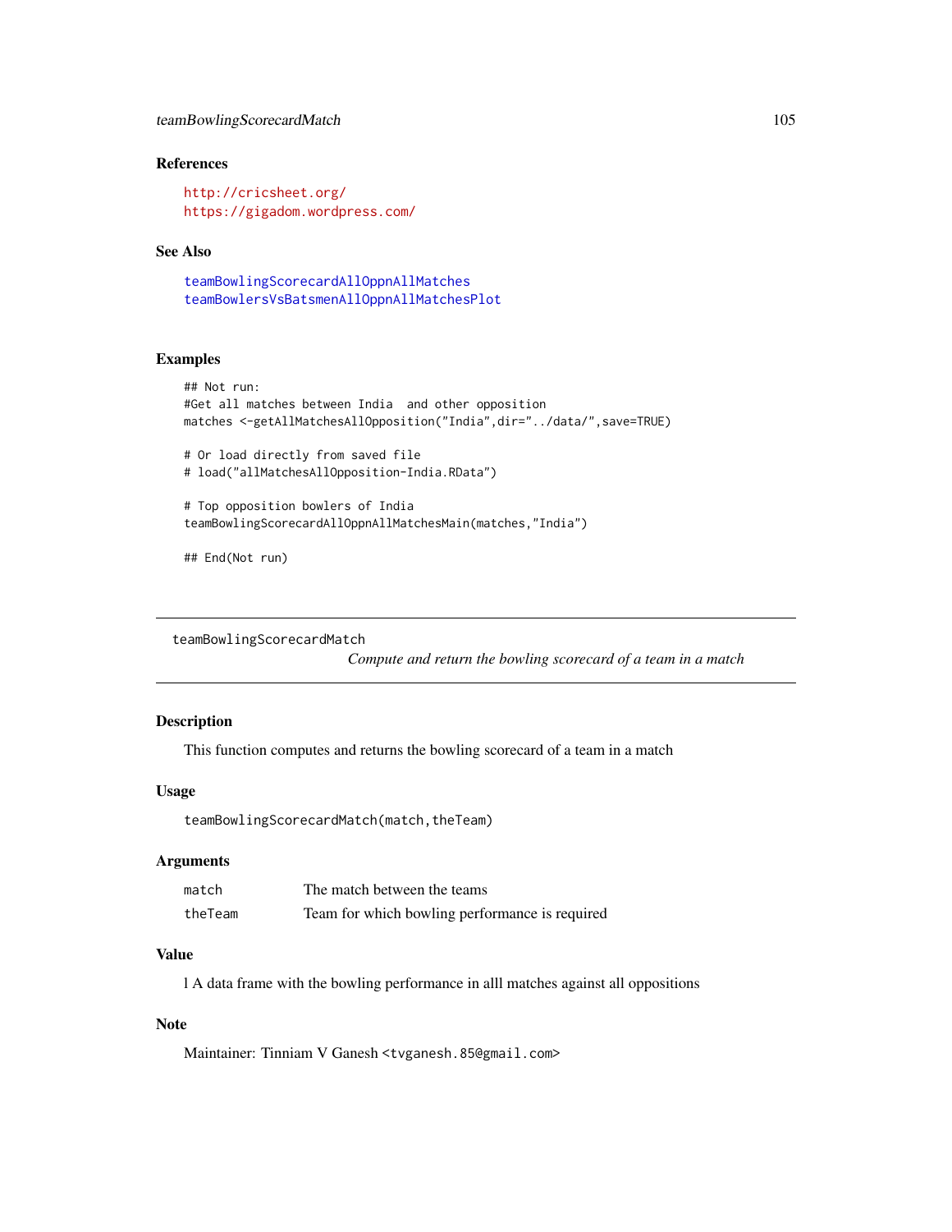### References

http://cricsheet.org/
https://gigadom.wordpress.com/

### See Also

teamBowlingScorecardAllOppnAllMatches
teamBowlersVsBatsmenAllOppnAllMatchesPlot

### Examples

```
## Not run:
#Get all matches between India  and other opposition
matches <-getAllMatchesAllOpposition("India",dir="../data/",save=TRUE)

# Or load directly from saved file
# load("allMatchesAllOpposition-India.RData")

# Top opposition bowlers of India
teamBowlingScorecardAllOppnAllMatchesMain(matches,"India")

## End(Not run)
```

---

## teamBowlingScorecardMatch

*Compute and return the bowling scorecard of a team in a match*

### Description

This function computes and returns the bowling scorecard of a team in a match

### Usage

```
teamBowlingScorecardMatch(match,theTeam)
```

### Arguments

| | |
|---|---|
| match | The match between the teams |
| theTeam | Team for which bowling performance is required |

### Value

l A data frame with the bowling performance in alll matches against all oppositions

### Note

Maintainer: Tinniam V Ganesh <tvganesh.85@gmail.com>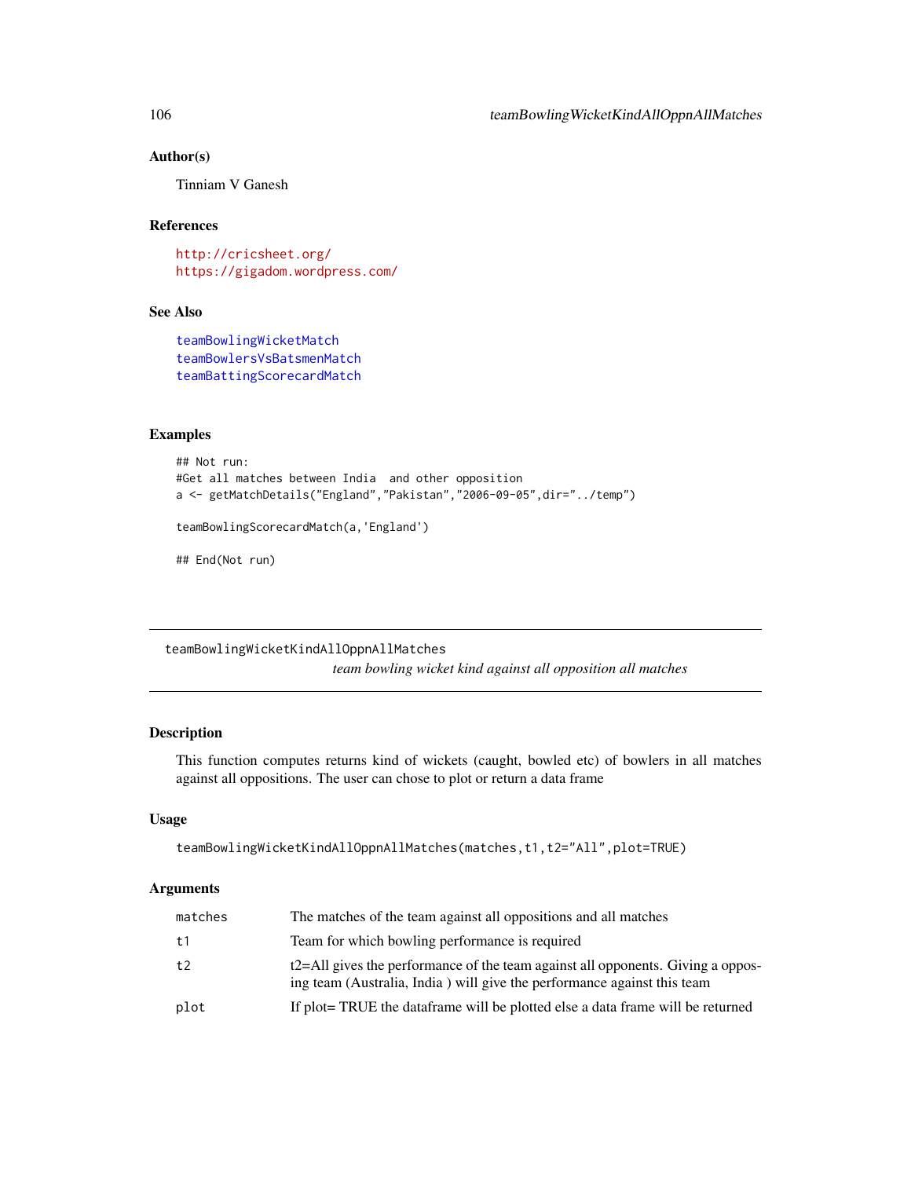### Author(s)

Tinniam V Ganesh

### References

http://cricsheet.org/
https://gigadom.wordpress.com/

### See Also

teamBowlingWicketMatch
teamBowlersVsBatsmenMatch
teamBattingScorecardMatch

### Examples

```
## Not run:
#Get all matches between India  and other opposition
a <- getMatchDetails("England","Pakistan","2006-09-05",dir="../temp")

teamBowlingScorecardMatch(a,'England')

## End(Not run)
```

---

## teamBowlingWicketKindAllOppnAllMatches

*team bowling wicket kind against all opposition all matches*

---

### Description

This function computes returns kind of wickets (caught, bowled etc) of bowlers in all matches against all oppositions. The user can chose to plot or return a data frame

### Usage

```
teamBowlingWicketKindAllOppnAllMatches(matches,t1,t2="All",plot=TRUE)
```

### Arguments

| | |
|---|---|
| matches | The matches of the team against all oppositions and all matches |
| t1 | Team for which bowling performance is required |
| t2 | t2=All gives the performance of the team against all opponents. Giving a opposing team (Australia, India ) will give the performance against this team |
| plot | If plot= TRUE the dataframe will be plotted else a data frame will be returned |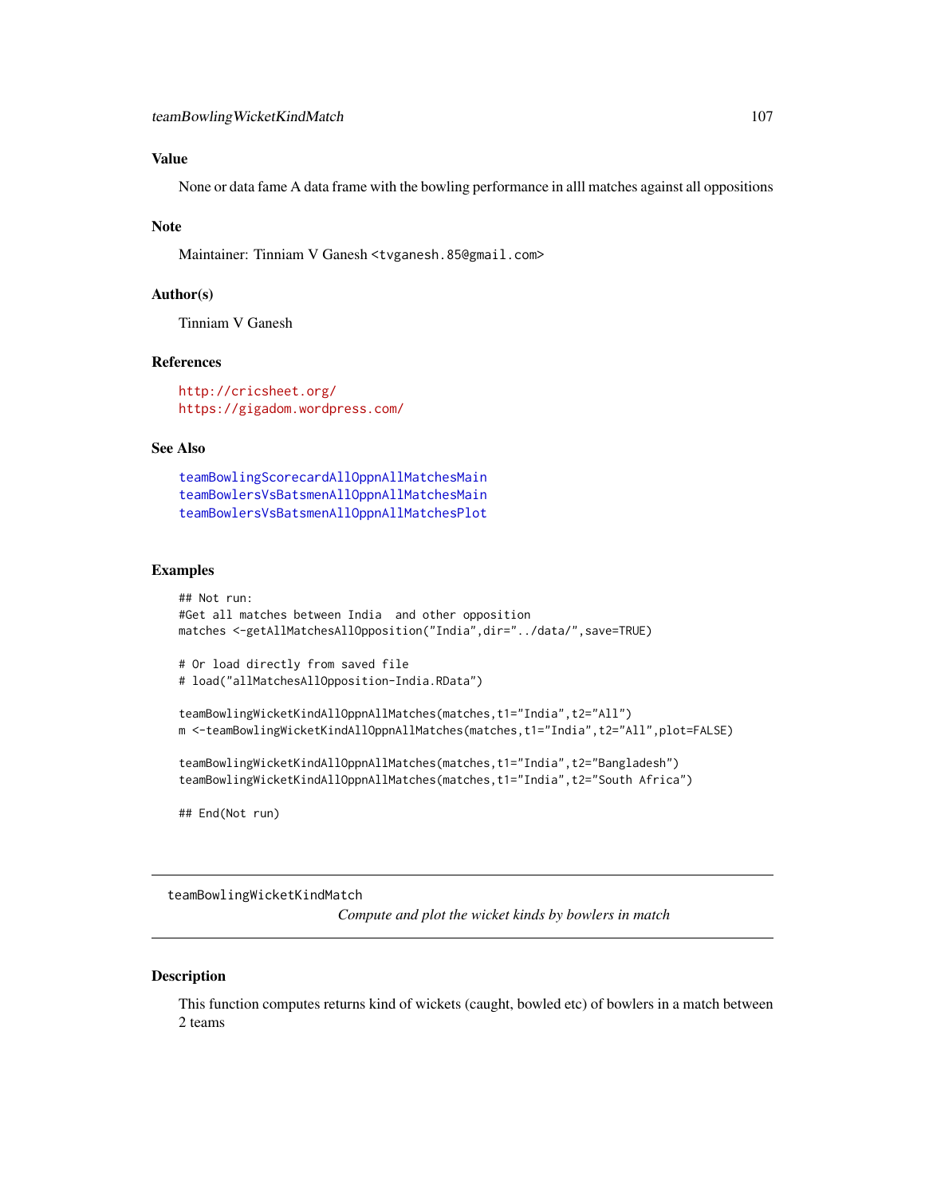## Value

None or data fame A data frame with the bowling performance in alll matches against all oppositions

## Note

Maintainer: Tinniam V Ganesh <tvganesh.85@gmail.com>

## Author(s)

Tinniam V Ganesh

## References

http://cricsheet.org/
https://gigadom.wordpress.com/

## See Also

teamBowlingScorecardAllOppnAllMatchesMain
teamBowlersVsBatsmenAllOppnAllMatchesMain
teamBowlersVsBatsmenAllOppnAllMatchesPlot

## Examples

```
## Not run:
#Get all matches between India  and other opposition
matches <-getAllMatchesAllOpposition("India",dir="../data/",save=TRUE)

# Or load directly from saved file
# load("allMatchesAllOpposition-India.RData")

teamBowlingWicketKindAllOppnAllMatches(matches,t1="India",t2="All")
m <-teamBowlingWicketKindAllOppnAllMatches(matches,t1="India",t2="All",plot=FALSE)

teamBowlingWicketKindAllOppnAllMatches(matches,t1="India",t2="Bangladesh")
teamBowlingWicketKindAllOppnAllMatches(matches,t1="India",t2="South Africa")

## End(Not run)
```

---

# teamBowlingWicketKindMatch

*Compute and plot the wicket kinds by bowlers in match*

## Description

This function computes returns kind of wickets (caught, bowled etc) of bowlers in a match between 2 teams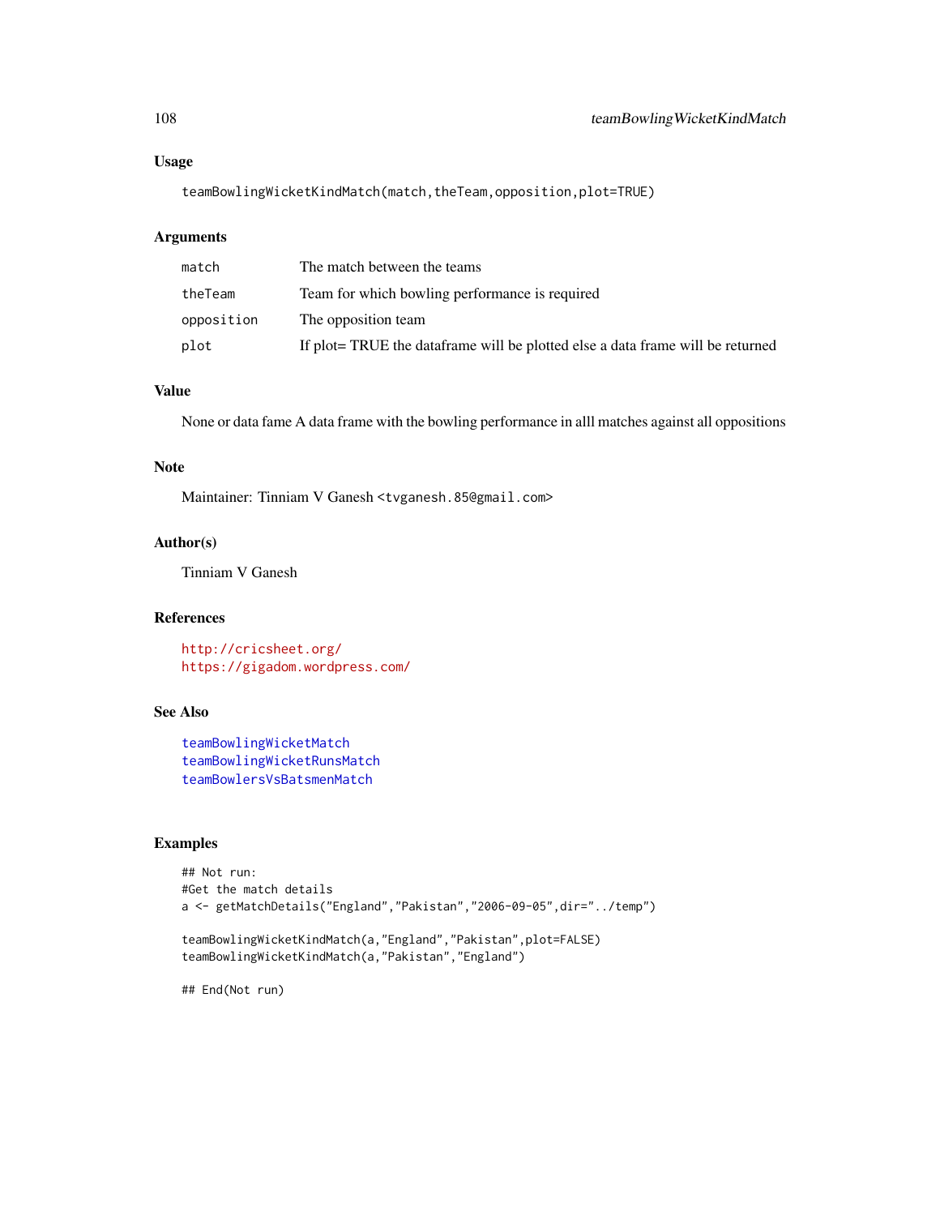## Usage

```
teamBowlingWicketKindMatch(match,theTeam,opposition,plot=TRUE)
```

## Arguments

| | |
|---|---|
| match | The match between the teams |
| theTeam | Team for which bowling performance is required |
| opposition | The opposition team |
| plot | If plot= TRUE the dataframe will be plotted else a data frame will be returned |

## Value

None or data fame A data frame with the bowling performance in alll matches against all oppositions

## Note

Maintainer: Tinniam V Ganesh <tvganesh.85@gmail.com>

## Author(s)

Tinniam V Ganesh

## References

http://cricsheet.org/
https://gigadom.wordpress.com/

## See Also

teamBowlingWicketMatch
teamBowlingWicketRunsMatch
teamBowlersVsBatsmenMatch

## Examples

```
## Not run:
#Get the match details
a <- getMatchDetails("England","Pakistan","2006-09-05",dir="../temp")

teamBowlingWicketKindMatch(a,"England","Pakistan",plot=FALSE)
teamBowlingWicketKindMatch(a,"Pakistan","England")

## End(Not run)
```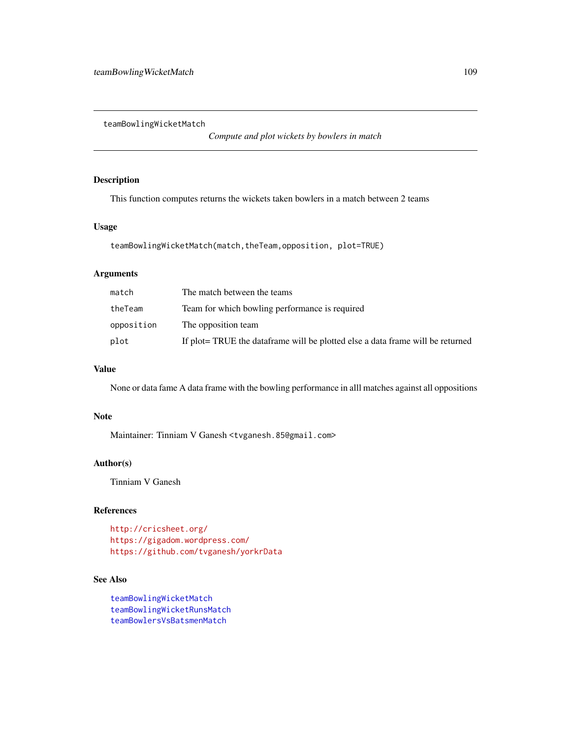teamBowlingWicketMatch

*Compute and plot wickets by bowlers in match*

## Description

This function computes returns the wickets taken bowlers in a match between 2 teams

## Usage

```
teamBowlingWicketMatch(match,theTeam,opposition, plot=TRUE)
```

## Arguments

| | |
|---|---|
| match | The match between the teams |
| theTeam | Team for which bowling performance is required |
| opposition | The opposition team |
| plot | If plot= TRUE the dataframe will be plotted else a data frame will be returned |

## Value

None or data fame A data frame with the bowling performance in alll matches against all oppositions

## Note

Maintainer: Tinniam V Ganesh <tvganesh.85@gmail.com>

## Author(s)

Tinniam V Ganesh

## References

http://cricsheet.org/
https://gigadom.wordpress.com/
https://github.com/tvganesh/yorkrData

## See Also

teamBowlingWicketMatch
teamBowlingWicketRunsMatch
teamBowlersVsBatsmenMatch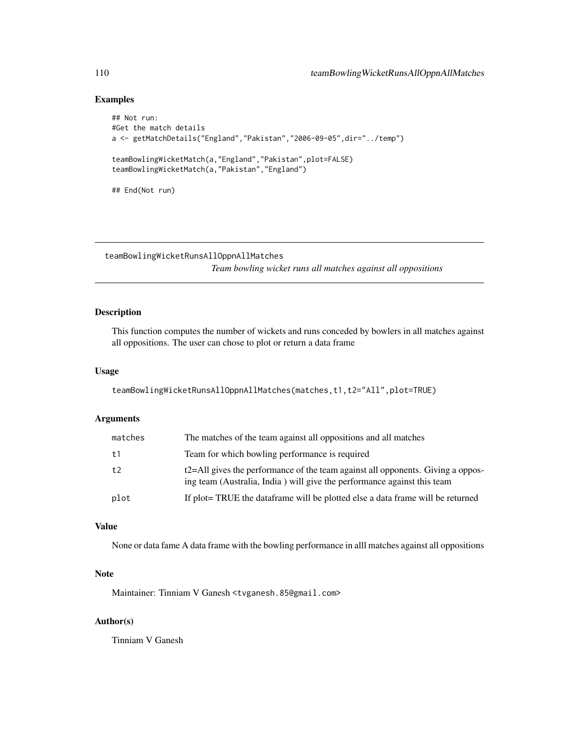### Examples

```
## Not run:
#Get the match details
a <- getMatchDetails("England","Pakistan","2006-09-05",dir="../temp")

teamBowlingWicketMatch(a,"England","Pakistan",plot=FALSE)
teamBowlingWicketMatch(a,"Pakistan","England")

## End(Not run)
```

---

## teamBowlingWicketRunsAllOppnAllMatches

*Team bowling wicket runs all matches against all oppositions*

---

### Description

This function computes the number of wickets and runs conceded by bowlers in all matches against all oppositions. The user can chose to plot or return a data frame

### Usage

```
teamBowlingWicketRunsAllOppnAllMatches(matches,t1,t2="All",plot=TRUE)
```

### Arguments

| | |
|---|---|
| matches | The matches of the team against all oppositions and all matches |
| t1 | Team for which bowling performance is required |
| t2 | t2=All gives the performance of the team against all opponents. Giving a opposing team (Australia, India ) will give the performance against this team |
| plot | If plot= TRUE the dataframe will be plotted else a data frame will be returned |

### Value

None or data fame A data frame with the bowling performance in alll matches against all oppositions

### Note

Maintainer: Tinniam V Ganesh <tvganesh.85@gmail.com>

### Author(s)

Tinniam V Ganesh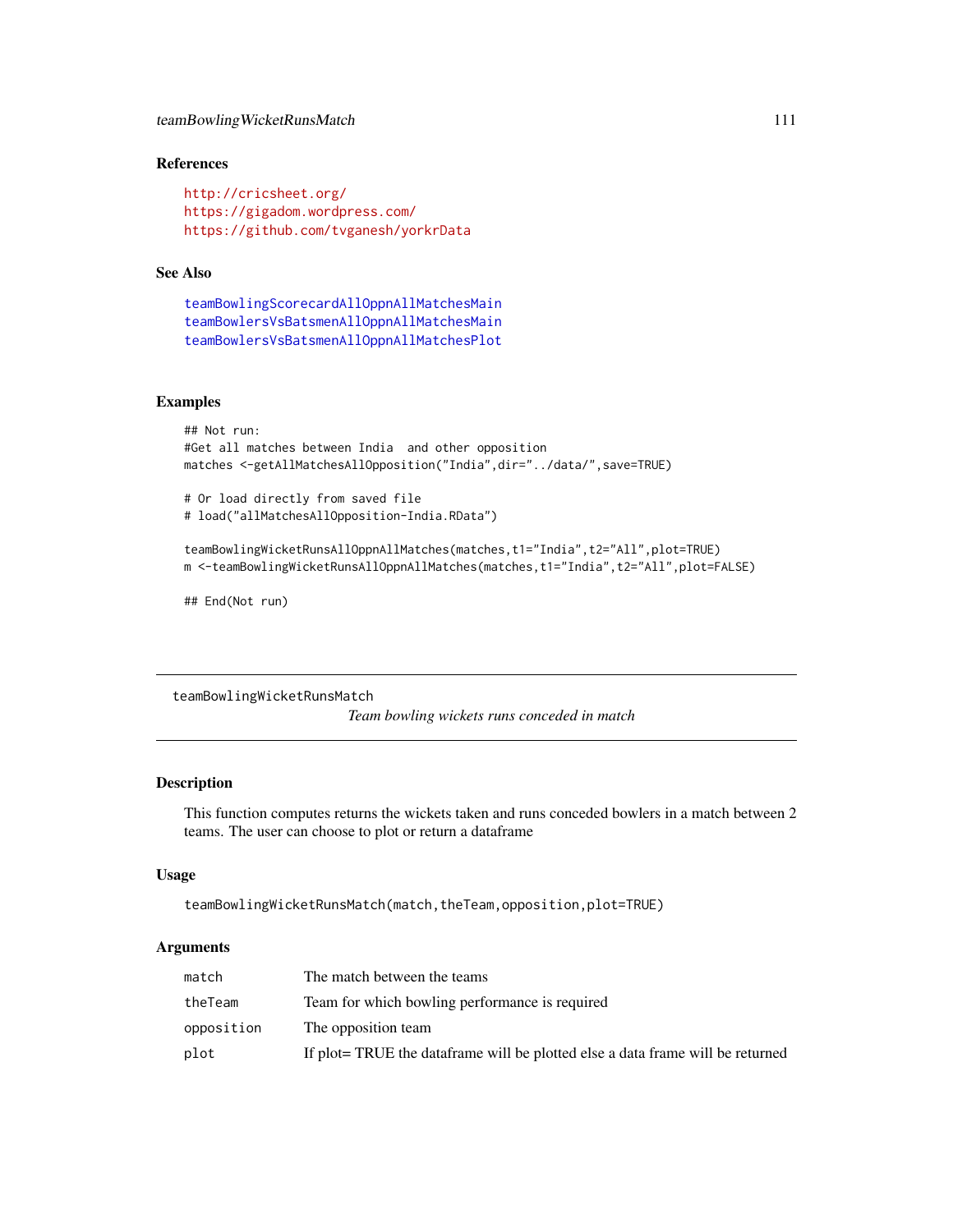### References

http://cricsheet.org/
https://gigadom.wordpress.com/
https://github.com/tvganesh/yorkrData

### See Also

teamBowlingScorecardAllOppnAllMatchesMain
teamBowlersVsBatsmenAllOppnAllMatchesMain
teamBowlersVsBatsmenAllOppnAllMatchesPlot

### Examples

```
## Not run:
#Get all matches between India  and other opposition
matches <-getAllMatchesAllOpposition("India",dir="../data/",save=TRUE)

# Or load directly from saved file
# load("allMatchesAllOpposition-India.RData")

teamBowlingWicketRunsAllOppnAllMatches(matches,t1="India",t2="All",plot=TRUE)
m <-teamBowlingWicketRunsAllOppnAllMatches(matches,t1="India",t2="All",plot=FALSE)

## End(Not run)
```

---

## teamBowlingWicketRunsMatch

*Team bowling wickets runs conceded in match*

---

### Description

This function computes returns the wickets taken and runs conceded bowlers in a match between 2 teams. The user can choose to plot or return a dataframe

### Usage

```
teamBowlingWicketRunsMatch(match,theTeam,opposition,plot=TRUE)
```

### Arguments

| | |
|---|---|
| match | The match between the teams |
| theTeam | Team for which bowling performance is required |
| opposition | The opposition team |
| plot | If plot= TRUE the dataframe will be plotted else a data frame will be returned |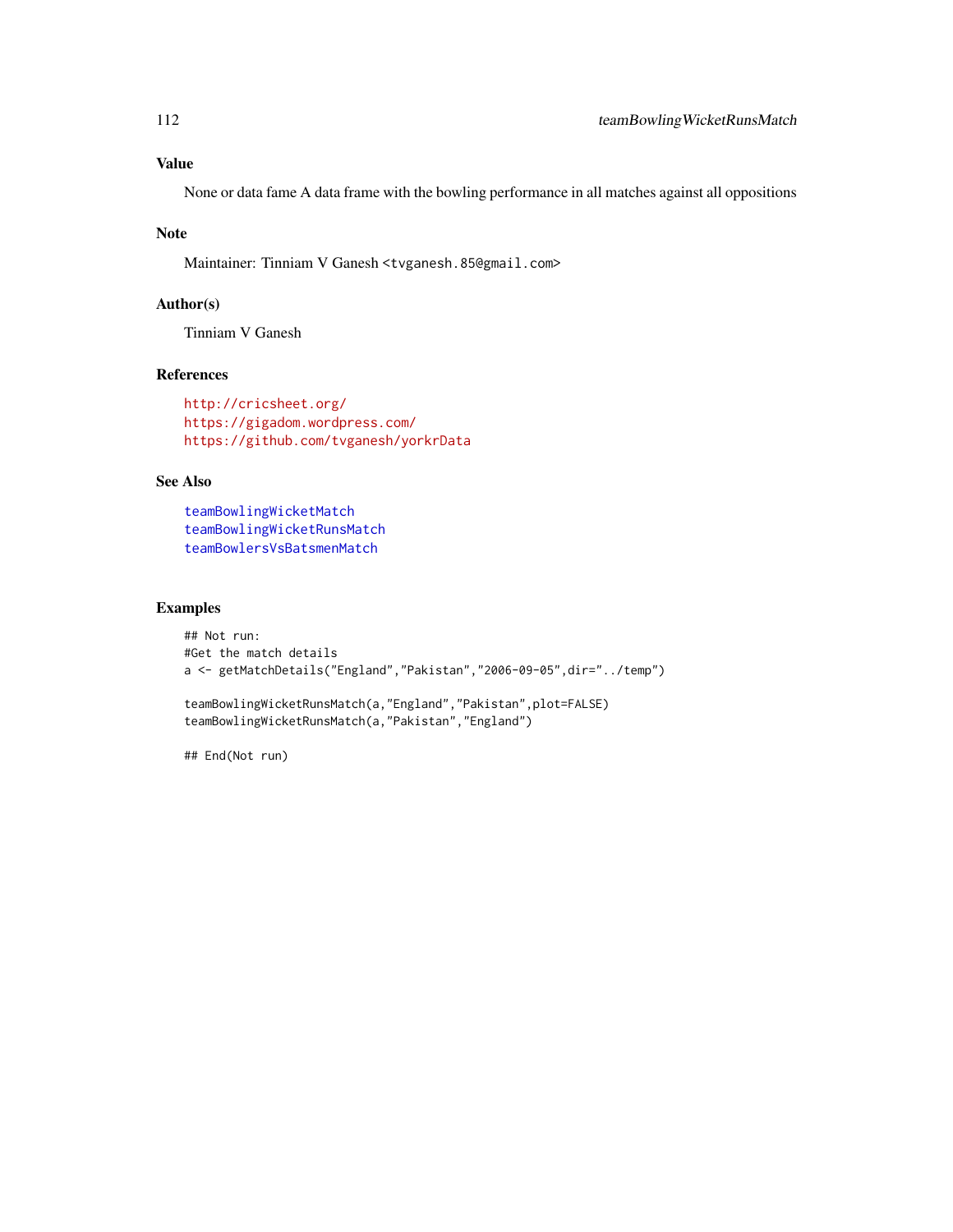## Value

None or data fame A data frame with the bowling performance in all matches against all oppositions

## Note

Maintainer: Tinniam V Ganesh <tvganesh.85@gmail.com>

## Author(s)

Tinniam V Ganesh

## References

http://cricsheet.org/
https://gigadom.wordpress.com/
https://github.com/tvganesh/yorkrData

## See Also

teamBowlingWicketMatch
teamBowlingWicketRunsMatch
teamBowlersVsBatsmenMatch

## Examples

```
## Not run:
#Get the match details
a <- getMatchDetails("England","Pakistan","2006-09-05",dir="../temp")

teamBowlingWicketRunsMatch(a,"England","Pakistan",plot=FALSE)
teamBowlingWicketRunsMatch(a,"Pakistan","England")

## End(Not run)
```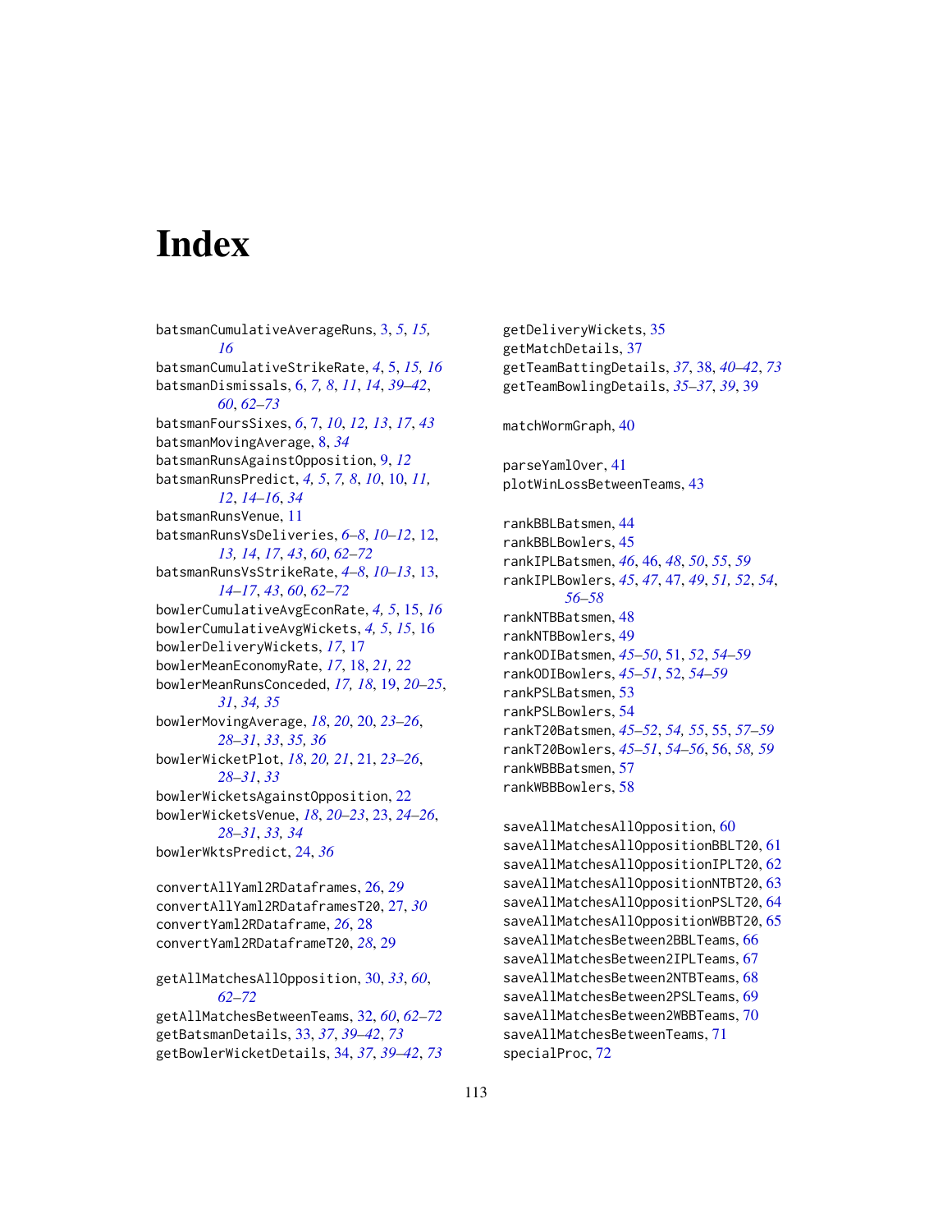# Index

batsmanCumulativeAverageRuns, 3, *5*, *15, 16*
batsmanCumulativeStrikeRate, *4*, 5, *15, 16*
batsmanDismissals, 6, *7, 8*, *11*, *14*, *39–42*, *60*, *62–73*
batsmanFoursSixes, *6*, 7, *10*, *12, 13*, *17*, *43*
batsmanMovingAverage, 8, *34*
batsmanRunsAgainstOpposition, 9, *12*
batsmanRunsPredict, *4, 5*, *7, 8*, *10*, 10, *11, 12*, *14–16*, *34*
batsmanRunsVenue, 11
batsmanRunsVsDeliveries, *6–8*, *10–12*, 12, *13, 14*, *17*, *43*, *60*, *62–72*
batsmanRunsVsStrikeRate, *4–8*, *10–13*, 13, *14–17*, *43*, *60*, *62–72*
bowlerCumulativeAvgEconRate, *4, 5*, 15, *16*
bowlerCumulativeAvgWickets, *4, 5*, *15*, 16
bowlerDeliveryWickets, *17*, 17
bowlerMeanEconomyRate, *17*, 18, *21, 22*
bowlerMeanRunsConceded, *17, 18*, 19, *20–25*, *31*, *34, 35*
bowlerMovingAverage, *18*, *20*, 20, *23–26*, *28–31*, *33*, *35, 36*
bowlerWicketPlot, *18*, *20, 21*, 21, *23–26*, *28–31*, *33*
bowlerWicketsAgainstOpposition, 22
bowlerWicketsVenue, *18*, *20–23*, 23, *24–26*, *28–31*, *33, 34*
bowlerWktsPredict, 24, *36*

convertAllYaml2RDataframes, 26, *29*
convertAllYaml2RDataframesT20, 27, *30*
convertYaml2RDataframe, *26*, 28
convertYaml2RDataframeT20, *28*, 29

getAllMatchesAllOpposition, 30, *33*, *60*, *62–72*
getAllMatchesBetweenTeams, 32, *60*, *62–72*
getBatsmanDetails, 33, *37*, *39–42*, *73*
getBowlerWicketDetails, 34, *37*, *39–42*, *73*
getDeliveryWickets, 35
getMatchDetails, 37
getTeamBattingDetails, *37*, 38, *40–42*, *73*
getTeamBowlingDetails, *35–37*, *39*, 39

matchWormGraph, 40

parseYamlOver, 41
plotWinLossBetweenTeams, 43

rankBBLBatsmen, 44
rankBBLBowlers, 45
rankIPLBatsmen, *46*, 46, *48*, *50*, *55*, *59*
rankIPLBowlers, *45*, *47*, 47, *49*, *51, 52*, *54*, *56–58*
rankNTBBatsmen, 48
rankNTBBowlers, 49
rankODIBatsmen, *45–50*, 51, *52*, *54–59*
rankODIBowlers, *45–51*, 52, *54–59*
rankPSLBatsmen, 53
rankPSLBowlers, 54
rankT20Batsmen, *45–52*, *54, 55*, 55, *57–59*
rankT20Bowlers, *45–51*, *54–56*, 56, *58, 59*
rankWBBBatsmen, 57
rankWBBBowlers, 58

saveAllMatchesAllOpposition, 60
saveAllMatchesAllOppositionBBLT20, 61
saveAllMatchesAllOppositionIPLT20, 62
saveAllMatchesAllOppositionNTBT20, 63
saveAllMatchesAllOppositionPSLT20, 64
saveAllMatchesAllOppositionWBBT20, 65
saveAllMatchesBetween2BBLTeams, 66
saveAllMatchesBetween2IPLTeams, 67
saveAllMatchesBetween2NTBTeams, 68
saveAllMatchesBetween2PSLTeams, 69
saveAllMatchesBetween2WBBTeams, 70
saveAllMatchesBetweenTeams, 71
specialProc, 72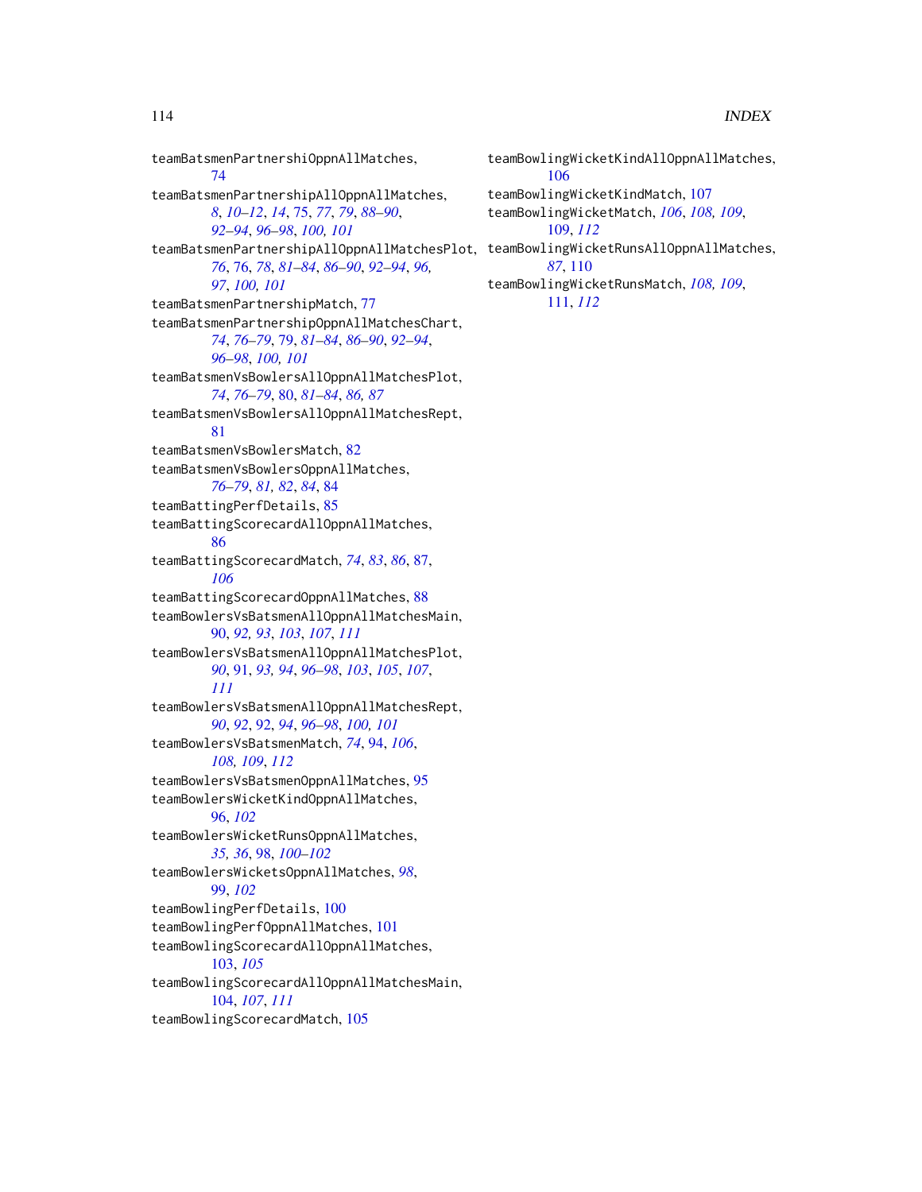teamBatsmenPartnershiOppnAllMatches, *74*

teamBatsmenPartnershipAllOppnAllMatches, *8*, *10–12*, *14*, 75, *77*, *79*, *88–90*, *92–94*, *96–98*, *100, 101*

teamBatsmenPartnershipAllOppnAllMatchesPlot, *76*, 76, *78*, *81–84*, *86–90*, *92–94*, *96, 97*, *100, 101*

teamBatsmenPartnershipMatch, 77

teamBatsmenPartnershipOppnAllMatchesChart, *74*, *76–79*, 79, *81–84*, *86–90*, *92–94*, *96–98*, *100, 101*

teamBatsmenVsBowlersAllOppnAllMatchesPlot, *74*, *76–79*, 80, *81–84*, *86, 87*

teamBatsmenVsBowlersAllOppnAllMatchesRept, 81

teamBatsmenVsBowlersMatch, 82

teamBatsmenVsBowlersOppnAllMatches, *76–79*, *81, 82*, *84*, 84

teamBattingPerfDetails, 85

teamBattingScorecardAllOppnAllMatches, 86

teamBattingScorecardMatch, *74*, *83*, *86*, 87, *106*

teamBattingScorecardOppnAllMatches, 88

teamBowlersVsBatsmenAllOppnAllMatchesMain, 90, *92, 93*, *103*, *107*, *111*

teamBowlersVsBatsmenAllOppnAllMatchesPlot, *90*, 91, *93, 94*, *96–98*, *103*, *105*, *107*, *111*

teamBowlersVsBatsmenAllOppnAllMatchesRept, *90*, *92*, 92, *94*, *96–98*, *100, 101*

teamBowlersVsBatsmenMatch, *74*, 94, *106*, *108, 109*, *112*

teamBowlersVsBatsmenOppnAllMatches, 95

teamBowlersWicketKindOppnAllMatches, 96, *102*

teamBowlersWicketRunsOppnAllMatches, *35, 36*, 98, *100–102*

teamBowlersWicketsOppnAllMatches, *98*, 99, *102*

teamBowlingPerfDetails, 100

teamBowlingPerfOppnAllMatches, 101

teamBowlingScorecardAllOppnAllMatches, 103, *105*

teamBowlingScorecardAllOppnAllMatchesMain, 104, *107*, *111*

teamBowlingScorecardMatch, 105

teamBowlingWicketKindAllOppnAllMatches, 106

teamBowlingWicketKindMatch, 107

teamBowlingWicketMatch, *106*, *108, 109*, 109, *112*

teamBowlingWicketRunsAllOppnAllMatches, *87*, 110

teamBowlingWicketRunsMatch, *108, 109*, 111, *112*